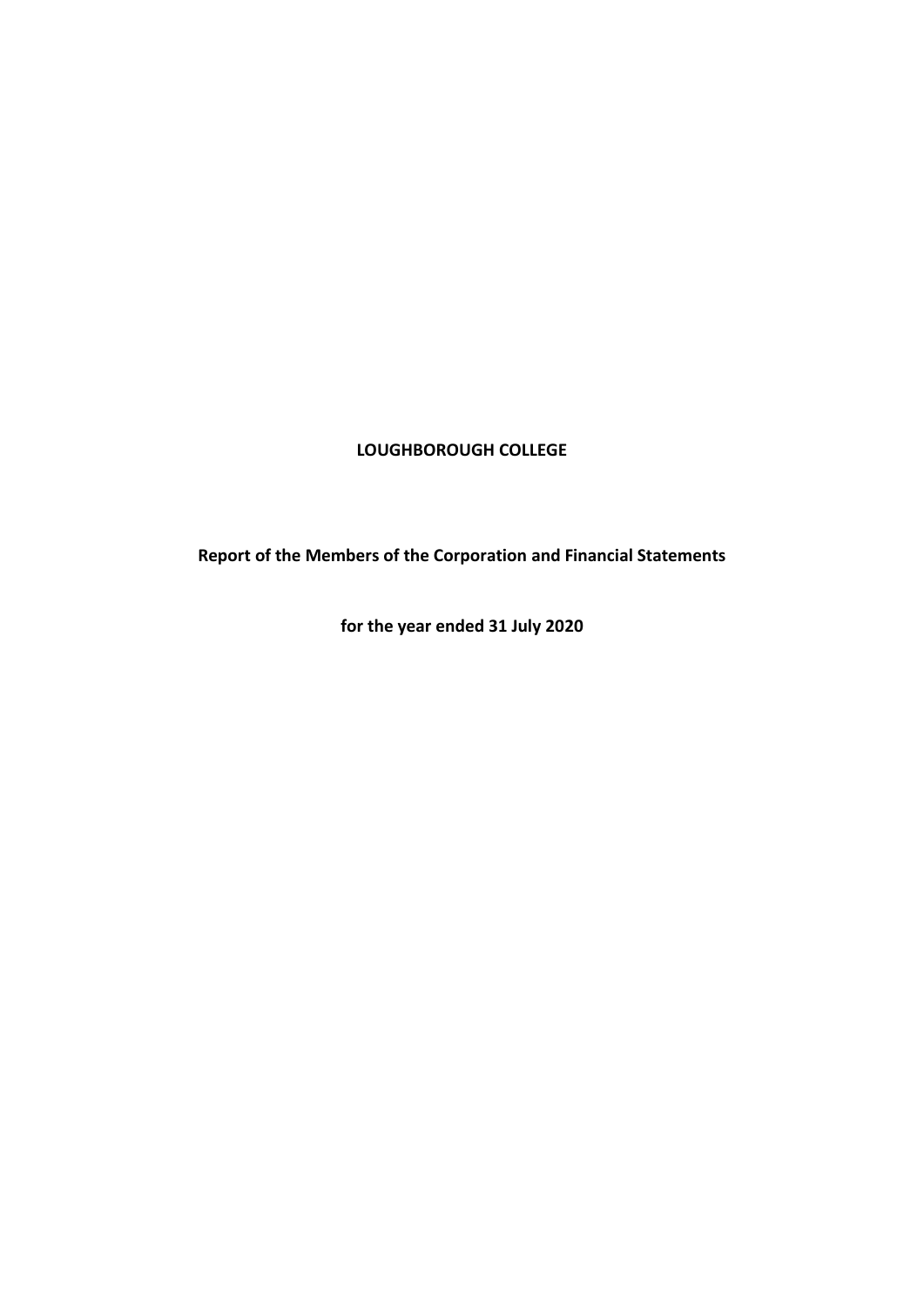# LOUGHBOROUGH COLLEGE

## Report of the Members of the Corporation and Financial Statements

## for the year ended 31 July 2020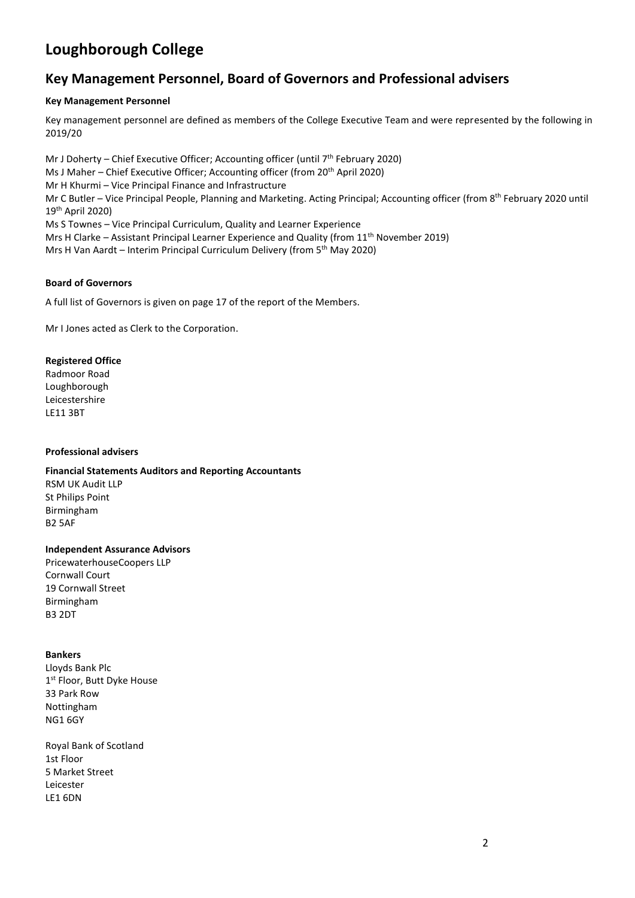# Loughborough College

## Key Management Personnel, Board of Governors and Professional advisers

### Key Management Personnel

Key management personnel are defined as members of the College Executive Team and were represented by the following in 2019/20

Mr J Doherty – Chief Executive Officer; Accounting officer (until 7th February 2020)
Ms J Maher – Chief Executive Officer; Accounting officer (from 20th April 2020)
Mr H Khurmi – Vice Principal Finance and Infrastructure
Mr C Butler – Vice Principal People, Planning and Marketing. Acting Principal; Accounting officer (from 8th February 2020 until 19th April 2020)
Ms S Townes – Vice Principal Curriculum, Quality and Learner Experience
Mrs H Clarke – Assistant Principal Learner Experience and Quality (from 11th November 2019)
Mrs H Van Aardt – Interim Principal Curriculum Delivery (from 5th May 2020)

### Board of Governors

A full list of Governors is given on page 17 of the report of the Members.

Mr I Jones acted as Clerk to the Corporation.

### Registered Office

Radmoor Road
Loughborough
Leicestershire
LE11 3BT

### Professional advisers

**Financial Statements Auditors and Reporting Accountants**
RSM UK Audit LLP
St Philips Point
Birmingham
B2 5AF

**Independent Assurance Advisors**
PricewaterhouseCoopers LLP
Cornwall Court
19 Cornwall Street
Birmingham
B3 2DT

**Bankers**
Lloyds Bank Plc
1st Floor, Butt Dyke House
33 Park Row
Nottingham
NG1 6GY

Royal Bank of Scotland
1st Floor
5 Market Street
Leicester
LE1 6DN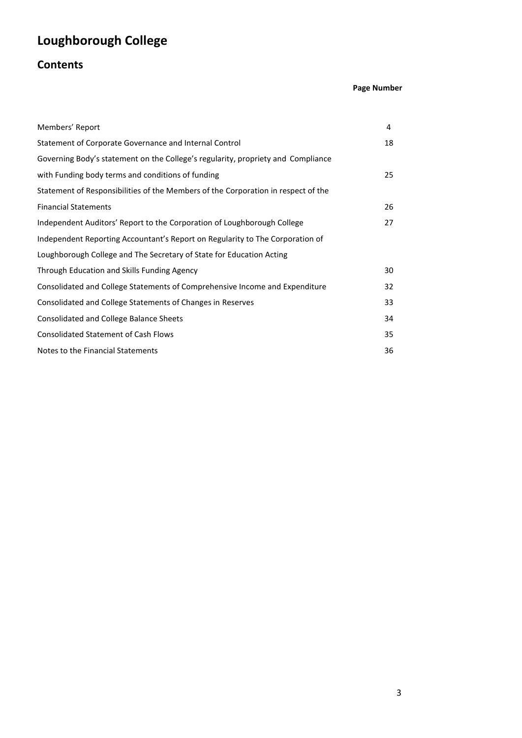# Loughborough College

## Contents

| | Page Number |
|---|---|
| Members' Report | 4 |
| Statement of Corporate Governance and Internal Control | 18 |
| Governing Body's statement on the College's regularity, propriety and Compliance with Funding body terms and conditions of funding | 25 |
| Statement of Responsibilities of the Members of the Corporation in respect of the Financial Statements | 26 |
| Independent Auditors' Report to the Corporation of Loughborough College | 27 |
| Independent Reporting Accountant's Report on Regularity to The Corporation of Loughborough College and The Secretary of State for Education Acting Through Education and Skills Funding Agency | 30 |
| Consolidated and College Statements of Comprehensive Income and Expenditure | 32 |
| Consolidated and College Statements of Changes in Reserves | 33 |
| Consolidated and College Balance Sheets | 34 |
| Consolidated Statement of Cash Flows | 35 |
| Notes to the Financial Statements | 36 |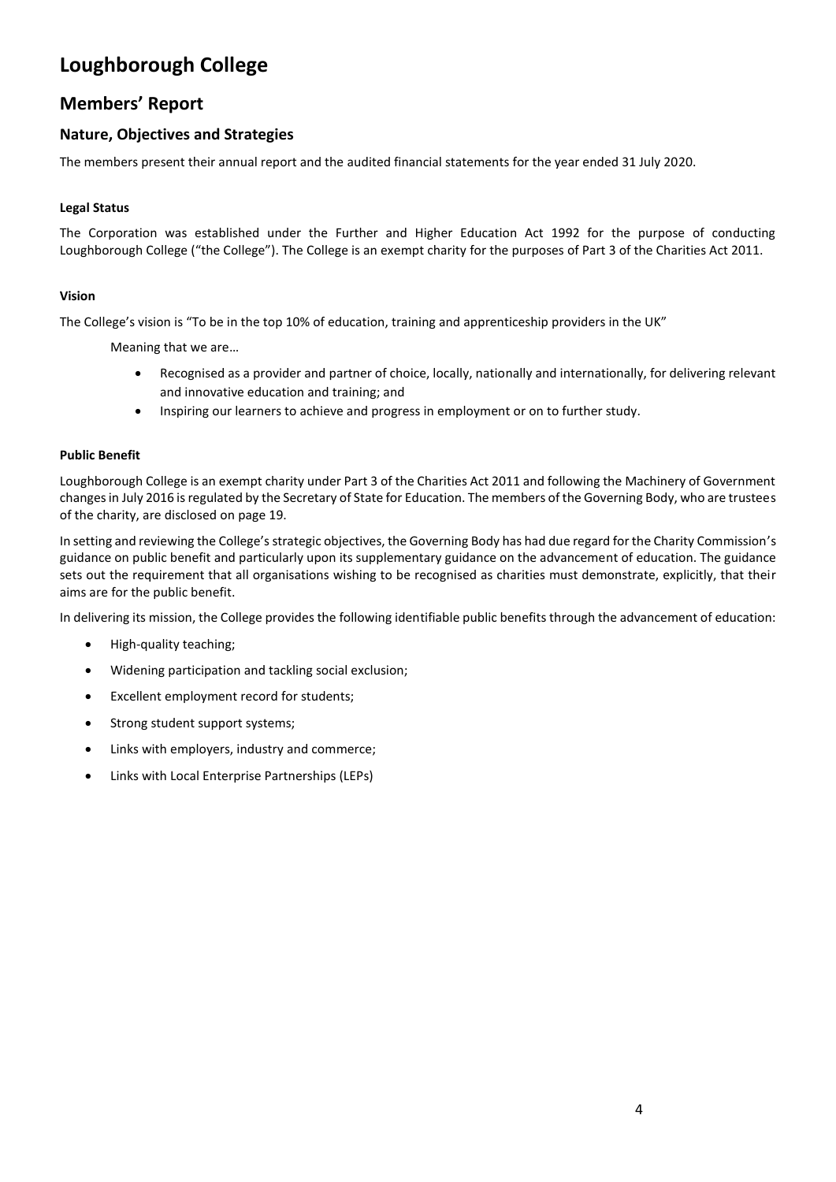# Loughborough College

## Members' Report

### Nature, Objectives and Strategies

The members present their annual report and the audited financial statements for the year ended 31 July 2020.

**Legal Status**

The Corporation was established under the Further and Higher Education Act 1992 for the purpose of conducting Loughborough College ("the College"). The College is an exempt charity for the purposes of Part 3 of the Charities Act 2011.

**Vision**

The College's vision is "To be in the top 10% of education, training and apprenticeship providers in the UK"

Meaning that we are…

- Recognised as a provider and partner of choice, locally, nationally and internationally, for delivering relevant and innovative education and training; and
- Inspiring our learners to achieve and progress in employment or on to further study.

**Public Benefit**

Loughborough College is an exempt charity under Part 3 of the Charities Act 2011 and following the Machinery of Government changes in July 2016 is regulated by the Secretary of State for Education. The members of the Governing Body, who are trustees of the charity, are disclosed on page 19.

In setting and reviewing the College's strategic objectives, the Governing Body has had due regard for the Charity Commission's guidance on public benefit and particularly upon its supplementary guidance on the advancement of education. The guidance sets out the requirement that all organisations wishing to be recognised as charities must demonstrate, explicitly, that their aims are for the public benefit.

In delivering its mission, the College provides the following identifiable public benefits through the advancement of education:

- High-quality teaching;
- Widening participation and tackling social exclusion;
- Excellent employment record for students;
- Strong student support systems;
- Links with employers, industry and commerce;
- Links with Local Enterprise Partnerships (LEPs)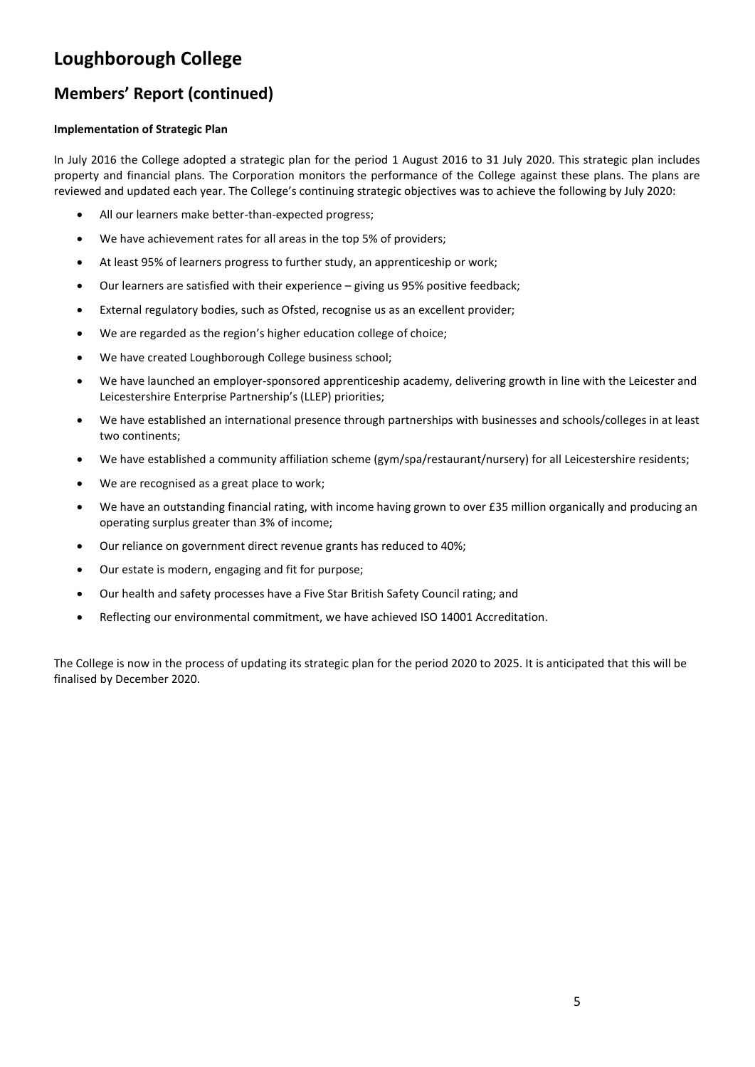# Loughborough College

## Members' Report (continued)

**Implementation of Strategic Plan**

In July 2016 the College adopted a strategic plan for the period 1 August 2016 to 31 July 2020. This strategic plan includes property and financial plans. The Corporation monitors the performance of the College against these plans. The plans are reviewed and updated each year. The College's continuing strategic objectives was to achieve the following by July 2020:

- All our learners make better-than-expected progress;
- We have achievement rates for all areas in the top 5% of providers;
- At least 95% of learners progress to further study, an apprenticeship or work;
- Our learners are satisfied with their experience – giving us 95% positive feedback;
- External regulatory bodies, such as Ofsted, recognise us as an excellent provider;
- We are regarded as the region's higher education college of choice;
- We have created Loughborough College business school;
- We have launched an employer-sponsored apprenticeship academy, delivering growth in line with the Leicester and Leicestershire Enterprise Partnership's (LLEP) priorities;
- We have established an international presence through partnerships with businesses and schools/colleges in at least two continents;
- We have established a community affiliation scheme (gym/spa/restaurant/nursery) for all Leicestershire residents;
- We are recognised as a great place to work;
- We have an outstanding financial rating, with income having grown to over £35 million organically and producing an operating surplus greater than 3% of income;
- Our reliance on government direct revenue grants has reduced to 40%;
- Our estate is modern, engaging and fit for purpose;
- Our health and safety processes have a Five Star British Safety Council rating; and
- Reflecting our environmental commitment, we have achieved ISO 14001 Accreditation.

The College is now in the process of updating its strategic plan for the period 2020 to 2025. It is anticipated that this will be finalised by December 2020.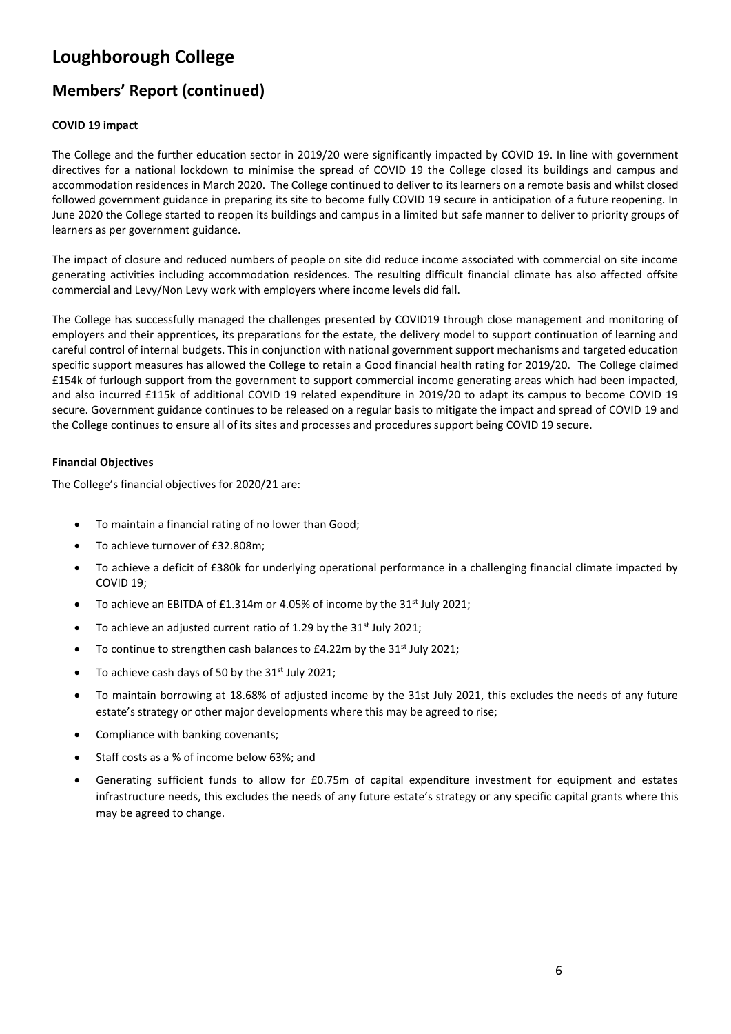# Loughborough College

## Members' Report (continued)

**COVID 19 impact**

The College and the further education sector in 2019/20 were significantly impacted by COVID 19. In line with government directives for a national lockdown to minimise the spread of COVID 19 the College closed its buildings and campus and accommodation residences in March 2020. The College continued to deliver to its learners on a remote basis and whilst closed followed government guidance in preparing its site to become fully COVID 19 secure in anticipation of a future reopening. In June 2020 the College started to reopen its buildings and campus in a limited but safe manner to deliver to priority groups of learners as per government guidance.

The impact of closure and reduced numbers of people on site did reduce income associated with commercial on site income generating activities including accommodation residences. The resulting difficult financial climate has also affected offsite commercial and Levy/Non Levy work with employers where income levels did fall.

The College has successfully managed the challenges presented by COVID19 through close management and monitoring of employers and their apprentices, its preparations for the estate, the delivery model to support continuation of learning and careful control of internal budgets. This in conjunction with national government support mechanisms and targeted education specific support measures has allowed the College to retain a Good financial health rating for 2019/20. The College claimed £154k of furlough support from the government to support commercial income generating areas which had been impacted, and also incurred £115k of additional COVID 19 related expenditure in 2019/20 to adapt its campus to become COVID 19 secure. Government guidance continues to be released on a regular basis to mitigate the impact and spread of COVID 19 and the College continues to ensure all of its sites and processes and procedures support being COVID 19 secure.

**Financial Objectives**

The College's financial objectives for 2020/21 are:

- To maintain a financial rating of no lower than Good;
- To achieve turnover of £32.808m;
- To achieve a deficit of £380k for underlying operational performance in a challenging financial climate impacted by COVID 19;
- To achieve an EBITDA of £1.314m or 4.05% of income by the 31st July 2021;
- To achieve an adjusted current ratio of 1.29 by the 31st July 2021;
- To continue to strengthen cash balances to £4.22m by the 31st July 2021;
- To achieve cash days of 50 by the 31st July 2021;
- To maintain borrowing at 18.68% of adjusted income by the 31st July 2021, this excludes the needs of any future estate's strategy or other major developments where this may be agreed to rise;
- Compliance with banking covenants;
- Staff costs as a % of income below 63%; and
- Generating sufficient funds to allow for £0.75m of capital expenditure investment for equipment and estates infrastructure needs, this excludes the needs of any future estate's strategy or any specific capital grants where this may be agreed to change.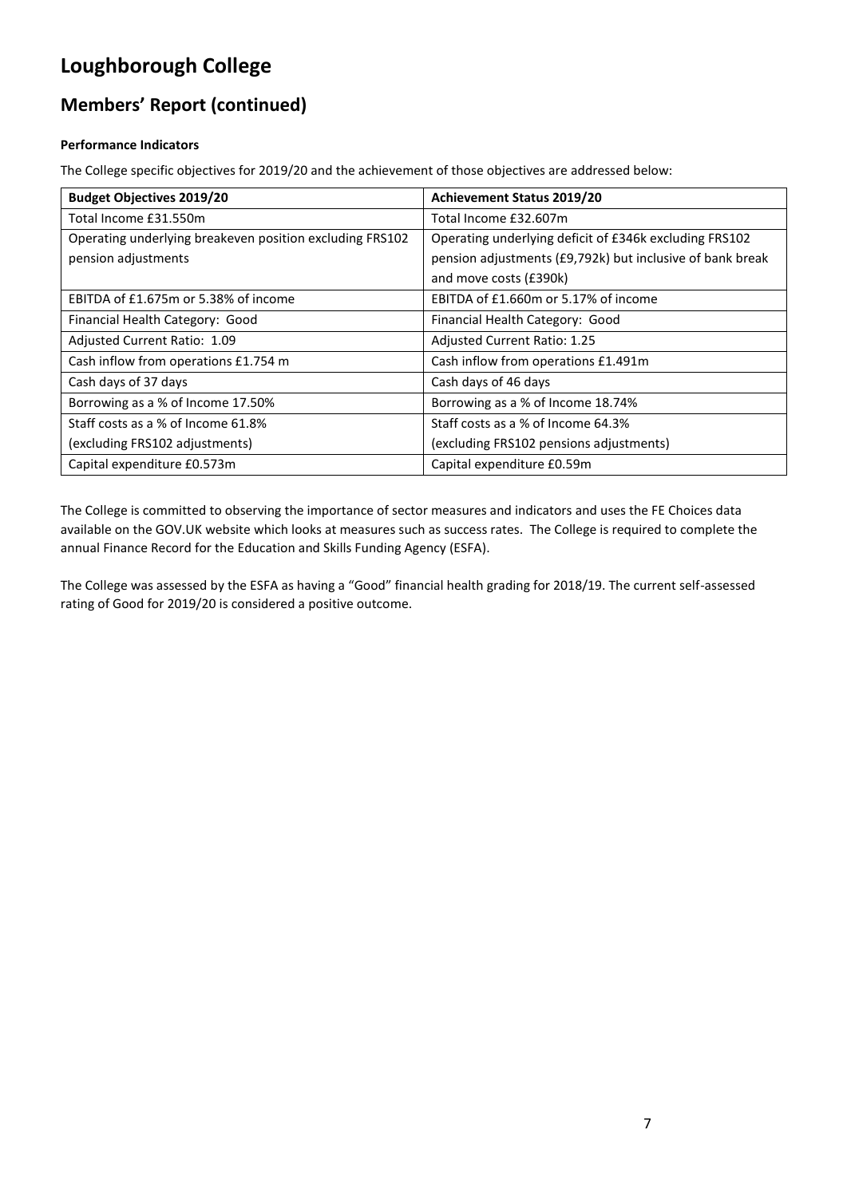# Loughborough College

## Members' Report (continued)

**Performance Indicators**

The College specific objectives for 2019/20 and the achievement of those objectives are addressed below:

| Budget Objectives 2019/20 | Achievement Status 2019/20 |
| --- | --- |
| Total Income £31.550m | Total Income £32.607m |
| Operating underlying breakeven position excluding FRS102 pension adjustments | Operating underlying deficit of £346k excluding FRS102 pension adjustments (£9,792k) but inclusive of bank break and move costs (£390k) |
| EBITDA of £1.675m or 5.38% of income | EBITDA of £1.660m or 5.17% of income |
| Financial Health Category: Good | Financial Health Category: Good |
| Adjusted Current Ratio: 1.09 | Adjusted Current Ratio: 1.25 |
| Cash inflow from operations £1.754 m | Cash inflow from operations £1.491m |
| Cash days of 37 days | Cash days of 46 days |
| Borrowing as a % of Income 17.50% | Borrowing as a % of Income 18.74% |
| Staff costs as a % of Income 61.8% (excluding FRS102 adjustments) | Staff costs as a % of Income 64.3% (excluding FRS102 pensions adjustments) |
| Capital expenditure £0.573m | Capital expenditure £0.59m |

The College is committed to observing the importance of sector measures and indicators and uses the FE Choices data available on the GOV.UK website which looks at measures such as success rates. The College is required to complete the annual Finance Record for the Education and Skills Funding Agency (ESFA).

The College was assessed by the ESFA as having a "Good" financial health grading for 2018/19. The current self-assessed rating of Good for 2019/20 is considered a positive outcome.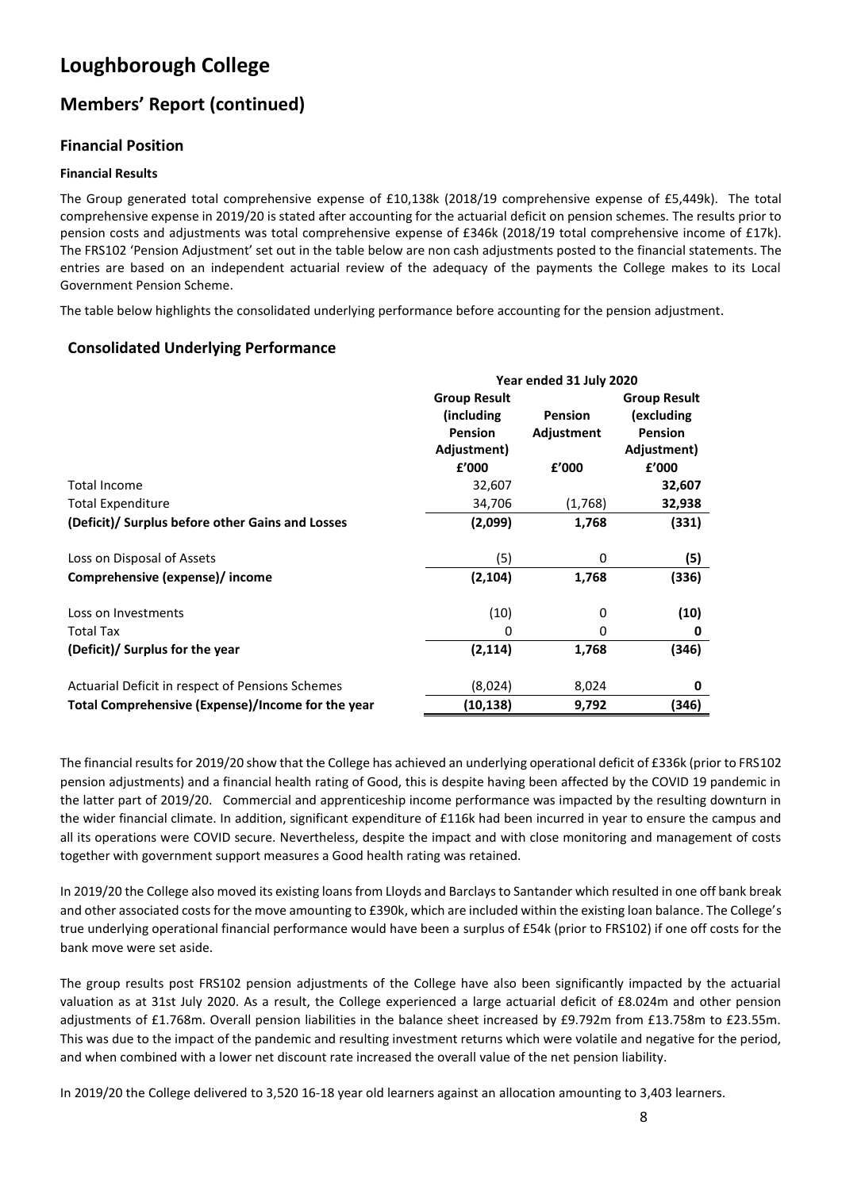# Loughborough College

## Members' Report (continued)

### Financial Position

#### Financial Results

The Group generated total comprehensive expense of £10,138k (2018/19 comprehensive expense of £5,449k). The total comprehensive expense in 2019/20 is stated after accounting for the actuarial deficit on pension schemes. The results prior to pension costs and adjustments was total comprehensive expense of £346k (2018/19 total comprehensive income of £17k). The FRS102 'Pension Adjustment' set out in the table below are non cash adjustments posted to the financial statements. The entries are based on an independent actuarial review of the adequacy of the payments the College makes to its Local Government Pension Scheme.

The table below highlights the consolidated underlying performance before accounting for the pension adjustment.

### Consolidated Underlying Performance

| | Year ended 31 July 2020 | | |
|---|---|---|---|
| | Group Result (including Pension Adjustment) | Pension Adjustment | Group Result (excluding Pension Adjustment) |
| | £'000 | £'000 | £'000 |
| Total Income | 32,607 | | **32,607** |
| Total Expenditure | 34,706 | (1,768) | **32,938** |
| **(Deficit)/ Surplus before other Gains and Losses** | **(2,099)** | **1,768** | **(331)** |
| Loss on Disposal of Assets | (5) | 0 | **(5)** |
| **Comprehensive (expense)/ income** | **(2,104)** | **1,768** | **(336)** |
| Loss on Investments | (10) | 0 | **(10)** |
| Total Tax | 0 | 0 | **0** |
| **(Deficit)/ Surplus for the year** | **(2,114)** | **1,768** | **(346)** |
| Actuarial Deficit in respect of Pensions Schemes | (8,024) | 8,024 | **0** |
| **Total Comprehensive (Expense)/Income for the year** | **(10,138)** | **9,792** | **(346)** |

The financial results for 2019/20 show that the College has achieved an underlying operational deficit of £336k (prior to FRS102 pension adjustments) and a financial health rating of Good, this is despite having been affected by the COVID 19 pandemic in the latter part of 2019/20. Commercial and apprenticeship income performance was impacted by the resulting downturn in the wider financial climate. In addition, significant expenditure of £116k had been incurred in year to ensure the campus and all its operations were COVID secure. Nevertheless, despite the impact and with close monitoring and management of costs together with government support measures a Good health rating was retained.

In 2019/20 the College also moved its existing loans from Lloyds and Barclays to Santander which resulted in one off bank break and other associated costs for the move amounting to £390k, which are included within the existing loan balance. The College's true underlying operational financial performance would have been a surplus of £54k (prior to FRS102) if one off costs for the bank move were set aside.

The group results post FRS102 pension adjustments of the College have also been significantly impacted by the actuarial valuation as at 31st July 2020. As a result, the College experienced a large actuarial deficit of £8.024m and other pension adjustments of £1.768m. Overall pension liabilities in the balance sheet increased by £9.792m from £13.758m to £23.55m. This was due to the impact of the pandemic and resulting investment returns which were volatile and negative for the period, and when combined with a lower net discount rate increased the overall value of the net pension liability.

In 2019/20 the College delivered to 3,520 16-18 year old learners against an allocation amounting to 3,403 learners.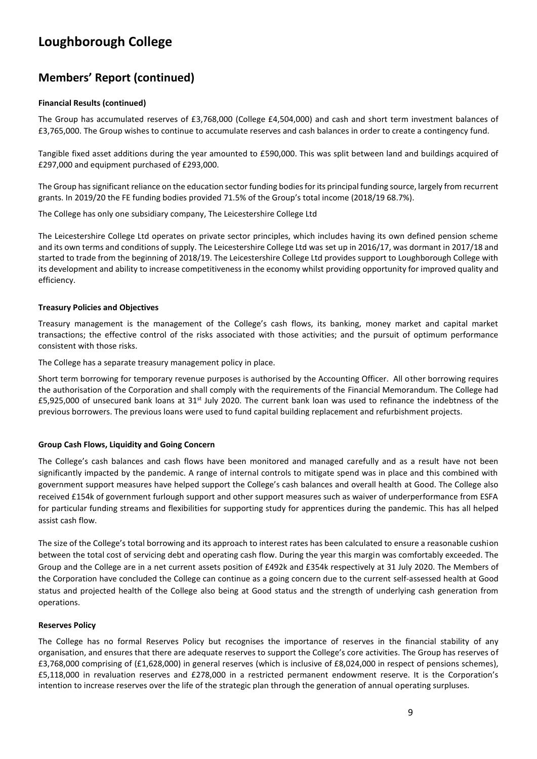# Loughborough College

## Members' Report (continued)

**Financial Results (continued)**

The Group has accumulated reserves of £3,768,000 (College £4,504,000) and cash and short term investment balances of £3,765,000. The Group wishes to continue to accumulate reserves and cash balances in order to create a contingency fund.

Tangible fixed asset additions during the year amounted to £590,000. This was split between land and buildings acquired of £297,000 and equipment purchased of £293,000.

The Group has significant reliance on the education sector funding bodies for its principal funding source, largely from recurrent grants. In 2019/20 the FE funding bodies provided 71.5% of the Group's total income (2018/19 68.7%).

The College has only one subsidiary company, The Leicestershire College Ltd

The Leicestershire College Ltd operates on private sector principles, which includes having its own defined pension scheme and its own terms and conditions of supply. The Leicestershire College Ltd was set up in 2016/17, was dormant in 2017/18 and started to trade from the beginning of 2018/19. The Leicestershire College Ltd provides support to Loughborough College with its development and ability to increase competitiveness in the economy whilst providing opportunity for improved quality and efficiency.

**Treasury Policies and Objectives**

Treasury management is the management of the College's cash flows, its banking, money market and capital market transactions; the effective control of the risks associated with those activities; and the pursuit of optimum performance consistent with those risks.

The College has a separate treasury management policy in place.

Short term borrowing for temporary revenue purposes is authorised by the Accounting Officer. All other borrowing requires the authorisation of the Corporation and shall comply with the requirements of the Financial Memorandum. The College had £5,925,000 of unsecured bank loans at 31st July 2020. The current bank loan was used to refinance the indebtness of the previous borrowers. The previous loans were used to fund capital building replacement and refurbishment projects.

**Group Cash Flows, Liquidity and Going Concern**

The College's cash balances and cash flows have been monitored and managed carefully and as a result have not been significantly impacted by the pandemic. A range of internal controls to mitigate spend was in place and this combined with government support measures have helped support the College's cash balances and overall health at Good. The College also received £154k of government furlough support and other support measures such as waiver of underperformance from ESFA for particular funding streams and flexibilities for supporting study for apprentices during the pandemic. This has all helped assist cash flow.

The size of the College's total borrowing and its approach to interest rates has been calculated to ensure a reasonable cushion between the total cost of servicing debt and operating cash flow. During the year this margin was comfortably exceeded. The Group and the College are in a net current assets position of £492k and £354k respectively at 31 July 2020. The Members of the Corporation have concluded the College can continue as a going concern due to the current self-assessed health at Good status and projected health of the College also being at Good status and the strength of underlying cash generation from operations.

**Reserves Policy**

The College has no formal Reserves Policy but recognises the importance of reserves in the financial stability of any organisation, and ensures that there are adequate reserves to support the College's core activities. The Group has reserves of £3,768,000 comprising of (£1,628,000) in general reserves (which is inclusive of £8,024,000 in respect of pensions schemes), £5,118,000 in revaluation reserves and £278,000 in a restricted permanent endowment reserve. It is the Corporation's intention to increase reserves over the life of the strategic plan through the generation of annual operating surpluses.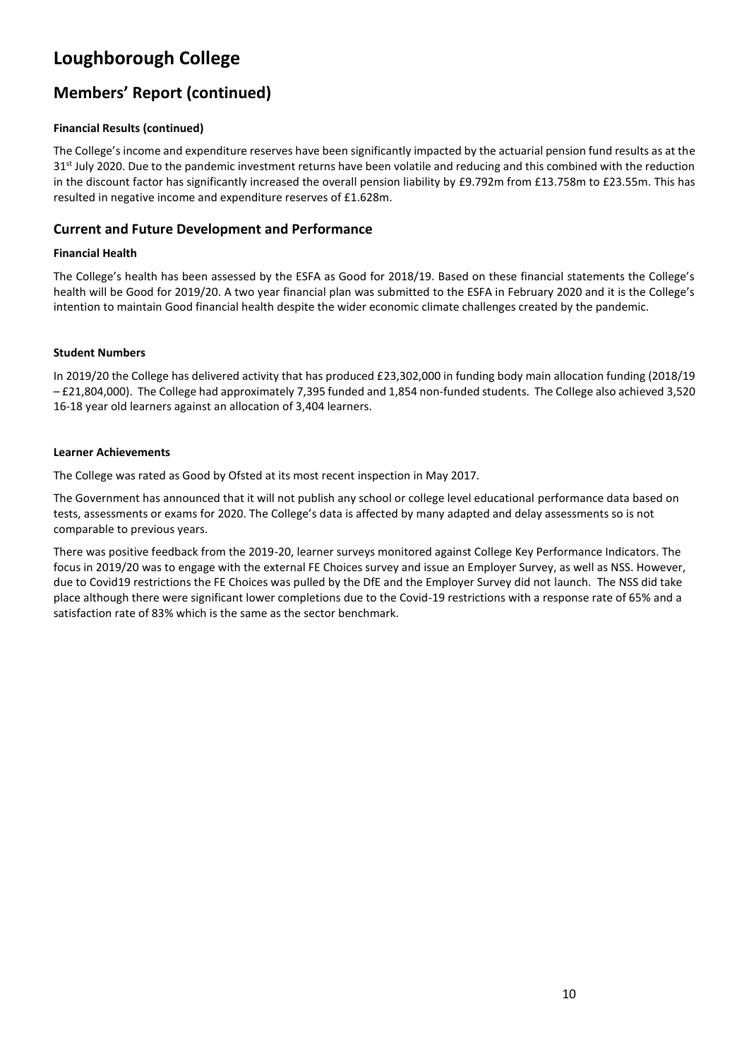# Loughborough College

## Members' Report (continued)

**Financial Results (continued)**

The College's income and expenditure reserves have been significantly impacted by the actuarial pension fund results as at the 31st July 2020. Due to the pandemic investment returns have been volatile and reducing and this combined with the reduction in the discount factor has significantly increased the overall pension liability by £9.792m from £13.758m to £23.55m. This has resulted in negative income and expenditure reserves of £1.628m.

### Current and Future Development and Performance

**Financial Health**

The College's health has been assessed by the ESFA as Good for 2018/19. Based on these financial statements the College's health will be Good for 2019/20. A two year financial plan was submitted to the ESFA in February 2020 and it is the College's intention to maintain Good financial health despite the wider economic climate challenges created by the pandemic.

**Student Numbers**

In 2019/20 the College has delivered activity that has produced £23,302,000 in funding body main allocation funding (2018/19 – £21,804,000). The College had approximately 7,395 funded and 1,854 non-funded students. The College also achieved 3,520 16-18 year old learners against an allocation of 3,404 learners.

**Learner Achievements**

The College was rated as Good by Ofsted at its most recent inspection in May 2017.

The Government has announced that it will not publish any school or college level educational performance data based on tests, assessments or exams for 2020. The College's data is affected by many adapted and delay assessments so is not comparable to previous years.

There was positive feedback from the 2019-20, learner surveys monitored against College Key Performance Indicators. The focus in 2019/20 was to engage with the external FE Choices survey and issue an Employer Survey, as well as NSS. However, due to Covid19 restrictions the FE Choices was pulled by the DfE and the Employer Survey did not launch. The NSS did take place although there were significant lower completions due to the Covid-19 restrictions with a response rate of 65% and a satisfaction rate of 83% which is the same as the sector benchmark.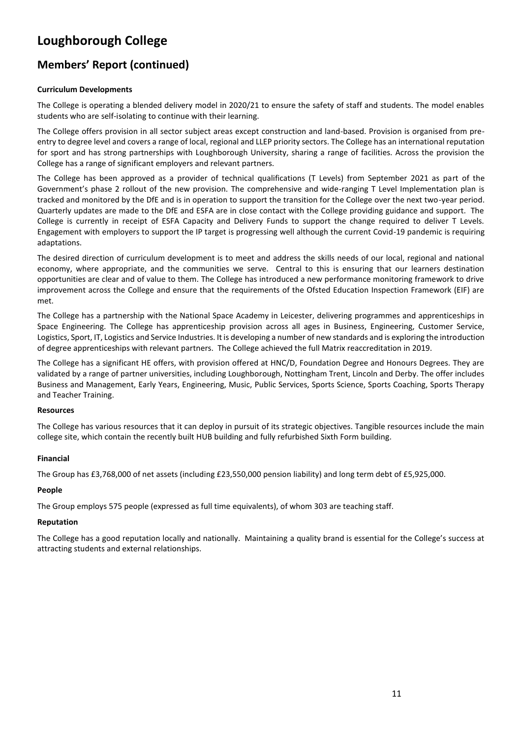# Loughborough College

## Members' Report (continued)

### Curriculum Developments

The College is operating a blended delivery model in 2020/21 to ensure the safety of staff and students. The model enables students who are self-isolating to continue with their learning.

The College offers provision in all sector subject areas except construction and land-based. Provision is organised from pre-entry to degree level and covers a range of local, regional and LLEP priority sectors. The College has an international reputation for sport and has strong partnerships with Loughborough University, sharing a range of facilities. Across the provision the College has a range of significant employers and relevant partners.

The College has been approved as a provider of technical qualifications (T Levels) from September 2021 as part of the Government's phase 2 rollout of the new provision. The comprehensive and wide-ranging T Level Implementation plan is tracked and monitored by the DfE and is in operation to support the transition for the College over the next two-year period. Quarterly updates are made to the DfE and ESFA are in close contact with the College providing guidance and support. The College is currently in receipt of ESFA Capacity and Delivery Funds to support the change required to deliver T Levels. Engagement with employers to support the IP target is progressing well although the current Covid-19 pandemic is requiring adaptations.

The desired direction of curriculum development is to meet and address the skills needs of our local, regional and national economy, where appropriate, and the communities we serve. Central to this is ensuring that our learners destination opportunities are clear and of value to them. The College has introduced a new performance monitoring framework to drive improvement across the College and ensure that the requirements of the Ofsted Education Inspection Framework (EIF) are met.

The College has a partnership with the National Space Academy in Leicester, delivering programmes and apprenticeships in Space Engineering. The College has apprenticeship provision across all ages in Business, Engineering, Customer Service, Logistics, Sport, IT, Logistics and Service Industries. It is developing a number of new standards and is exploring the introduction of degree apprenticeships with relevant partners. The College achieved the full Matrix reaccreditation in 2019.

The College has a significant HE offers, with provision offered at HNC/D, Foundation Degree and Honours Degrees. They are validated by a range of partner universities, including Loughborough, Nottingham Trent, Lincoln and Derby. The offer includes Business and Management, Early Years, Engineering, Music, Public Services, Sports Science, Sports Coaching, Sports Therapy and Teacher Training.

### Resources

The College has various resources that it can deploy in pursuit of its strategic objectives. Tangible resources include the main college site, which contain the recently built HUB building and fully refurbished Sixth Form building.

### Financial

The Group has £3,768,000 of net assets (including £23,550,000 pension liability) and long term debt of £5,925,000.

### People

The Group employs 575 people (expressed as full time equivalents), of whom 303 are teaching staff.

### Reputation

The College has a good reputation locally and nationally. Maintaining a quality brand is essential for the College's success at attracting students and external relationships.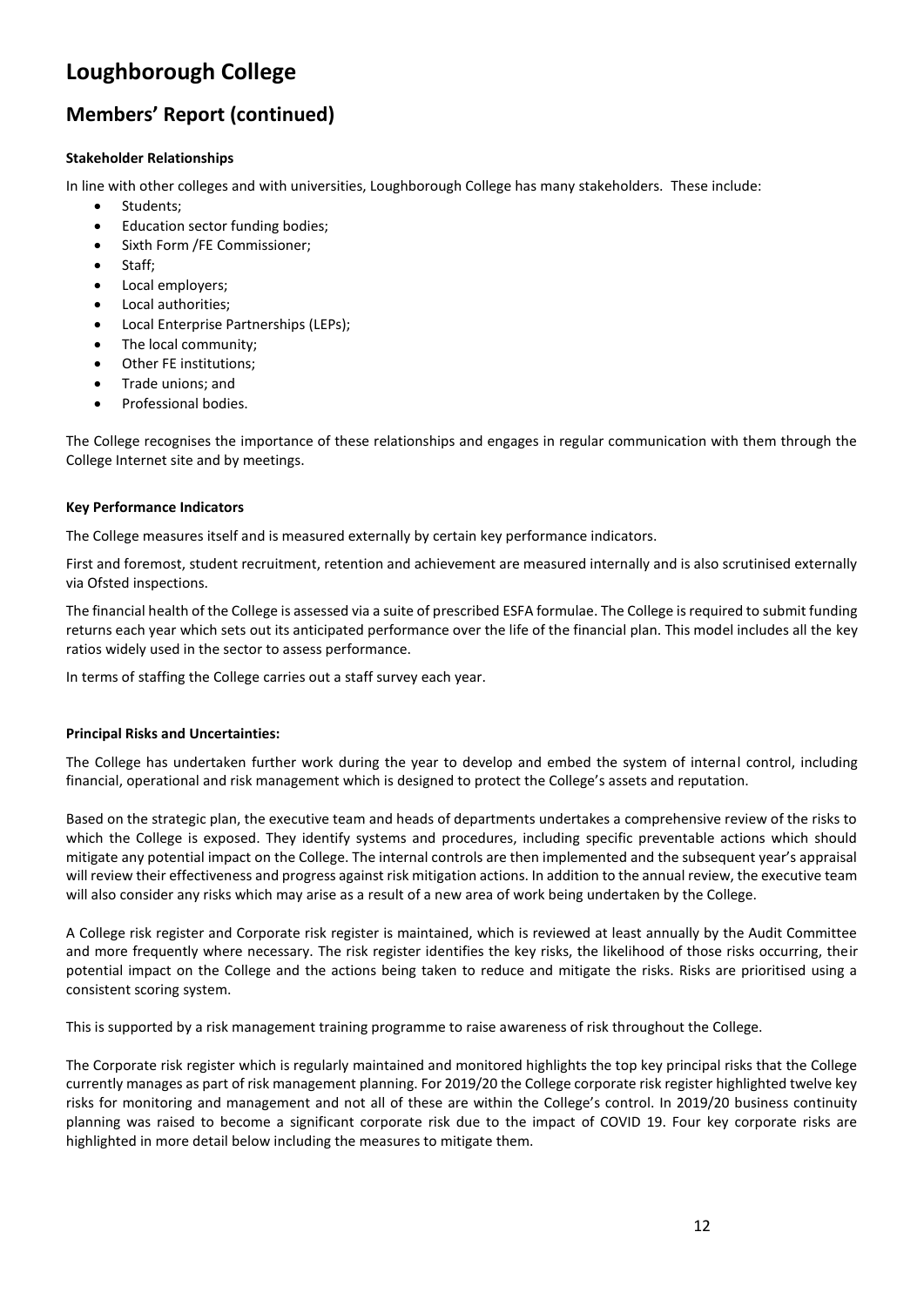# Loughborough College

## Members' Report (continued)

**Stakeholder Relationships**

In line with other colleges and with universities, Loughborough College has many stakeholders. These include:

- Students;
- Education sector funding bodies;
- Sixth Form /FE Commissioner;
- Staff;
- Local employers;
- Local authorities;
- Local Enterprise Partnerships (LEPs);
- The local community;
- Other FE institutions;
- Trade unions; and
- Professional bodies.

The College recognises the importance of these relationships and engages in regular communication with them through the College Internet site and by meetings.

**Key Performance Indicators**

The College measures itself and is measured externally by certain key performance indicators.

First and foremost, student recruitment, retention and achievement are measured internally and is also scrutinised externally via Ofsted inspections.

The financial health of the College is assessed via a suite of prescribed ESFA formulae. The College is required to submit funding returns each year which sets out its anticipated performance over the life of the financial plan. This model includes all the key ratios widely used in the sector to assess performance.

In terms of staffing the College carries out a staff survey each year.

**Principal Risks and Uncertainties:**

The College has undertaken further work during the year to develop and embed the system of internal control, including financial, operational and risk management which is designed to protect the College's assets and reputation.

Based on the strategic plan, the executive team and heads of departments undertakes a comprehensive review of the risks to which the College is exposed. They identify systems and procedures, including specific preventable actions which should mitigate any potential impact on the College. The internal controls are then implemented and the subsequent year's appraisal will review their effectiveness and progress against risk mitigation actions. In addition to the annual review, the executive team will also consider any risks which may arise as a result of a new area of work being undertaken by the College.

A College risk register and Corporate risk register is maintained, which is reviewed at least annually by the Audit Committee and more frequently where necessary. The risk register identifies the key risks, the likelihood of those risks occurring, their potential impact on the College and the actions being taken to reduce and mitigate the risks. Risks are prioritised using a consistent scoring system.

This is supported by a risk management training programme to raise awareness of risk throughout the College.

The Corporate risk register which is regularly maintained and monitored highlights the top key principal risks that the College currently manages as part of risk management planning. For 2019/20 the College corporate risk register highlighted twelve key risks for monitoring and management and not all of these are within the College's control. In 2019/20 business continuity planning was raised to become a significant corporate risk due to the impact of COVID 19. Four key corporate risks are highlighted in more detail below including the measures to mitigate them.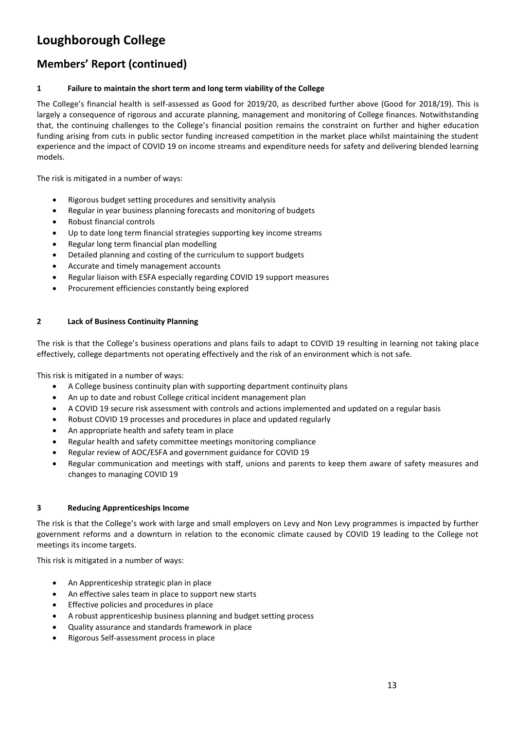# Loughborough College

## Members' Report (continued)

### 1 Failure to maintain the short term and long term viability of the College

The College's financial health is self-assessed as Good for 2019/20, as described further above (Good for 2018/19). This is largely a consequence of rigorous and accurate planning, management and monitoring of College finances. Notwithstanding that, the continuing challenges to the College's financial position remains the constraint on further and higher education funding arising from cuts in public sector funding increased competition in the market place whilst maintaining the student experience and the impact of COVID 19 on income streams and expenditure needs for safety and delivering blended learning models.

The risk is mitigated in a number of ways:

- Rigorous budget setting procedures and sensitivity analysis
- Regular in year business planning forecasts and monitoring of budgets
- Robust financial controls
- Up to date long term financial strategies supporting key income streams
- Regular long term financial plan modelling
- Detailed planning and costing of the curriculum to support budgets
- Accurate and timely management accounts
- Regular liaison with ESFA especially regarding COVID 19 support measures
- Procurement efficiencies constantly being explored

### 2 Lack of Business Continuity Planning

The risk is that the College's business operations and plans fails to adapt to COVID 19 resulting in learning not taking place effectively, college departments not operating effectively and the risk of an environment which is not safe.

This risk is mitigated in a number of ways:

- A College business continuity plan with supporting department continuity plans
- An up to date and robust College critical incident management plan
- A COVID 19 secure risk assessment with controls and actions implemented and updated on a regular basis
- Robust COVID 19 processes and procedures in place and updated regularly
- An appropriate health and safety team in place
- Regular health and safety committee meetings monitoring compliance
- Regular review of AOC/ESFA and government guidance for COVID 19
- Regular communication and meetings with staff, unions and parents to keep them aware of safety measures and changes to managing COVID 19

### 3 Reducing Apprenticeships Income

The risk is that the College's work with large and small employers on Levy and Non Levy programmes is impacted by further government reforms and a downturn in relation to the economic climate caused by COVID 19 leading to the College not meetings its income targets.

This risk is mitigated in a number of ways:

- An Apprenticeship strategic plan in place
- An effective sales team in place to support new starts
- Effective policies and procedures in place
- A robust apprenticeship business planning and budget setting process
- Quality assurance and standards framework in place
- Rigorous Self-assessment process in place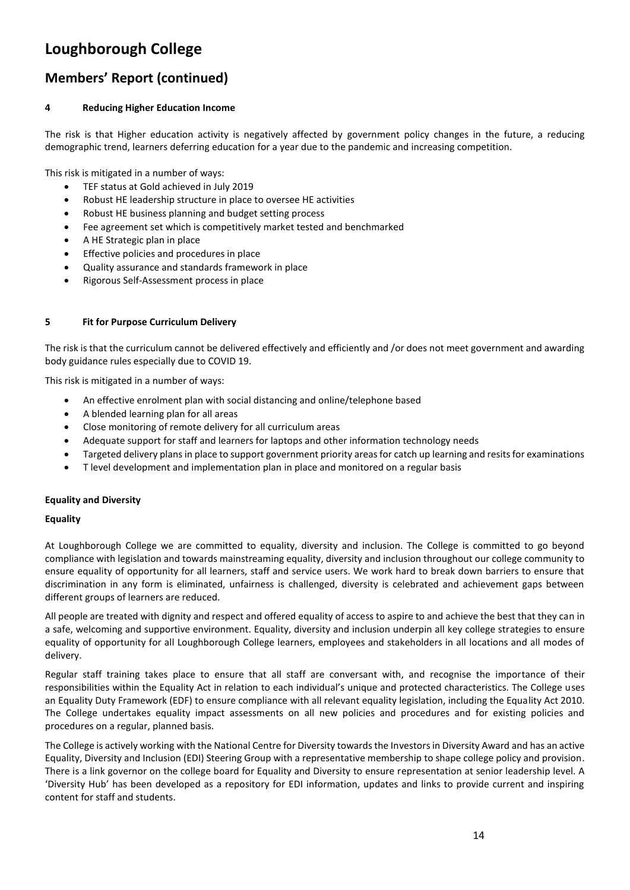# Loughborough College

## Members' Report (continued)

### 4 Reducing Higher Education Income

The risk is that Higher education activity is negatively affected by government policy changes in the future, a reducing demographic trend, learners deferring education for a year due to the pandemic and increasing competition.

This risk is mitigated in a number of ways:

- TEF status at Gold achieved in July 2019
- Robust HE leadership structure in place to oversee HE activities
- Robust HE business planning and budget setting process
- Fee agreement set which is competitively market tested and benchmarked
- A HE Strategic plan in place
- Effective policies and procedures in place
- Quality assurance and standards framework in place
- Rigorous Self-Assessment process in place

### 5 Fit for Purpose Curriculum Delivery

The risk is that the curriculum cannot be delivered effectively and efficiently and /or does not meet government and awarding body guidance rules especially due to COVID 19.

This risk is mitigated in a number of ways:

- An effective enrolment plan with social distancing and online/telephone based
- A blended learning plan for all areas
- Close monitoring of remote delivery for all curriculum areas
- Adequate support for staff and learners for laptops and other information technology needs
- Targeted delivery plans in place to support government priority areas for catch up learning and resits for examinations
- T level development and implementation plan in place and monitored on a regular basis

### Equality and Diversity

#### Equality

At Loughborough College we are committed to equality, diversity and inclusion. The College is committed to go beyond compliance with legislation and towards mainstreaming equality, diversity and inclusion throughout our college community to ensure equality of opportunity for all learners, staff and service users. We work hard to break down barriers to ensure that discrimination in any form is eliminated, unfairness is challenged, diversity is celebrated and achievement gaps between different groups of learners are reduced.

All people are treated with dignity and respect and offered equality of access to aspire to and achieve the best that they can in a safe, welcoming and supportive environment. Equality, diversity and inclusion underpin all key college strategies to ensure equality of opportunity for all Loughborough College learners, employees and stakeholders in all locations and all modes of delivery.

Regular staff training takes place to ensure that all staff are conversant with, and recognise the importance of their responsibilities within the Equality Act in relation to each individual's unique and protected characteristics. The College uses an Equality Duty Framework (EDF) to ensure compliance with all relevant equality legislation, including the Equality Act 2010. The College undertakes equality impact assessments on all new policies and procedures and for existing policies and procedures on a regular, planned basis.

The College is actively working with the National Centre for Diversity towards the Investors in Diversity Award and has an active Equality, Diversity and Inclusion (EDI) Steering Group with a representative membership to shape college policy and provision. There is a link governor on the college board for Equality and Diversity to ensure representation at senior leadership level. A 'Diversity Hub' has been developed as a repository for EDI information, updates and links to provide current and inspiring content for staff and students.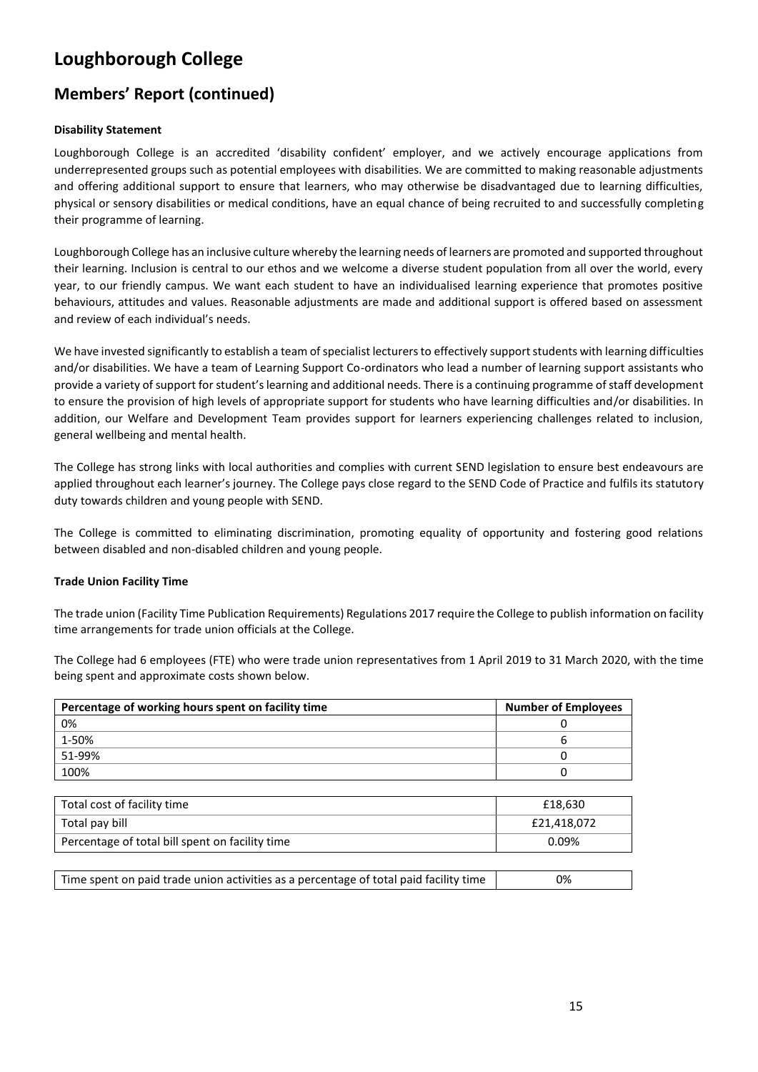# Loughborough College

## Members' Report (continued)

**Disability Statement**

Loughborough College is an accredited 'disability confident' employer, and we actively encourage applications from underrepresented groups such as potential employees with disabilities. We are committed to making reasonable adjustments and offering additional support to ensure that learners, who may otherwise be disadvantaged due to learning difficulties, physical or sensory disabilities or medical conditions, have an equal chance of being recruited to and successfully completing their programme of learning.

Loughborough College has an inclusive culture whereby the learning needs of learners are promoted and supported throughout their learning. Inclusion is central to our ethos and we welcome a diverse student population from all over the world, every year, to our friendly campus. We want each student to have an individualised learning experience that promotes positive behaviours, attitudes and values. Reasonable adjustments are made and additional support is offered based on assessment and review of each individual's needs.

We have invested significantly to establish a team of specialist lecturers to effectively support students with learning difficulties and/or disabilities. We have a team of Learning Support Co-ordinators who lead a number of learning support assistants who provide a variety of support for student's learning and additional needs. There is a continuing programme of staff development to ensure the provision of high levels of appropriate support for students who have learning difficulties and/or disabilities. In addition, our Welfare and Development Team provides support for learners experiencing challenges related to inclusion, general wellbeing and mental health.

The College has strong links with local authorities and complies with current SEND legislation to ensure best endeavours are applied throughout each learner's journey. The College pays close regard to the SEND Code of Practice and fulfils its statutory duty towards children and young people with SEND.

The College is committed to eliminating discrimination, promoting equality of opportunity and fostering good relations between disabled and non-disabled children and young people.

**Trade Union Facility Time**

The trade union (Facility Time Publication Requirements) Regulations 2017 require the College to publish information on facility time arrangements for trade union officials at the College.

The College had 6 employees (FTE) who were trade union representatives from 1 April 2019 to 31 March 2020, with the time being spent and approximate costs shown below.

| Percentage of working hours spent on facility time | Number of Employees |
|---|---|
| 0% | 0 |
| 1-50% | 6 |
| 51-99% | 0 |
| 100% | 0 |

| | |
|---|---|
| Total cost of facility time | £18,630 |
| Total pay bill | £21,418,072 |
| Percentage of total bill spent on facility time | 0.09% |

| | |
|---|---|
| Time spent on paid trade union activities as a percentage of total paid facility time | 0% |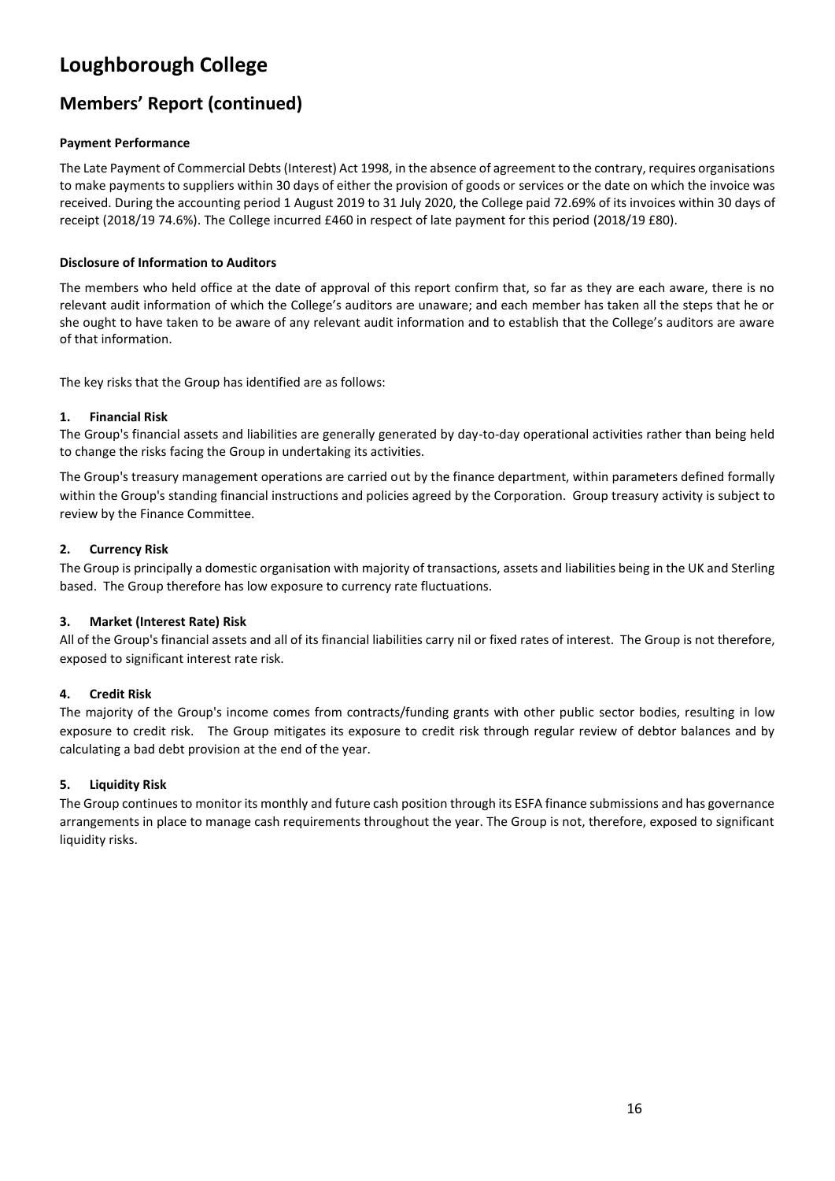# Loughborough College

## Members' Report (continued)

**Payment Performance**

The Late Payment of Commercial Debts (Interest) Act 1998, in the absence of agreement to the contrary, requires organisations to make payments to suppliers within 30 days of either the provision of goods or services or the date on which the invoice was received. During the accounting period 1 August 2019 to 31 July 2020, the College paid 72.69% of its invoices within 30 days of receipt (2018/19 74.6%). The College incurred £460 in respect of late payment for this period (2018/19 £80).

**Disclosure of Information to Auditors**

The members who held office at the date of approval of this report confirm that, so far as they are each aware, there is no relevant audit information of which the College's auditors are unaware; and each member has taken all the steps that he or she ought to have taken to be aware of any relevant audit information and to establish that the College's auditors are aware of that information.

The key risks that the Group has identified are as follows:

**1. Financial Risk**

The Group's financial assets and liabilities are generally generated by day-to-day operational activities rather than being held to change the risks facing the Group in undertaking its activities.

The Group's treasury management operations are carried out by the finance department, within parameters defined formally within the Group's standing financial instructions and policies agreed by the Corporation. Group treasury activity is subject to review by the Finance Committee.

**2. Currency Risk**

The Group is principally a domestic organisation with majority of transactions, assets and liabilities being in the UK and Sterling based. The Group therefore has low exposure to currency rate fluctuations.

**3. Market (Interest Rate) Risk**

All of the Group's financial assets and all of its financial liabilities carry nil or fixed rates of interest. The Group is not therefore, exposed to significant interest rate risk.

**4. Credit Risk**

The majority of the Group's income comes from contracts/funding grants with other public sector bodies, resulting in low exposure to credit risk. The Group mitigates its exposure to credit risk through regular review of debtor balances and by calculating a bad debt provision at the end of the year.

**5. Liquidity Risk**

The Group continues to monitor its monthly and future cash position through its ESFA finance submissions and has governance arrangements in place to manage cash requirements throughout the year. The Group is not, therefore, exposed to significant liquidity risks.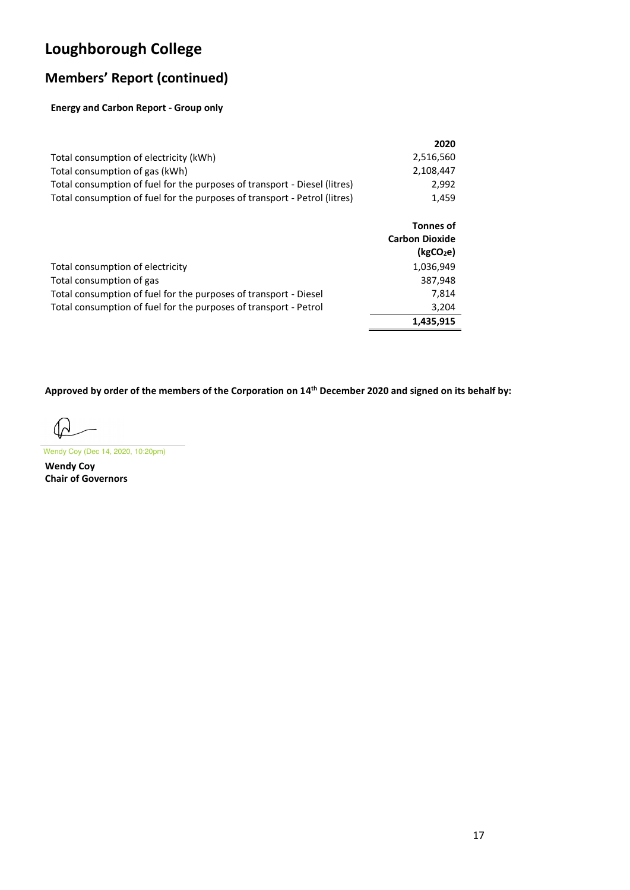# Loughborough College

## Members' Report (continued)

**Energy and Carbon Report - Group only**

| | **2020** |
|---|---|
| Total consumption of electricity (kWh) | 2,516,560 |
| Total consumption of gas (kWh) | 2,108,447 |
| Total consumption of fuel for the purposes of transport - Diesel (litres) | 2,992 |
| Total consumption of fuel for the purposes of transport - Petrol (litres) | 1,459 |

| | **Tonnes of Carbon Dioxide ($kgCO_2e$)** |
|---|---|
| Total consumption of electricity | 1,036,949 |
| Total consumption of gas | 387,948 |
| Total consumption of fuel for the purposes of transport - Diesel | 7,814 |
| Total consumption of fuel for the purposes of transport - Petrol | 3,204 |
| | **1,435,915** |

**Approved by order of the members of the Corporation on 14th December 2020 and signed on its behalf by:**

Wendy Coy (Dec 14, 2020, 10:20pm)

**Wendy Coy**
**Chair of Governors**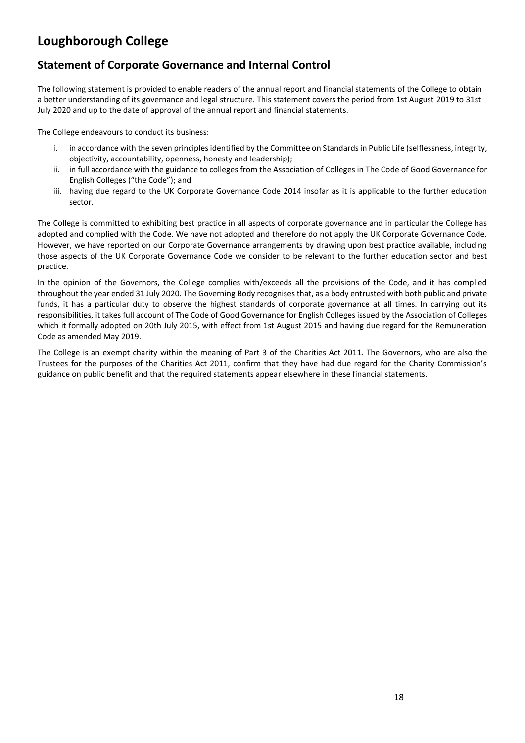# Loughborough College

## Statement of Corporate Governance and Internal Control

The following statement is provided to enable readers of the annual report and financial statements of the College to obtain a better understanding of its governance and legal structure. This statement covers the period from 1st August 2019 to 31st July 2020 and up to the date of approval of the annual report and financial statements.

The College endeavours to conduct its business:

i. in accordance with the seven principles identified by the Committee on Standards in Public Life (selflessness, integrity, objectivity, accountability, openness, honesty and leadership);
ii. in full accordance with the guidance to colleges from the Association of Colleges in The Code of Good Governance for English Colleges ("the Code"); and
iii. having due regard to the UK Corporate Governance Code 2014 insofar as it is applicable to the further education sector.

The College is committed to exhibiting best practice in all aspects of corporate governance and in particular the College has adopted and complied with the Code. We have not adopted and therefore do not apply the UK Corporate Governance Code. However, we have reported on our Corporate Governance arrangements by drawing upon best practice available, including those aspects of the UK Corporate Governance Code we consider to be relevant to the further education sector and best practice.

In the opinion of the Governors, the College complies with/exceeds all the provisions of the Code, and it has complied throughout the year ended 31 July 2020. The Governing Body recognises that, as a body entrusted with both public and private funds, it has a particular duty to observe the highest standards of corporate governance at all times. In carrying out its responsibilities, it takes full account of The Code of Good Governance for English Colleges issued by the Association of Colleges which it formally adopted on 20th July 2015, with effect from 1st August 2015 and having due regard for the Remuneration Code as amended May 2019.

The College is an exempt charity within the meaning of Part 3 of the Charities Act 2011. The Governors, who are also the Trustees for the purposes of the Charities Act 2011, confirm that they have had due regard for the Charity Commission's guidance on public benefit and that the required statements appear elsewhere in these financial statements.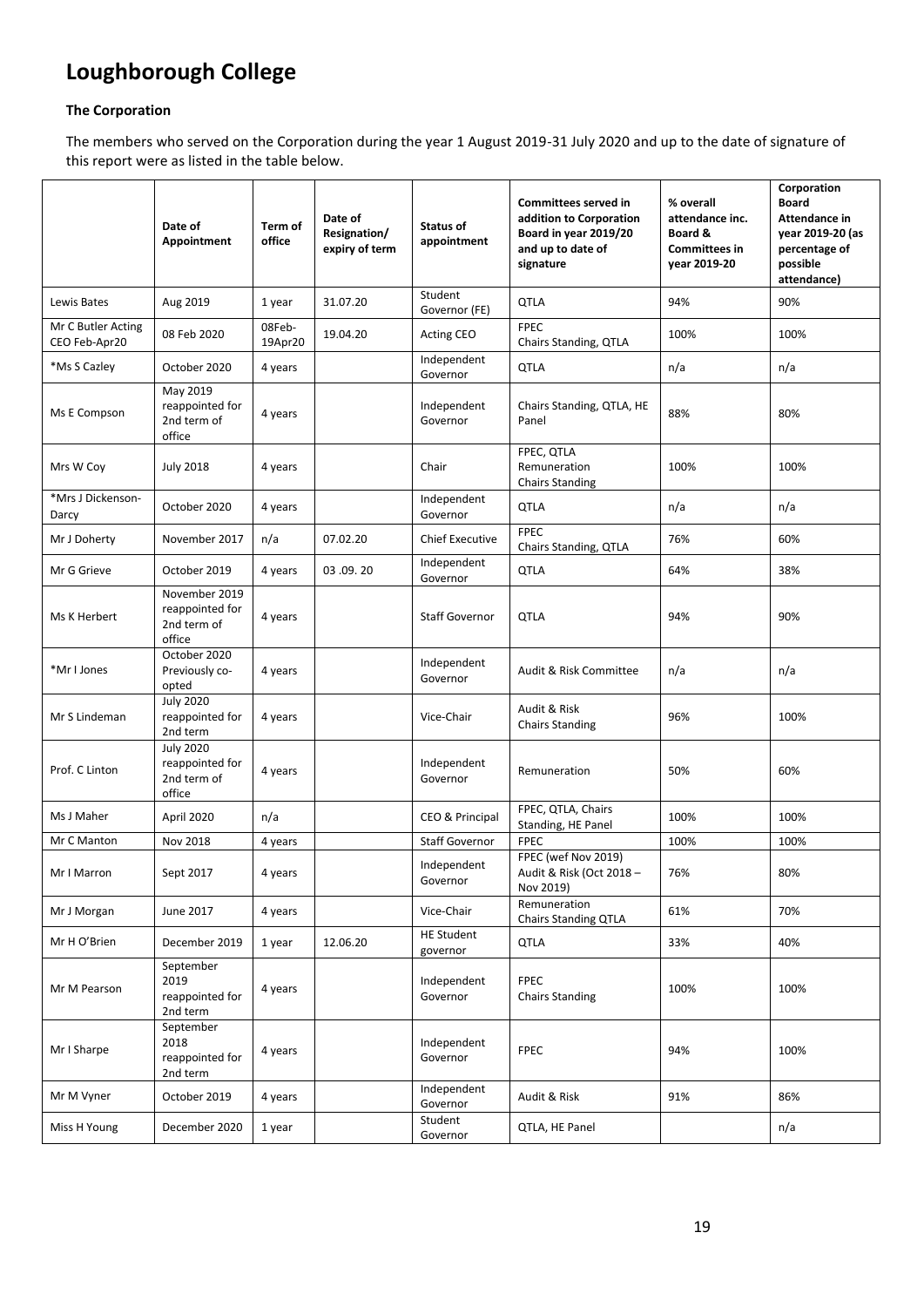# Loughborough College

**The Corporation**

The members who served on the Corporation during the year 1 August 2019-31 July 2020 and up to the date of signature of this report were as listed in the table below.

| | Date of Appointment | Term of office | Date of Resignation/ expiry of term | Status of appointment | Committees served in addition to Corporation Board in year 2019/20 and up to date of signature | % overall attendance inc. Board & Committees in year 2019-20 | Corporation Board Attendance in year 2019-20 (as percentage of possible attendance) |
|---|---|---|---|---|---|---|---|
| Lewis Bates | Aug 2019 | 1 year | 31.07.20 | Student Governor (FE) | QTLA | 94% | 90% |
| Mr C Butler Acting CEO Feb-Apr20 | 08 Feb 2020 | 08Feb-19Apr20 | 19.04.20 | Acting CEO | FPEC Chairs Standing, QTLA | 100% | 100% |
| *Ms S Cazley | October 2020 | 4 years | | Independent Governor | QTLA | n/a | n/a |
| Ms E Compson | May 2019 reappointed for 2nd term of office | 4 years | | Independent Governor | Chairs Standing, QTLA, HE Panel | 88% | 80% |
| Mrs W Coy | July 2018 | 4 years | | Chair | FPEC, QTLA Remuneration Chairs Standing | 100% | 100% |
| *Mrs J Dickenson-Darcy | October 2020 | 4 years | | Independent Governor | QTLA | n/a | n/a |
| Mr J Doherty | November 2017 | n/a | 07.02.20 | Chief Executive | FPEC Chairs Standing, QTLA | 76% | 60% |
| Mr G Grieve | October 2019 | 4 years | 03 .09. 20 | Independent Governor | QTLA | 64% | 38% |
| Ms K Herbert | November 2019 reappointed for 2nd term of office | 4 years | | Staff Governor | QTLA | 94% | 90% |
| *Mr I Jones | October 2020 Previously co-opted | 4 years | | Independent Governor | Audit & Risk Committee | n/a | n/a |
| Mr S Lindeman | July 2020 reappointed for 2nd term | 4 years | | Vice-Chair | Audit & Risk Chairs Standing | 96% | 100% |
| Prof. C Linton | July 2020 reappointed for 2nd term of office | 4 years | | Independent Governor | Remuneration | 50% | 60% |
| Ms J Maher | April 2020 | n/a | | CEO & Principal | FPEC, QTLA, Chairs Standing, HE Panel | 100% | 100% |
| Mr C Manton | Nov 2018 | 4 years | | Staff Governor | FPEC | 100% | 100% |
| Mr I Marron | Sept 2017 | 4 years | | Independent Governor | FPEC (wef Nov 2019) Audit & Risk (Oct 2018 – Nov 2019) | 76% | 80% |
| Mr J Morgan | June 2017 | 4 years | | Vice-Chair | Remuneration Chairs Standing QTLA | 61% | 70% |
| Mr H O'Brien | December 2019 | 1 year | 12.06.20 | HE Student governor | QTLA | 33% | 40% |
| Mr M Pearson | September 2019 reappointed for 2nd term | 4 years | | Independent Governor | FPEC Chairs Standing | 100% | 100% |
| Mr I Sharpe | September 2018 reappointed for 2nd term | 4 years | | Independent Governor | FPEC | 94% | 100% |
| Mr M Vyner | October 2019 | 4 years | | Independent Governor | Audit & Risk | 91% | 86% |
| Miss H Young | December 2020 | 1 year | | Student Governor | QTLA, HE Panel | | n/a |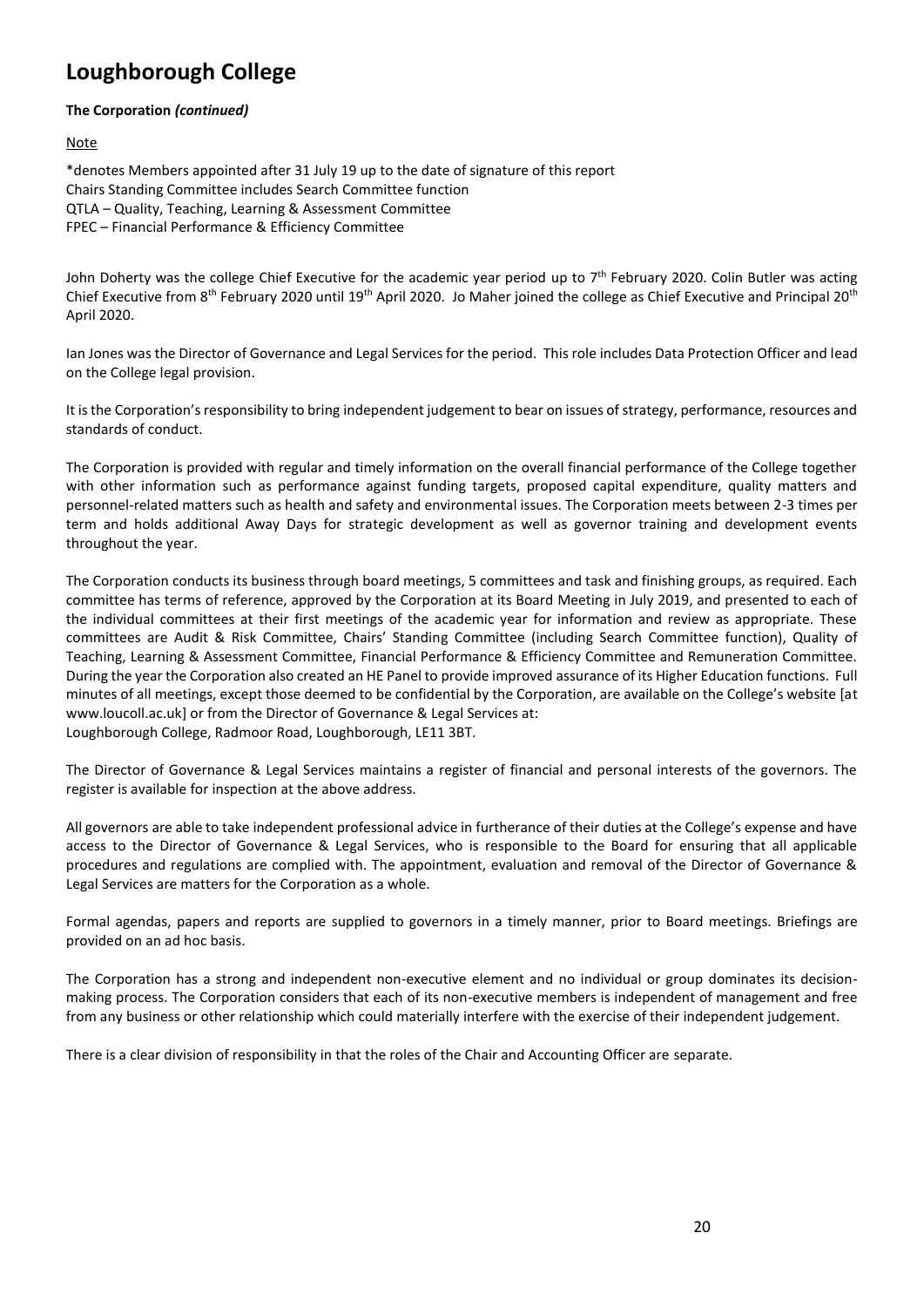# Loughborough College

**The Corporation *(continued)***

Note

*denotes Members appointed after 31 July 19 up to the date of signature of this report
Chairs Standing Committee includes Search Committee function
QTLA – Quality, Teaching, Learning & Assessment Committee
FPEC – Financial Performance & Efficiency Committee

John Doherty was the college Chief Executive for the academic year period up to 7th February 2020. Colin Butler was acting Chief Executive from 8th February 2020 until 19th April 2020. Jo Maher joined the college as Chief Executive and Principal 20th April 2020.

Ian Jones was the Director of Governance and Legal Services for the period. This role includes Data Protection Officer and lead on the College legal provision.

It is the Corporation's responsibility to bring independent judgement to bear on issues of strategy, performance, resources and standards of conduct.

The Corporation is provided with regular and timely information on the overall financial performance of the College together with other information such as performance against funding targets, proposed capital expenditure, quality matters and personnel-related matters such as health and safety and environmental issues. The Corporation meets between 2-3 times per term and holds additional Away Days for strategic development as well as governor training and development events throughout the year.

The Corporation conducts its business through board meetings, 5 committees and task and finishing groups, as required. Each committee has terms of reference, approved by the Corporation at its Board Meeting in July 2019, and presented to each of the individual committees at their first meetings of the academic year for information and review as appropriate. These committees are Audit & Risk Committee, Chairs' Standing Committee (including Search Committee function), Quality of Teaching, Learning & Assessment Committee, Financial Performance & Efficiency Committee and Remuneration Committee. During the year the Corporation also created an HE Panel to provide improved assurance of its Higher Education functions. Full minutes of all meetings, except those deemed to be confidential by the Corporation, are available on the College's website [at www.loucoll.ac.uk] or from the Director of Governance & Legal Services at:
Loughborough College, Radmoor Road, Loughborough, LE11 3BT.

The Director of Governance & Legal Services maintains a register of financial and personal interests of the governors. The register is available for inspection at the above address.

All governors are able to take independent professional advice in furtherance of their duties at the College's expense and have access to the Director of Governance & Legal Services, who is responsible to the Board for ensuring that all applicable procedures and regulations are complied with. The appointment, evaluation and removal of the Director of Governance & Legal Services are matters for the Corporation as a whole.

Formal agendas, papers and reports are supplied to governors in a timely manner, prior to Board meetings. Briefings are provided on an ad hoc basis.

The Corporation has a strong and independent non-executive element and no individual or group dominates its decision-making process. The Corporation considers that each of its non-executive members is independent of management and free from any business or other relationship which could materially interfere with the exercise of their independent judgement.

There is a clear division of responsibility in that the roles of the Chair and Accounting Officer are separate.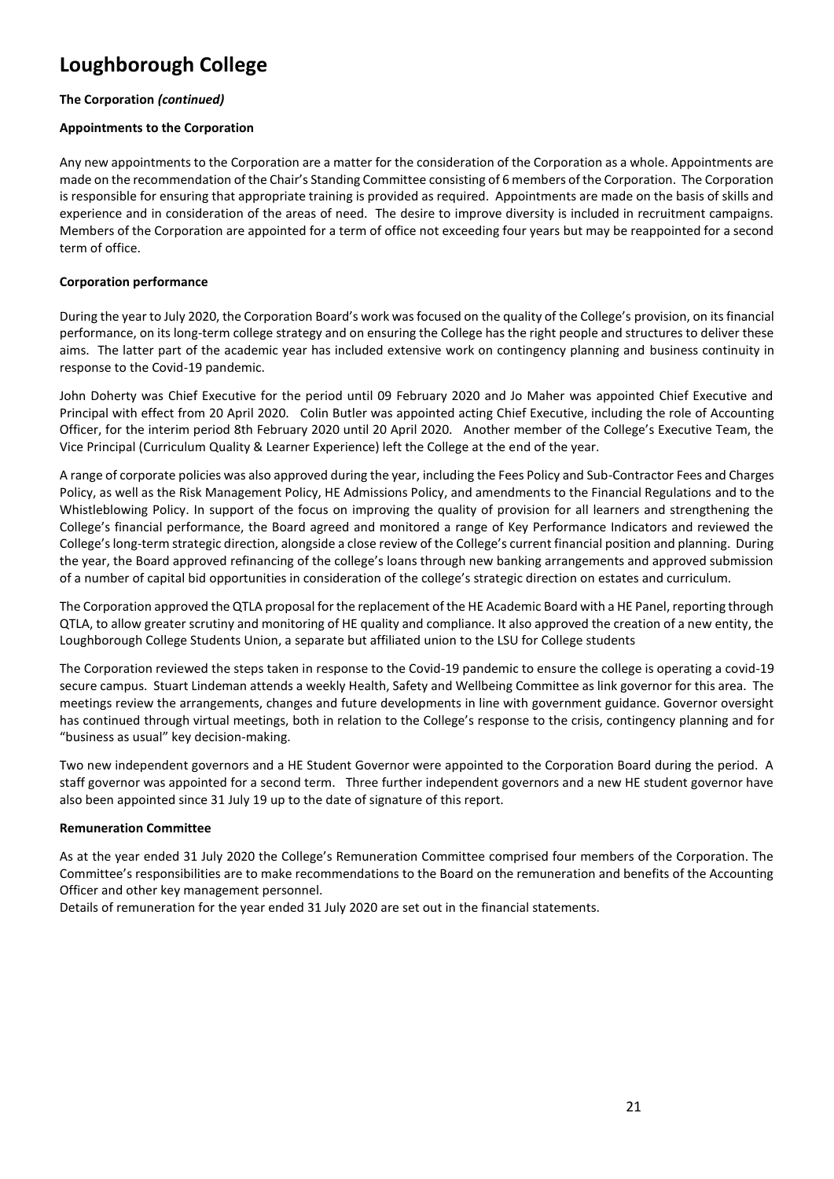# Loughborough College

**The Corporation *(continued)***

**Appointments to the Corporation**

Any new appointments to the Corporation are a matter for the consideration of the Corporation as a whole. Appointments are made on the recommendation of the Chair's Standing Committee consisting of 6 members of the Corporation. The Corporation is responsible for ensuring that appropriate training is provided as required. Appointments are made on the basis of skills and experience and in consideration of the areas of need. The desire to improve diversity is included in recruitment campaigns. Members of the Corporation are appointed for a term of office not exceeding four years but may be reappointed for a second term of office.

**Corporation performance**

During the year to July 2020, the Corporation Board's work was focused on the quality of the College's provision, on its financial performance, on its long-term college strategy and on ensuring the College has the right people and structures to deliver these aims. The latter part of the academic year has included extensive work on contingency planning and business continuity in response to the Covid-19 pandemic.

John Doherty was Chief Executive for the period until 09 February 2020 and Jo Maher was appointed Chief Executive and Principal with effect from 20 April 2020. Colin Butler was appointed acting Chief Executive, including the role of Accounting Officer, for the interim period 8th February 2020 until 20 April 2020. Another member of the College's Executive Team, the Vice Principal (Curriculum Quality & Learner Experience) left the College at the end of the year.

A range of corporate policies was also approved during the year, including the Fees Policy and Sub-Contractor Fees and Charges Policy, as well as the Risk Management Policy, HE Admissions Policy, and amendments to the Financial Regulations and to the Whistleblowing Policy. In support of the focus on improving the quality of provision for all learners and strengthening the College's financial performance, the Board agreed and monitored a range of Key Performance Indicators and reviewed the College's long-term strategic direction, alongside a close review of the College's current financial position and planning. During the year, the Board approved refinancing of the college's loans through new banking arrangements and approved submission of a number of capital bid opportunities in consideration of the college's strategic direction on estates and curriculum.

The Corporation approved the QTLA proposal for the replacement of the HE Academic Board with a HE Panel, reporting through QTLA, to allow greater scrutiny and monitoring of HE quality and compliance. It also approved the creation of a new entity, the Loughborough College Students Union, a separate but affiliated union to the LSU for College students

The Corporation reviewed the steps taken in response to the Covid-19 pandemic to ensure the college is operating a covid-19 secure campus. Stuart Lindeman attends a weekly Health, Safety and Wellbeing Committee as link governor for this area. The meetings review the arrangements, changes and future developments in line with government guidance. Governor oversight has continued through virtual meetings, both in relation to the College's response to the crisis, contingency planning and for "business as usual" key decision-making.

Two new independent governors and a HE Student Governor were appointed to the Corporation Board during the period. A staff governor was appointed for a second term. Three further independent governors and a new HE student governor have also been appointed since 31 July 19 up to the date of signature of this report.

**Remuneration Committee**

As at the year ended 31 July 2020 the College's Remuneration Committee comprised four members of the Corporation. The Committee's responsibilities are to make recommendations to the Board on the remuneration and benefits of the Accounting Officer and other key management personnel.

Details of remuneration for the year ended 31 July 2020 are set out in the financial statements.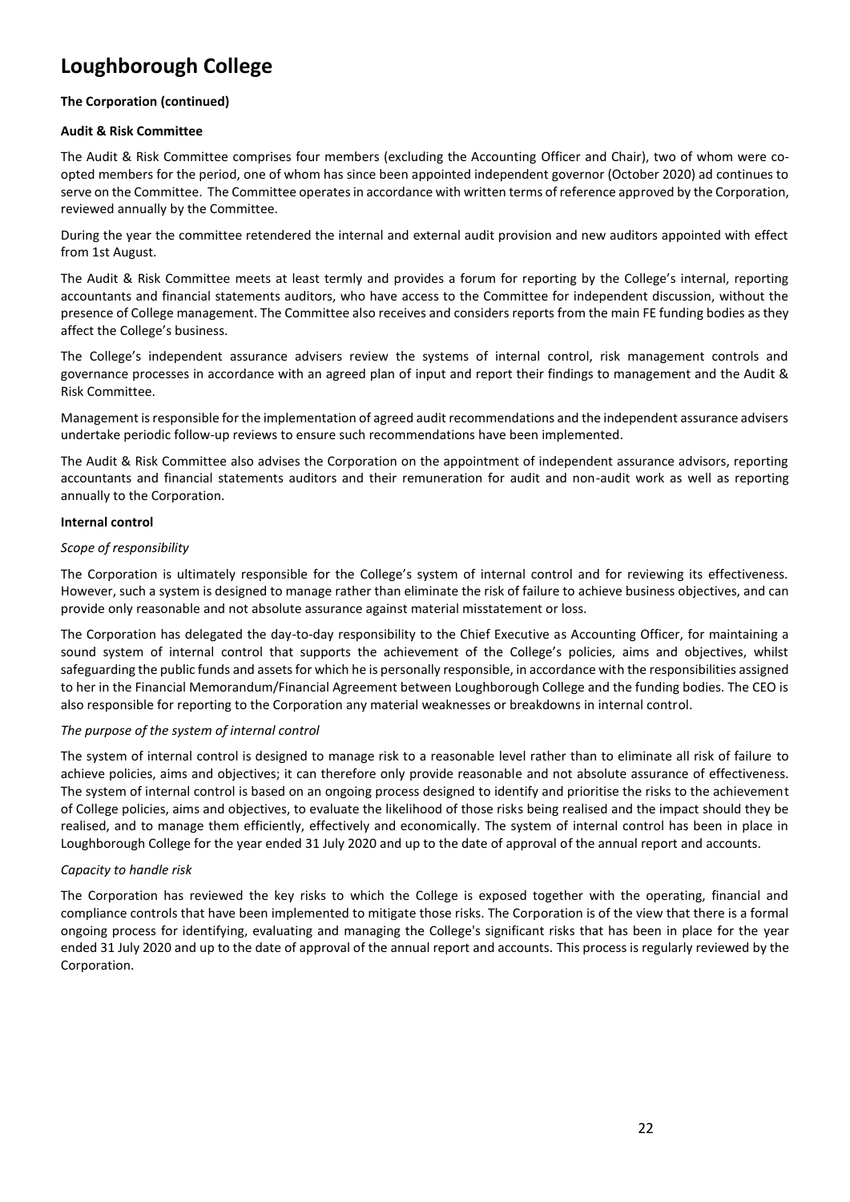# Loughborough College

**The Corporation (continued)**

**Audit & Risk Committee**

The Audit & Risk Committee comprises four members (excluding the Accounting Officer and Chair), two of whom were co-opted members for the period, one of whom has since been appointed independent governor (October 2020) ad continues to serve on the Committee. The Committee operates in accordance with written terms of reference approved by the Corporation, reviewed annually by the Committee.

During the year the committee retendered the internal and external audit provision and new auditors appointed with effect from 1st August.

The Audit & Risk Committee meets at least termly and provides a forum for reporting by the College's internal, reporting accountants and financial statements auditors, who have access to the Committee for independent discussion, without the presence of College management. The Committee also receives and considers reports from the main FE funding bodies as they affect the College's business.

The College's independent assurance advisers review the systems of internal control, risk management controls and governance processes in accordance with an agreed plan of input and report their findings to management and the Audit & Risk Committee.

Management is responsible for the implementation of agreed audit recommendations and the independent assurance advisers undertake periodic follow-up reviews to ensure such recommendations have been implemented.

The Audit & Risk Committee also advises the Corporation on the appointment of independent assurance advisors, reporting accountants and financial statements auditors and their remuneration for audit and non-audit work as well as reporting annually to the Corporation.

**Internal control**

*Scope of responsibility*

The Corporation is ultimately responsible for the College's system of internal control and for reviewing its effectiveness. However, such a system is designed to manage rather than eliminate the risk of failure to achieve business objectives, and can provide only reasonable and not absolute assurance against material misstatement or loss.

The Corporation has delegated the day-to-day responsibility to the Chief Executive as Accounting Officer, for maintaining a sound system of internal control that supports the achievement of the College's policies, aims and objectives, whilst safeguarding the public funds and assets for which he is personally responsible, in accordance with the responsibilities assigned to her in the Financial Memorandum/Financial Agreement between Loughborough College and the funding bodies. The CEO is also responsible for reporting to the Corporation any material weaknesses or breakdowns in internal control.

*The purpose of the system of internal control*

The system of internal control is designed to manage risk to a reasonable level rather than to eliminate all risk of failure to achieve policies, aims and objectives; it can therefore only provide reasonable and not absolute assurance of effectiveness. The system of internal control is based on an ongoing process designed to identify and prioritise the risks to the achievement of College policies, aims and objectives, to evaluate the likelihood of those risks being realised and the impact should they be realised, and to manage them efficiently, effectively and economically. The system of internal control has been in place in Loughborough College for the year ended 31 July 2020 and up to the date of approval of the annual report and accounts.

*Capacity to handle risk*

The Corporation has reviewed the key risks to which the College is exposed together with the operating, financial and compliance controls that have been implemented to mitigate those risks. The Corporation is of the view that there is a formal ongoing process for identifying, evaluating and managing the College's significant risks that has been in place for the year ended 31 July 2020 and up to the date of approval of the annual report and accounts. This process is regularly reviewed by the Corporation.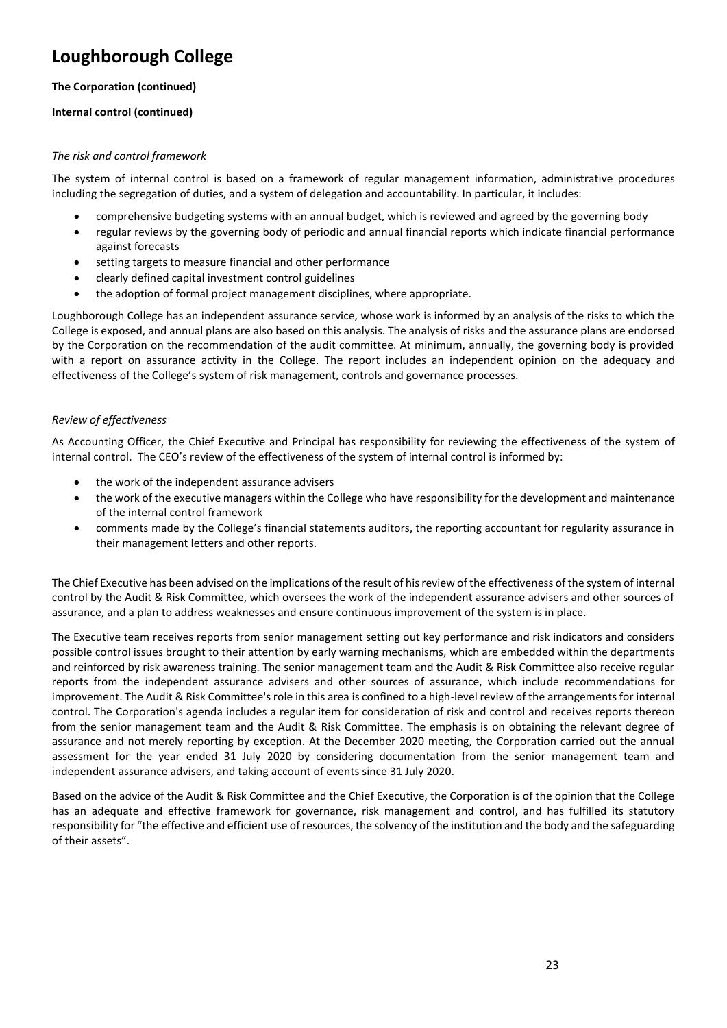# Loughborough College

**The Corporation (continued)**

**Internal control (continued)**

*The risk and control framework*

The system of internal control is based on a framework of regular management information, administrative procedures including the segregation of duties, and a system of delegation and accountability. In particular, it includes:

- comprehensive budgeting systems with an annual budget, which is reviewed and agreed by the governing body
- regular reviews by the governing body of periodic and annual financial reports which indicate financial performance against forecasts
- setting targets to measure financial and other performance
- clearly defined capital investment control guidelines
- the adoption of formal project management disciplines, where appropriate.

Loughborough College has an independent assurance service, whose work is informed by an analysis of the risks to which the College is exposed, and annual plans are also based on this analysis. The analysis of risks and the assurance plans are endorsed by the Corporation on the recommendation of the audit committee. At minimum, annually, the governing body is provided with a report on assurance activity in the College. The report includes an independent opinion on the adequacy and effectiveness of the College's system of risk management, controls and governance processes.

*Review of effectiveness*

As Accounting Officer, the Chief Executive and Principal has responsibility for reviewing the effectiveness of the system of internal control. The CEO's review of the effectiveness of the system of internal control is informed by:

- the work of the independent assurance advisers
- the work of the executive managers within the College who have responsibility for the development and maintenance of the internal control framework
- comments made by the College's financial statements auditors, the reporting accountant for regularity assurance in their management letters and other reports.

The Chief Executive has been advised on the implications of the result of his review of the effectiveness of the system of internal control by the Audit & Risk Committee, which oversees the work of the independent assurance advisers and other sources of assurance, and a plan to address weaknesses and ensure continuous improvement of the system is in place.

The Executive team receives reports from senior management setting out key performance and risk indicators and considers possible control issues brought to their attention by early warning mechanisms, which are embedded within the departments and reinforced by risk awareness training. The senior management team and the Audit & Risk Committee also receive regular reports from the independent assurance advisers and other sources of assurance, which include recommendations for improvement. The Audit & Risk Committee's role in this area is confined to a high-level review of the arrangements for internal control. The Corporation's agenda includes a regular item for consideration of risk and control and receives reports thereon from the senior management team and the Audit & Risk Committee. The emphasis is on obtaining the relevant degree of assurance and not merely reporting by exception. At the December 2020 meeting, the Corporation carried out the annual assessment for the year ended 31 July 2020 by considering documentation from the senior management team and independent assurance advisers, and taking account of events since 31 July 2020.

Based on the advice of the Audit & Risk Committee and the Chief Executive, the Corporation is of the opinion that the College has an adequate and effective framework for governance, risk management and control, and has fulfilled its statutory responsibility for "the effective and efficient use of resources, the solvency of the institution and the body and the safeguarding of their assets".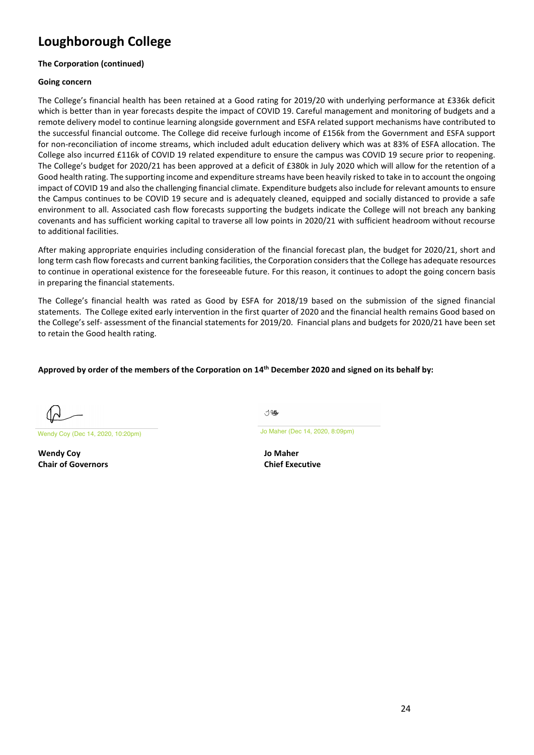# Loughborough College

**The Corporation (continued)**

**Going concern**

The College's financial health has been retained at a Good rating for 2019/20 with underlying performance at £336k deficit which is better than in year forecasts despite the impact of COVID 19. Careful management and monitoring of budgets and a remote delivery model to continue learning alongside government and ESFA related support mechanisms have contributed to the successful financial outcome. The College did receive furlough income of £156k from the Government and ESFA support for non-reconciliation of income streams, which included adult education delivery which was at 83% of ESFA allocation. The College also incurred £116k of COVID 19 related expenditure to ensure the campus was COVID 19 secure prior to reopening. The College's budget for 2020/21 has been approved at a deficit of £380k in July 2020 which will allow for the retention of a Good health rating. The supporting income and expenditure streams have been heavily risked to take in to account the ongoing impact of COVID 19 and also the challenging financial climate. Expenditure budgets also include for relevant amounts to ensure the Campus continues to be COVID 19 secure and is adequately cleaned, equipped and socially distanced to provide a safe environment to all. Associated cash flow forecasts supporting the budgets indicate the College will not breach any banking covenants and has sufficient working capital to traverse all low points in 2020/21 with sufficient headroom without recourse to additional facilities.

After making appropriate enquiries including consideration of the financial forecast plan, the budget for 2020/21, short and long term cash flow forecasts and current banking facilities, the Corporation considers that the College has adequate resources to continue in operational existence for the foreseeable future. For this reason, it continues to adopt the going concern basis in preparing the financial statements.

The College's financial health was rated as Good by ESFA for 2018/19 based on the submission of the signed financial statements. The College exited early intervention in the first quarter of 2020 and the financial health remains Good based on the College's self- assessment of the financial statements for 2019/20. Financial plans and budgets for 2020/21 have been set to retain the Good health rating.

**Approved by order of the members of the Corporation on 14th December 2020 and signed on its behalf by:**

Wendy Coy (Dec 14, 2020, 10:20pm)

**Wendy Coy**
**Chair of Governors**

Jo Maher (Dec 14, 2020, 8:09pm)

**Jo Maher**
**Chief Executive**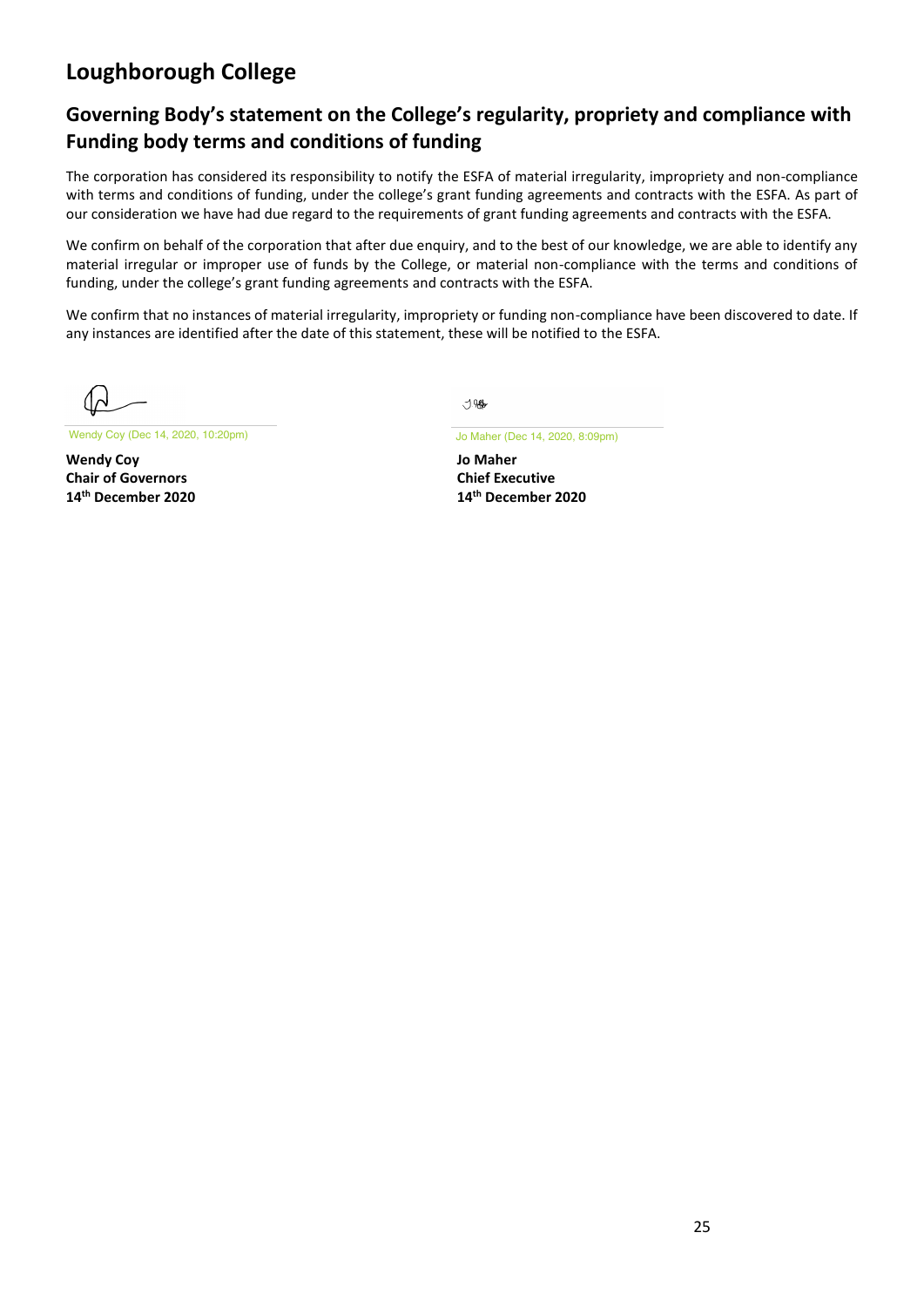# Loughborough College

## Governing Body's statement on the College's regularity, propriety and compliance with Funding body terms and conditions of funding

The corporation has considered its responsibility to notify the ESFA of material irregularity, impropriety and non-compliance with terms and conditions of funding, under the college's grant funding agreements and contracts with the ESFA. As part of our consideration we have had due regard to the requirements of grant funding agreements and contracts with the ESFA.

We confirm on behalf of the corporation that after due enquiry, and to the best of our knowledge, we are able to identify any material irregular or improper use of funds by the College, or material non-compliance with the terms and conditions of funding, under the college's grant funding agreements and contracts with the ESFA.

We confirm that no instances of material irregularity, impropriety or funding non-compliance have been discovered to date. If any instances are identified after the date of this statement, these will be notified to the ESFA.

Wendy Coy (Dec 14, 2020, 10:20pm)

**Wendy Coy**
**Chair of Governors**
**14th December 2020**

Jo Maher (Dec 14, 2020, 8:09pm)

**Jo Maher**
**Chief Executive**
**14th December 2020**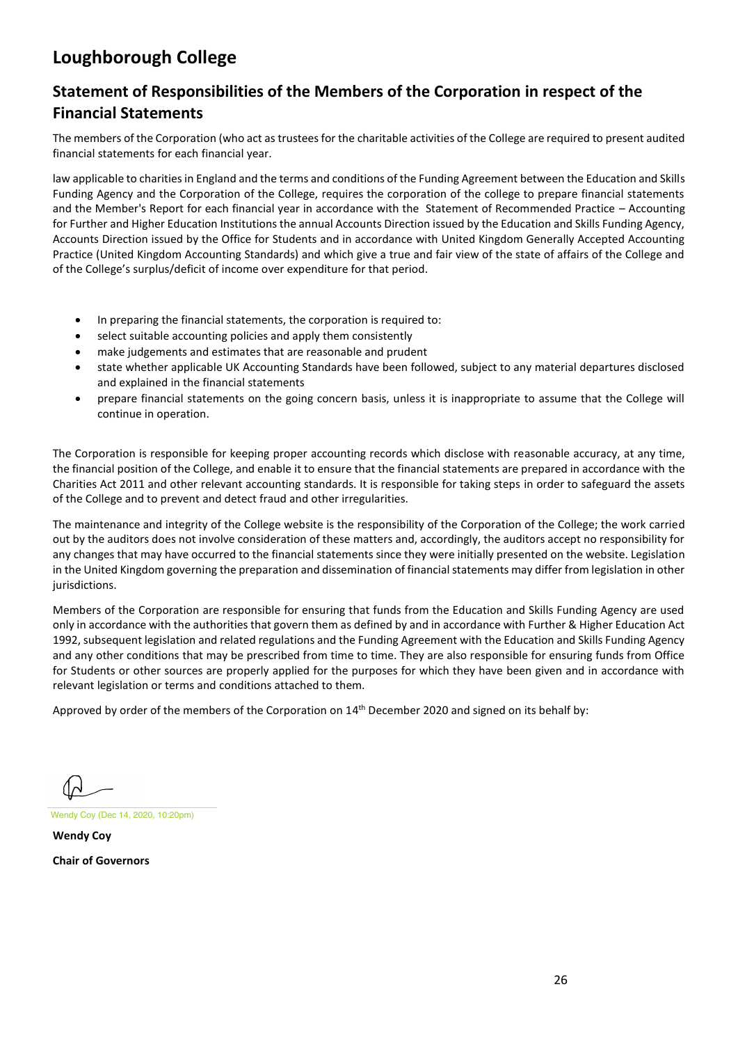# Loughborough College

## Statement of Responsibilities of the Members of the Corporation in respect of the Financial Statements

The members of the Corporation (who act as trustees for the charitable activities of the College are required to present audited financial statements for each financial year.

law applicable to charities in England and the terms and conditions of the Funding Agreement between the Education and Skills Funding Agency and the Corporation of the College, requires the corporation of the college to prepare financial statements and the Member's Report for each financial year in accordance with the Statement of Recommended Practice – Accounting for Further and Higher Education Institutions the annual Accounts Direction issued by the Education and Skills Funding Agency, Accounts Direction issued by the Office for Students and in accordance with United Kingdom Generally Accepted Accounting Practice (United Kingdom Accounting Standards) and which give a true and fair view of the state of affairs of the College and of the College's surplus/deficit of income over expenditure for that period.

- In preparing the financial statements, the corporation is required to:
- select suitable accounting policies and apply them consistently
- make judgements and estimates that are reasonable and prudent
- state whether applicable UK Accounting Standards have been followed, subject to any material departures disclosed and explained in the financial statements
- prepare financial statements on the going concern basis, unless it is inappropriate to assume that the College will continue in operation.

The Corporation is responsible for keeping proper accounting records which disclose with reasonable accuracy, at any time, the financial position of the College, and enable it to ensure that the financial statements are prepared in accordance with the Charities Act 2011 and other relevant accounting standards. It is responsible for taking steps in order to safeguard the assets of the College and to prevent and detect fraud and other irregularities.

The maintenance and integrity of the College website is the responsibility of the Corporation of the College; the work carried out by the auditors does not involve consideration of these matters and, accordingly, the auditors accept no responsibility for any changes that may have occurred to the financial statements since they were initially presented on the website. Legislation in the United Kingdom governing the preparation and dissemination of financial statements may differ from legislation in other jurisdictions.

Members of the Corporation are responsible for ensuring that funds from the Education and Skills Funding Agency are used only in accordance with the authorities that govern them as defined by and in accordance with Further & Higher Education Act 1992, subsequent legislation and related regulations and the Funding Agreement with the Education and Skills Funding Agency and any other conditions that may be prescribed from time to time. They are also responsible for ensuring funds from Office for Students or other sources are properly applied for the purposes for which they have been given and in accordance with relevant legislation or terms and conditions attached to them.

Approved by order of the members of the Corporation on 14th December 2020 and signed on its behalf by:

Wendy Coy (Dec 14, 2020, 10:20pm)

**Wendy Coy**

**Chair of Governors**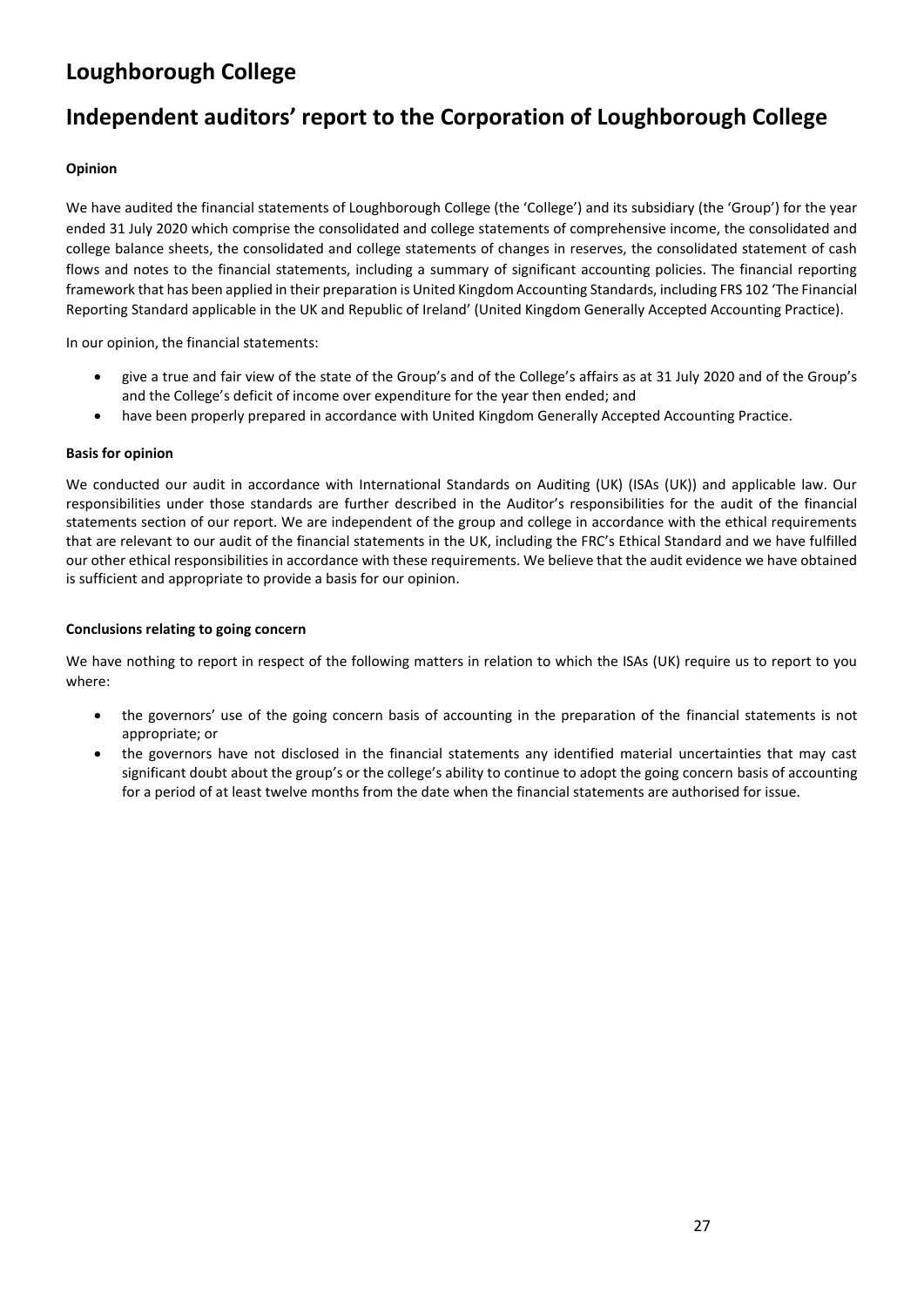# Loughborough College

## Independent auditors' report to the Corporation of Loughborough College

**Opinion**

We have audited the financial statements of Loughborough College (the 'College') and its subsidiary (the 'Group') for the year ended 31 July 2020 which comprise the consolidated and college statements of comprehensive income, the consolidated and college balance sheets, the consolidated and college statements of changes in reserves, the consolidated statement of cash flows and notes to the financial statements, including a summary of significant accounting policies. The financial reporting framework that has been applied in their preparation is United Kingdom Accounting Standards, including FRS 102 'The Financial Reporting Standard applicable in the UK and Republic of Ireland' (United Kingdom Generally Accepted Accounting Practice).

In our opinion, the financial statements:

- give a true and fair view of the state of the Group's and of the College's affairs as at 31 July 2020 and of the Group's and the College's deficit of income over expenditure for the year then ended; and
- have been properly prepared in accordance with United Kingdom Generally Accepted Accounting Practice.

**Basis for opinion**

We conducted our audit in accordance with International Standards on Auditing (UK) (ISAs (UK)) and applicable law. Our responsibilities under those standards are further described in the Auditor's responsibilities for the audit of the financial statements section of our report. We are independent of the group and college in accordance with the ethical requirements that are relevant to our audit of the financial statements in the UK, including the FRC's Ethical Standard and we have fulfilled our other ethical responsibilities in accordance with these requirements. We believe that the audit evidence we have obtained is sufficient and appropriate to provide a basis for our opinion.

**Conclusions relating to going concern**

We have nothing to report in respect of the following matters in relation to which the ISAs (UK) require us to report to you where:

- the governors' use of the going concern basis of accounting in the preparation of the financial statements is not appropriate; or
- the governors have not disclosed in the financial statements any identified material uncertainties that may cast significant doubt about the group's or the college's ability to continue to adopt the going concern basis of accounting for a period of at least twelve months from the date when the financial statements are authorised for issue.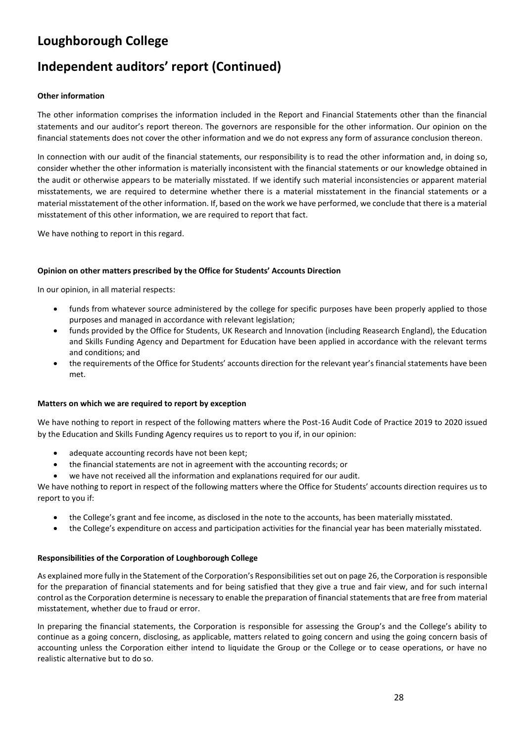# Loughborough College

# Independent auditors' report (Continued)

**Other information**

The other information comprises the information included in the Report and Financial Statements other than the financial statements and our auditor's report thereon. The governors are responsible for the other information. Our opinion on the financial statements does not cover the other information and we do not express any form of assurance conclusion thereon.

In connection with our audit of the financial statements, our responsibility is to read the other information and, in doing so, consider whether the other information is materially inconsistent with the financial statements or our knowledge obtained in the audit or otherwise appears to be materially misstated. If we identify such material inconsistencies or apparent material misstatements, we are required to determine whether there is a material misstatement in the financial statements or a material misstatement of the other information. If, based on the work we have performed, we conclude that there is a material misstatement of this other information, we are required to report that fact.

We have nothing to report in this regard.

**Opinion on other matters prescribed by the Office for Students' Accounts Direction**

In our opinion, in all material respects:

- funds from whatever source administered by the college for specific purposes have been properly applied to those purposes and managed in accordance with relevant legislation;
- funds provided by the Office for Students, UK Research and Innovation (including Reasearch England), the Education and Skills Funding Agency and Department for Education have been applied in accordance with the relevant terms and conditions; and
- the requirements of the Office for Students' accounts direction for the relevant year's financial statements have been met.

**Matters on which we are required to report by exception**

We have nothing to report in respect of the following matters where the Post-16 Audit Code of Practice 2019 to 2020 issued by the Education and Skills Funding Agency requires us to report to you if, in our opinion:

- adequate accounting records have not been kept;
- the financial statements are not in agreement with the accounting records; or
- we have not received all the information and explanations required for our audit.

We have nothing to report in respect of the following matters where the Office for Students' accounts direction requires us to report to you if:

- the College's grant and fee income, as disclosed in the note to the accounts, has been materially misstated.
- the College's expenditure on access and participation activities for the financial year has been materially misstated.

**Responsibilities of the Corporation of Loughborough College**

As explained more fully in the Statement of the Corporation's Responsibilities set out on page 26, the Corporation is responsible for the preparation of financial statements and for being satisfied that they give a true and fair view, and for such internal control as the Corporation determine is necessary to enable the preparation of financial statements that are free from material misstatement, whether due to fraud or error.

In preparing the financial statements, the Corporation is responsible for assessing the Group's and the College's ability to continue as a going concern, disclosing, as applicable, matters related to going concern and using the going concern basis of accounting unless the Corporation either intend to liquidate the Group or the College or to cease operations, or have no realistic alternative but to do so.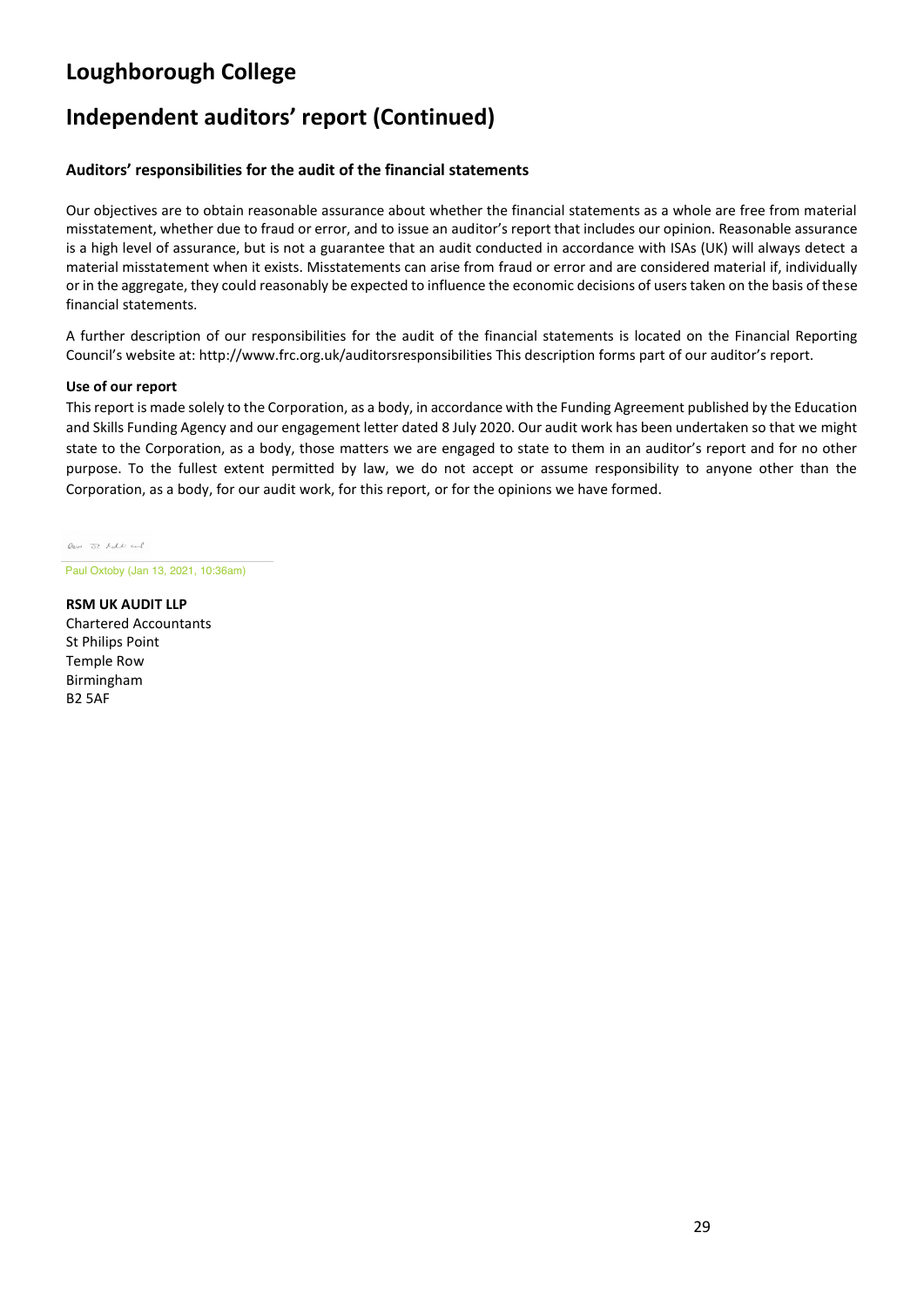# Loughborough College

# Independent auditors' report (Continued)

### Auditors' responsibilities for the audit of the financial statements

Our objectives are to obtain reasonable assurance about whether the financial statements as a whole are free from material misstatement, whether due to fraud or error, and to issue an auditor's report that includes our opinion. Reasonable assurance is a high level of assurance, but is not a guarantee that an audit conducted in accordance with ISAs (UK) will always detect a material misstatement when it exists. Misstatements can arise from fraud or error and are considered material if, individually or in the aggregate, they could reasonably be expected to influence the economic decisions of users taken on the basis of these financial statements.

A further description of our responsibilities for the audit of the financial statements is located on the Financial Reporting Council's website at: http://www.frc.org.uk/auditorsresponsibilities This description forms part of our auditor's report.

**Use of our report**

This report is made solely to the Corporation, as a body, in accordance with the Funding Agreement published by the Education and Skills Funding Agency and our engagement letter dated 8 July 2020. Our audit work has been undertaken so that we might state to the Corporation, as a body, those matters we are engaged to state to them in an auditor's report and for no other purpose. To the fullest extent permitted by law, we do not accept or assume responsibility to anyone other than the Corporation, as a body, for our audit work, for this report, or for the opinions we have formed.

Paul Oxtoby (Jan 13, 2021, 10:36am)

**RSM UK AUDIT LLP**
Chartered Accountants
St Philips Point
Temple Row
Birmingham
B2 5AF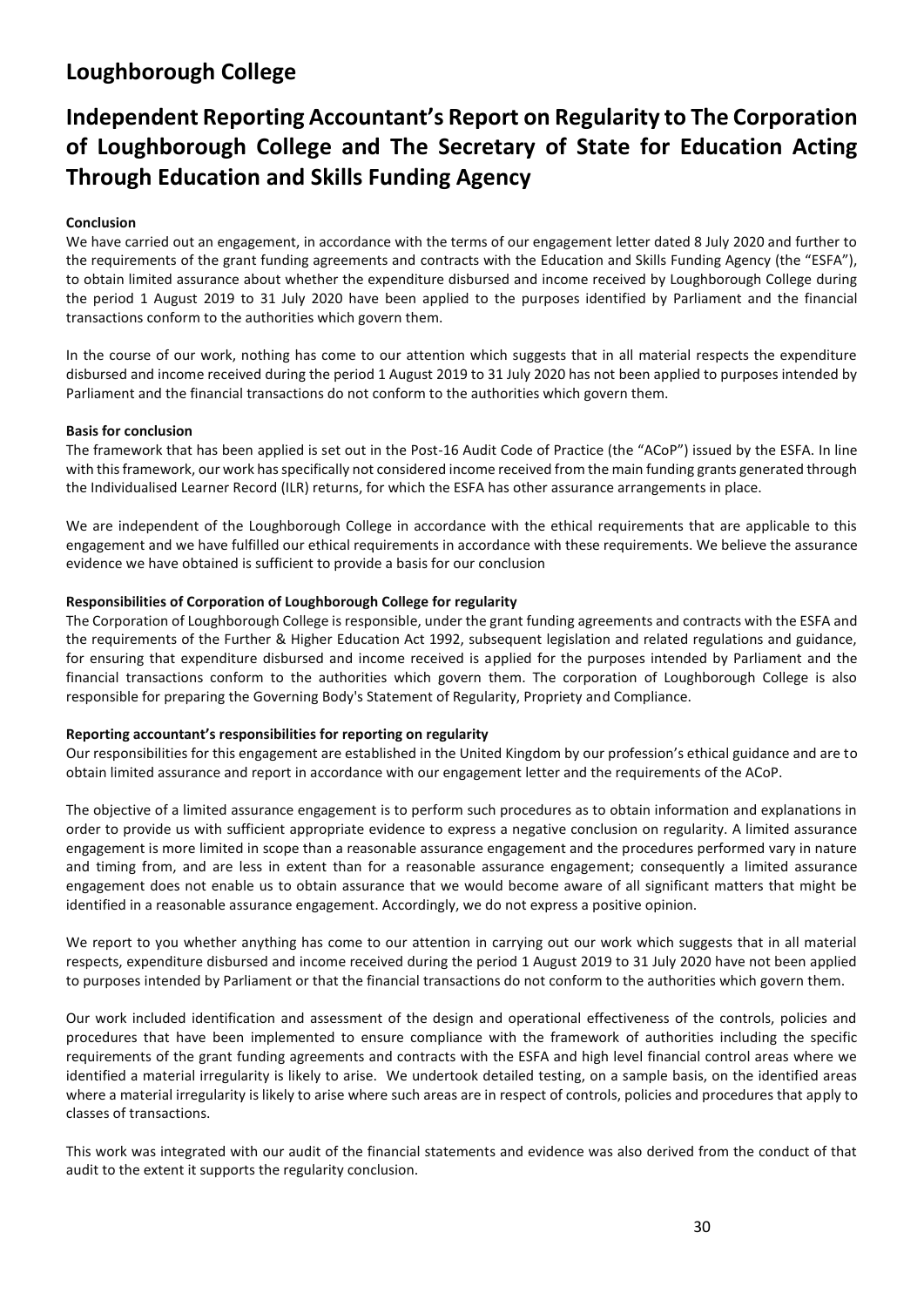# Loughborough College

## Independent Reporting Accountant's Report on Regularity to The Corporation of Loughborough College and The Secretary of State for Education Acting Through Education and Skills Funding Agency

**Conclusion**

We have carried out an engagement, in accordance with the terms of our engagement letter dated 8 July 2020 and further to the requirements of the grant funding agreements and contracts with the Education and Skills Funding Agency (the "ESFA"), to obtain limited assurance about whether the expenditure disbursed and income received by Loughborough College during the period 1 August 2019 to 31 July 2020 have been applied to the purposes identified by Parliament and the financial transactions conform to the authorities which govern them.

In the course of our work, nothing has come to our attention which suggests that in all material respects the expenditure disbursed and income received during the period 1 August 2019 to 31 July 2020 has not been applied to purposes intended by Parliament and the financial transactions do not conform to the authorities which govern them.

**Basis for conclusion**

The framework that has been applied is set out in the Post-16 Audit Code of Practice (the "ACoP") issued by the ESFA. In line with this framework, our work has specifically not considered income received from the main funding grants generated through the Individualised Learner Record (ILR) returns, for which the ESFA has other assurance arrangements in place.

We are independent of the Loughborough College in accordance with the ethical requirements that are applicable to this engagement and we have fulfilled our ethical requirements in accordance with these requirements. We believe the assurance evidence we have obtained is sufficient to provide a basis for our conclusion

**Responsibilities of Corporation of Loughborough College for regularity**

The Corporation of Loughborough College is responsible, under the grant funding agreements and contracts with the ESFA and the requirements of the Further & Higher Education Act 1992, subsequent legislation and related regulations and guidance, for ensuring that expenditure disbursed and income received is applied for the purposes intended by Parliament and the financial transactions conform to the authorities which govern them. The corporation of Loughborough College is also responsible for preparing the Governing Body's Statement of Regularity, Propriety and Compliance.

**Reporting accountant's responsibilities for reporting on regularity**

Our responsibilities for this engagement are established in the United Kingdom by our profession's ethical guidance and are to obtain limited assurance and report in accordance with our engagement letter and the requirements of the ACoP.

The objective of a limited assurance engagement is to perform such procedures as to obtain information and explanations in order to provide us with sufficient appropriate evidence to express a negative conclusion on regularity. A limited assurance engagement is more limited in scope than a reasonable assurance engagement and the procedures performed vary in nature and timing from, and are less in extent than for a reasonable assurance engagement; consequently a limited assurance engagement does not enable us to obtain assurance that we would become aware of all significant matters that might be identified in a reasonable assurance engagement. Accordingly, we do not express a positive opinion.

We report to you whether anything has come to our attention in carrying out our work which suggests that in all material respects, expenditure disbursed and income received during the period 1 August 2019 to 31 July 2020 have not been applied to purposes intended by Parliament or that the financial transactions do not conform to the authorities which govern them.

Our work included identification and assessment of the design and operational effectiveness of the controls, policies and procedures that have been implemented to ensure compliance with the framework of authorities including the specific requirements of the grant funding agreements and contracts with the ESFA and high level financial control areas where we identified a material irregularity is likely to arise. We undertook detailed testing, on a sample basis, on the identified areas where a material irregularity is likely to arise where such areas are in respect of controls, policies and procedures that apply to classes of transactions.

This work was integrated with our audit of the financial statements and evidence was also derived from the conduct of that audit to the extent it supports the regularity conclusion.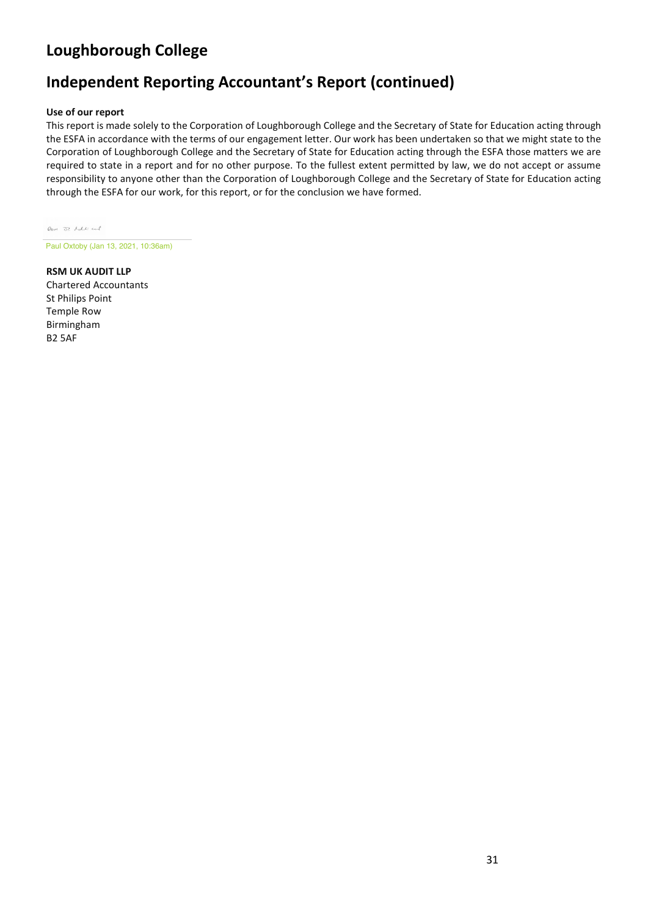# Loughborough College

## Independent Reporting Accountant's Report (continued)

**Use of our report**

This report is made solely to the Corporation of Loughborough College and the Secretary of State for Education acting through the ESFA in accordance with the terms of our engagement letter. Our work has been undertaken so that we might state to the Corporation of Loughborough College and the Secretary of State for Education acting through the ESFA those matters we are required to state in a report and for no other purpose. To the fullest extent permitted by law, we do not accept or assume responsibility to anyone other than the Corporation of Loughborough College and the Secretary of State for Education acting through the ESFA for our work, for this report, or for the conclusion we have formed.

Paul Oxtoby (Jan 13, 2021, 10:36am)

**RSM UK AUDIT LLP**
Chartered Accountants
St Philips Point
Temple Row
Birmingham
B2 5AF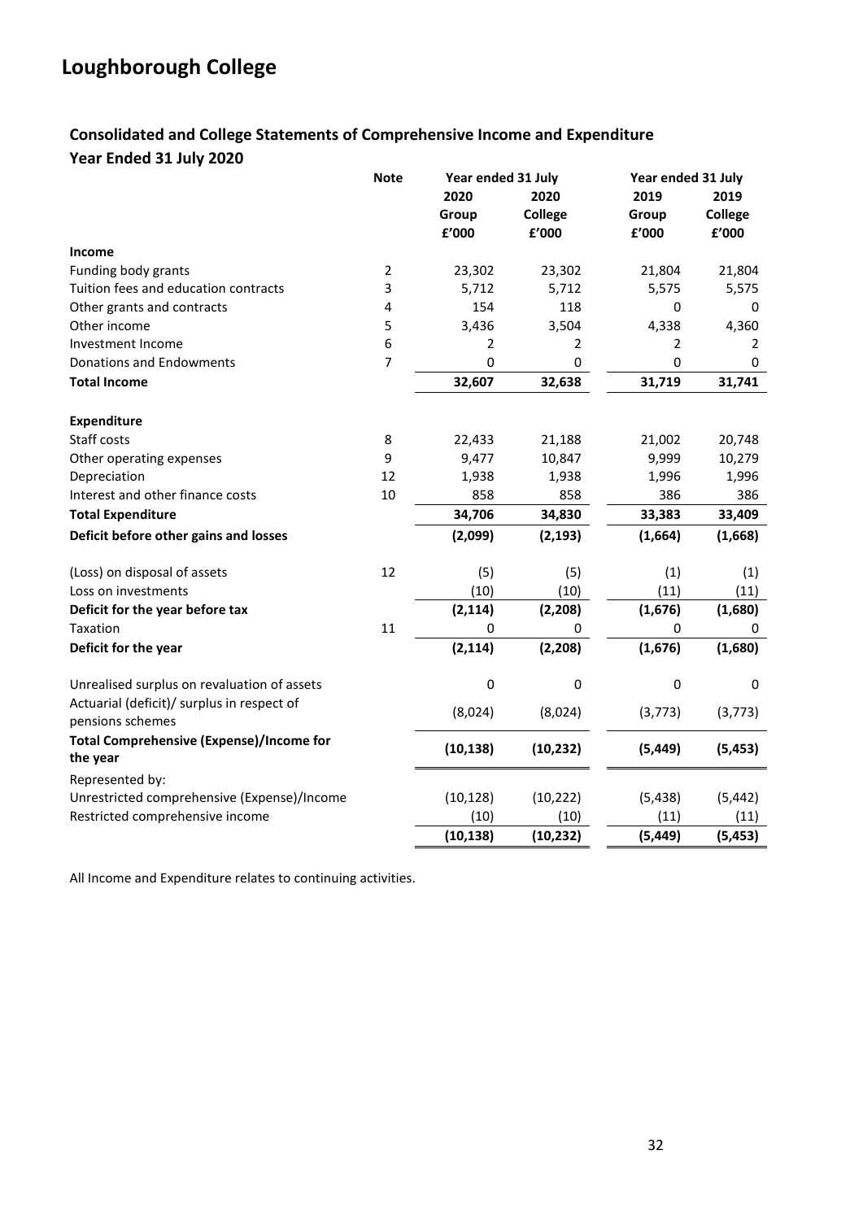# Loughborough College

## Consolidated and College Statements of Comprehensive Income and Expenditure

### Year Ended 31 July 2020

| | Note | Year ended 31 July 2020 Group £'000 | Year ended 31 July 2020 College £'000 | Year ended 31 July 2019 Group £'000 | Year ended 31 July 2019 College £'000 |
|---|---|---|---|---|---|
| **Income** | | | | | |
| Funding body grants | 2 | 23,302 | 23,302 | 21,804 | 21,804 |
| Tuition fees and education contracts | 3 | 5,712 | 5,712 | 5,575 | 5,575 |
| Other grants and contracts | 4 | 154 | 118 | 0 | 0 |
| Other income | 5 | 3,436 | 3,504 | 4,338 | 4,360 |
| Investment Income | 6 | 2 | 2 | 2 | 2 |
| Donations and Endowments | 7 | 0 | 0 | 0 | 0 |
| **Total Income** | | **32,607** | **32,638** | **31,719** | **31,741** |
| | | | | | |
| **Expenditure** | | | | | |
| Staff costs | 8 | 22,433 | 21,188 | 21,002 | 20,748 |
| Other operating expenses | 9 | 9,477 | 10,847 | 9,999 | 10,279 |
| Depreciation | 12 | 1,938 | 1,938 | 1,996 | 1,996 |
| Interest and other finance costs | 10 | 858 | 858 | 386 | 386 |
| **Total Expenditure** | | **34,706** | **34,830** | **33,383** | **33,409** |
| **Deficit before other gains and losses** | | **(2,099)** | **(2,193)** | **(1,664)** | **(1,668)** |
| | | | | | |
| (Loss) on disposal of assets | 12 | (5) | (5) | (1) | (1) |
| Loss on investments | | (10) | (10) | (11) | (11) |
| **Deficit for the year before tax** | | **(2,114)** | **(2,208)** | **(1,676)** | **(1,680)** |
| Taxation | 11 | 0 | 0 | 0 | 0 |
| **Deficit for the year** | | **(2,114)** | **(2,208)** | **(1,676)** | **(1,680)** |
| | | | | | |
| Unrealised surplus on revaluation of assets | | 0 | 0 | 0 | 0 |
| Actuarial (deficit)/ surplus in respect of pensions schemes | | (8,024) | (8,024) | (3,773) | (3,773) |
| **Total Comprehensive (Expense)/Income for the year** | | **(10,138)** | **(10,232)** | **(5,449)** | **(5,453)** |
| Represented by: | | | | | |
| Unrestricted comprehensive (Expense)/Income | | (10,128) | (10,222) | (5,438) | (5,442) |
| Restricted comprehensive income | | (10) | (10) | (11) | (11) |
| | | **(10,138)** | **(10,232)** | **(5,449)** | **(5,453)** |

All Income and Expenditure relates to continuing activities.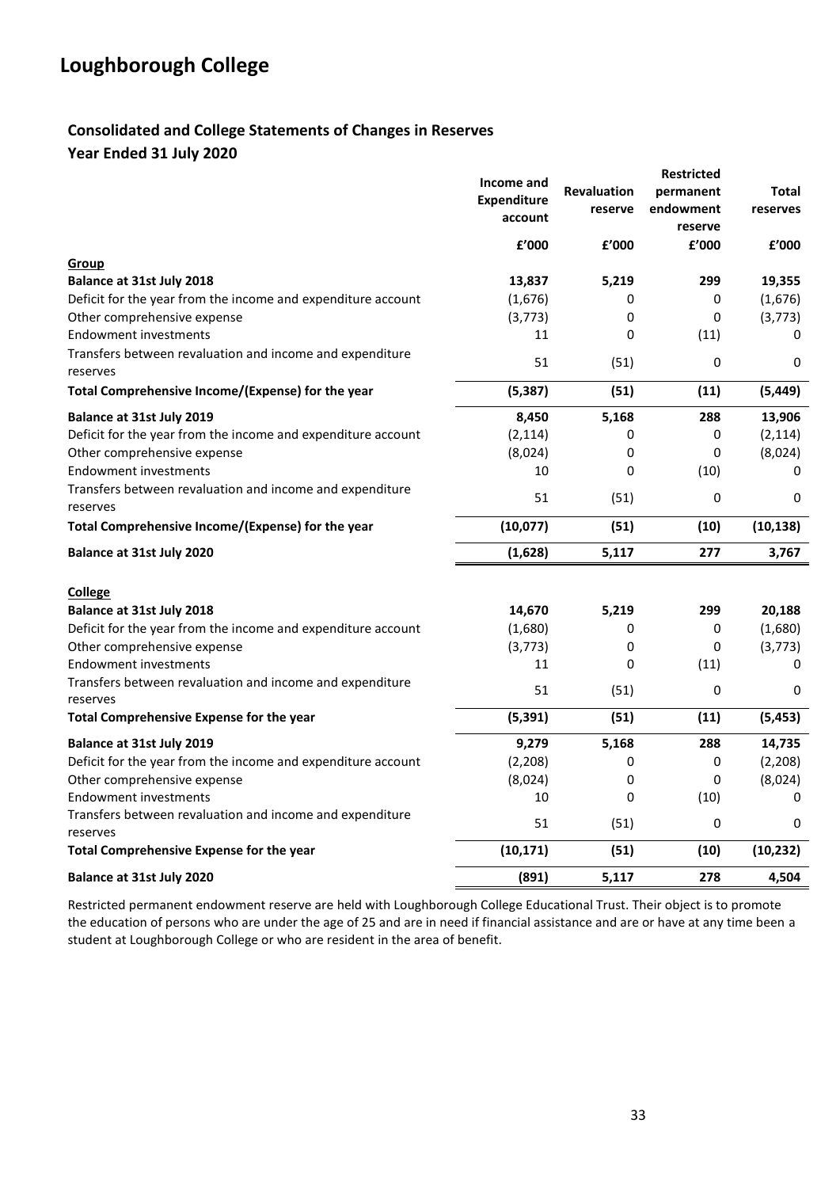# Loughborough College

## Consolidated and College Statements of Changes in Reserves

### Year Ended 31 July 2020

| | Income and Expenditure account | Revaluation reserve | Restricted permanent endowment reserve | Total reserves |
|---|---|---|---|---|
| | £'000 | £'000 | £'000 | £'000 |
| **Group** | | | | |
| **Balance at 31st July 2018** | **13,837** | **5,219** | **299** | **19,355** |
| Deficit for the year from the income and expenditure account | (1,676) | 0 | 0 | (1,676) |
| Other comprehensive expense | (3,773) | 0 | 0 | (3,773) |
| Endowment investments | 11 | 0 | (11) | 0 |
| Transfers between revaluation and income and expenditure reserves | 51 | (51) | 0 | 0 |
| **Total Comprehensive Income/(Expense) for the year** | **(5,387)** | **(51)** | **(11)** | **(5,449)** |
| **Balance at 31st July 2019** | **8,450** | **5,168** | **288** | **13,906** |
| Deficit for the year from the income and expenditure account | (2,114) | 0 | 0 | (2,114) |
| Other comprehensive expense | (8,024) | 0 | 0 | (8,024) |
| Endowment investments | 10 | 0 | (10) | 0 |
| Transfers between revaluation and income and expenditure reserves | 51 | (51) | 0 | 0 |
| **Total Comprehensive Income/(Expense) for the year** | **(10,077)** | **(51)** | **(10)** | **(10,138)** |
| **Balance at 31st July 2020** | **(1,628)** | **5,117** | **277** | **3,767** |
| | | | | |
| **College** | | | | |
| **Balance at 31st July 2018** | **14,670** | **5,219** | **299** | **20,188** |
| Deficit for the year from the income and expenditure account | (1,680) | 0 | 0 | (1,680) |
| Other comprehensive expense | (3,773) | 0 | 0 | (3,773) |
| Endowment investments | 11 | 0 | (11) | 0 |
| Transfers between revaluation and income and expenditure reserves | 51 | (51) | 0 | 0 |
| **Total Comprehensive Expense for the year** | **(5,391)** | **(51)** | **(11)** | **(5,453)** |
| **Balance at 31st July 2019** | **9,279** | **5,168** | **288** | **14,735** |
| Deficit for the year from the income and expenditure account | (2,208) | 0 | 0 | (2,208) |
| Other comprehensive expense | (8,024) | 0 | 0 | (8,024) |
| Endowment investments | 10 | 0 | (10) | 0 |
| Transfers between revaluation and income and expenditure reserves | 51 | (51) | 0 | 0 |
| **Total Comprehensive Expense for the year** | **(10,171)** | **(51)** | **(10)** | **(10,232)** |
| **Balance at 31st July 2020** | **(891)** | **5,117** | **278** | **4,504** |

Restricted permanent endowment reserve are held with Loughborough College Educational Trust. Their object is to promote the education of persons who are under the age of 25 and are in need if financial assistance and are or have at any time been a student at Loughborough College or who are resident in the area of benefit.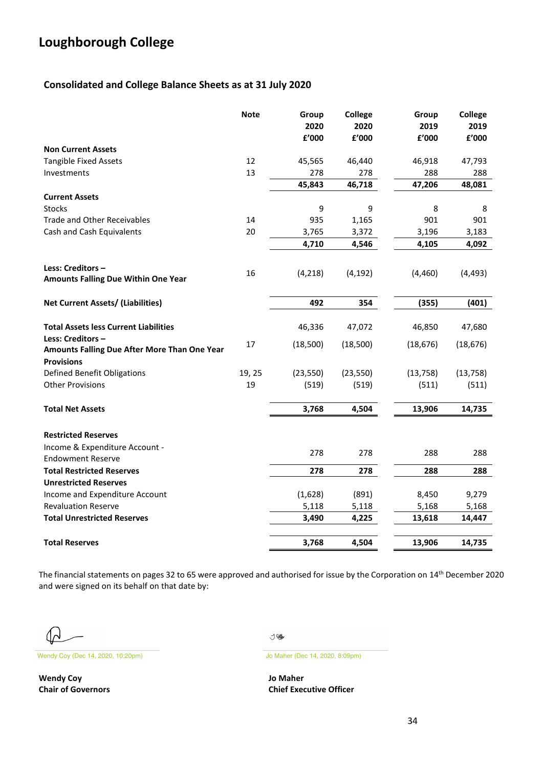# Loughborough College

## Consolidated and College Balance Sheets as at 31 July 2020

| | Note | Group 2020 £'000 | College 2020 £'000 | Group 2019 £'000 | College 2019 £'000 |
|---|---|---|---|---|---|
| **Non Current Assets** | | | | | |
| Tangible Fixed Assets | 12 | 45,565 | 46,440 | 46,918 | 47,793 |
| Investments | 13 | 278 | 278 | 288 | 288 |
| | | **45,843** | **46,718** | **47,206** | **48,081** |
| **Current Assets** | | | | | |
| Stocks | | 9 | 9 | 8 | 8 |
| Trade and Other Receivables | 14 | 935 | 1,165 | 901 | 901 |
| Cash and Cash Equivalents | 20 | 3,765 | 3,372 | 3,196 | 3,183 |
| | | **4,710** | **4,546** | **4,105** | **4,092** |
| **Less: Creditors – Amounts Falling Due Within One Year** | 16 | (4,218) | (4,192) | (4,460) | (4,493) |
| **Net Current Assets/ (Liabilities)** | | **492** | **354** | **(355)** | **(401)** |
| **Total Assets less Current Liabilities** | | 46,336 | 47,072 | 46,850 | 47,680 |
| **Less: Creditors – Amounts Falling Due After More Than One Year** | 17 | (18,500) | (18,500) | (18,676) | (18,676) |
| **Provisions** | | | | | |
| Defined Benefit Obligations | 19, 25 | (23,550) | (23,550) | (13,758) | (13,758) |
| Other Provisions | 19 | (519) | (519) | (511) | (511) |
| **Total Net Assets** | | **3,768** | **4,504** | **13,906** | **14,735** |
| **Restricted Reserves** | | | | | |
| Income & Expenditure Account - Endowment Reserve | | 278 | 278 | 288 | 288 |
| **Total Restricted Reserves** | | **278** | **278** | **288** | **288** |
| **Unrestricted Reserves** | | | | | |
| Income and Expenditure Account | | (1,628) | (891) | 8,450 | 9,279 |
| Revaluation Reserve | | 5,118 | 5,118 | 5,168 | 5,168 |
| **Total Unrestricted Reserves** | | **3,490** | **4,225** | **13,618** | **14,447** |
| **Total Reserves** | | **3,768** | **4,504** | **13,906** | **14,735** |

The financial statements on pages 32 to 65 were approved and authorised for issue by the Corporation on 14th December 2020 and were signed on its behalf on that date by:

Wendy Coy (Dec 14, 2020, 10:20pm)

**Wendy Coy**
**Chair of Governors**

Jo Maher (Dec 14, 2020, 8:09pm)

**Jo Maher**
**Chief Executive Officer**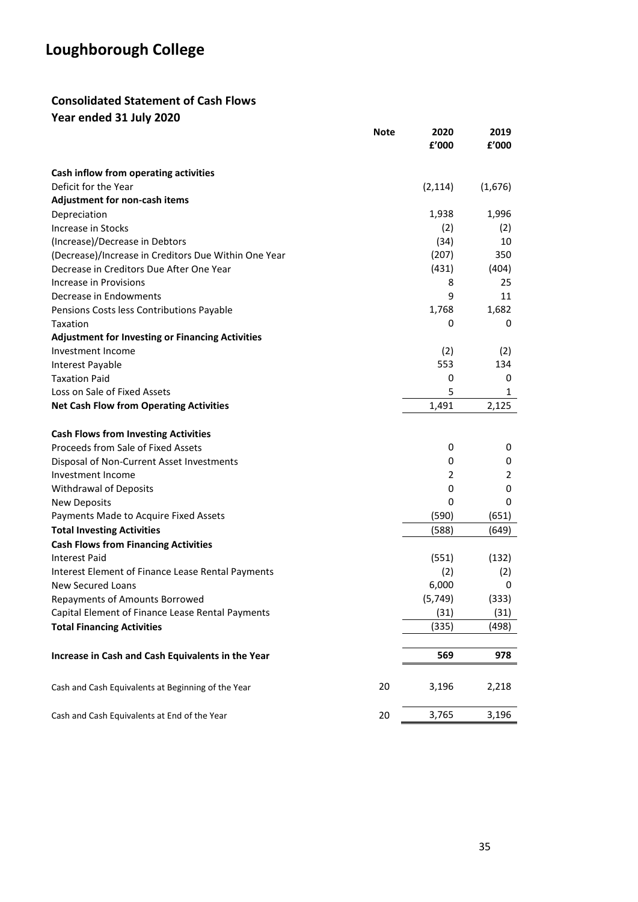# Loughborough College

## Consolidated Statement of Cash Flows

### Year ended 31 July 2020

| | Note | 2020 £'000 | 2019 £'000 |
|---|---|---|---|
| **Cash inflow from operating activities** | | | |
| Deficit for the Year | | (2,114) | (1,676) |
| **Adjustment for non-cash items** | | | |
| Depreciation | | 1,938 | 1,996 |
| Increase in Stocks | | (2) | (2) |
| (Increase)/Decrease in Debtors | | (34) | 10 |
| (Decrease)/Increase in Creditors Due Within One Year | | (207) | 350 |
| Decrease in Creditors Due After One Year | | (431) | (404) |
| Increase in Provisions | | 8 | 25 |
| Decrease in Endowments | | 9 | 11 |
| Pensions Costs less Contributions Payable | | 1,768 | 1,682 |
| Taxation | | 0 | 0 |
| **Adjustment for Investing or Financing Activities** | | | |
| Investment Income | | (2) | (2) |
| Interest Payable | | 553 | 134 |
| Taxation Paid | | 0 | 0 |
| Loss on Sale of Fixed Assets | | 5 | 1 |
| **Net Cash Flow from Operating Activities** | | 1,491 | 2,125 |
| | | | |
| **Cash Flows from Investing Activities** | | | |
| Proceeds from Sale of Fixed Assets | | 0 | 0 |
| Disposal of Non-Current Asset Investments | | 0 | 0 |
| Investment Income | | 2 | 2 |
| Withdrawal of Deposits | | 0 | 0 |
| New Deposits | | 0 | 0 |
| Payments Made to Acquire Fixed Assets | | (590) | (651) |
| **Total Investing Activities** | | (588) | (649) |
| **Cash Flows from Financing Activities** | | | |
| Interest Paid | | (551) | (132) |
| Interest Element of Finance Lease Rental Payments | | (2) | (2) |
| New Secured Loans | | 6,000 | 0 |
| Repayments of Amounts Borrowed | | (5,749) | (333) |
| Capital Element of Finance Lease Rental Payments | | (31) | (31) |
| **Total Financing Activities** | | (335) | (498) |
| | | | |
| **Increase in Cash and Cash Equivalents in the Year** | | **569** | **978** |
| | | | |
| Cash and Cash Equivalents at Beginning of the Year | 20 | 3,196 | 2,218 |
| | | | |
| Cash and Cash Equivalents at End of the Year | 20 | 3,765 | 3,196 |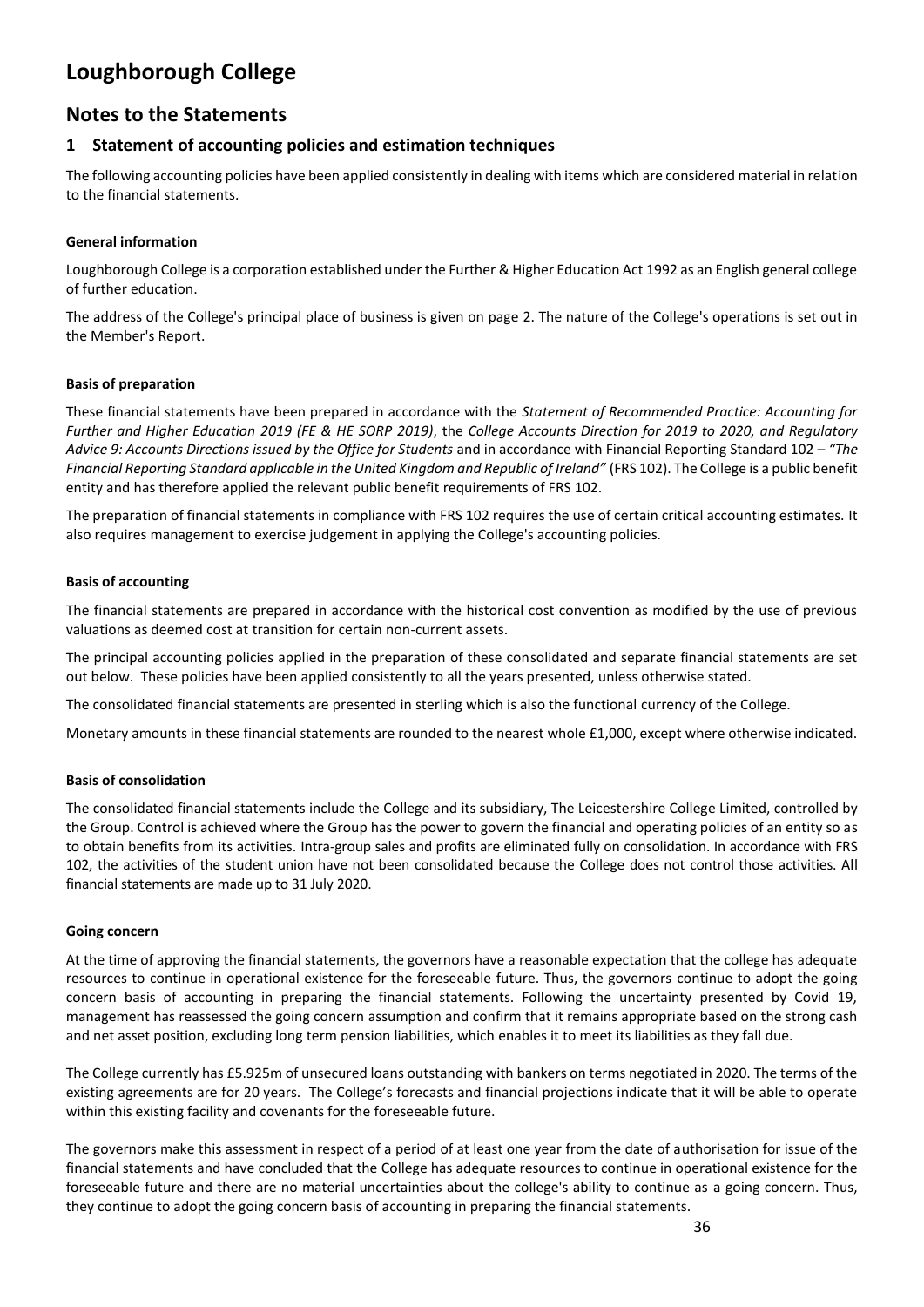# Loughborough College

## Notes to the Statements

### 1 Statement of accounting policies and estimation techniques

The following accounting policies have been applied consistently in dealing with items which are considered material in relation to the financial statements.

**General information**

Loughborough College is a corporation established under the Further & Higher Education Act 1992 as an English general college of further education.

The address of the College's principal place of business is given on page 2. The nature of the College's operations is set out in the Member's Report.

**Basis of preparation**

These financial statements have been prepared in accordance with the *Statement of Recommended Practice: Accounting for Further and Higher Education 2019 (FE & HE SORP 2019)*, the *College Accounts Direction for 2019 to 2020, and Regulatory Advice 9: Accounts Directions issued by the Office for Students* and in accordance with Financial Reporting Standard 102 – *"The Financial Reporting Standard applicable in the United Kingdom and Republic of Ireland"* (FRS 102). The College is a public benefit entity and has therefore applied the relevant public benefit requirements of FRS 102.

The preparation of financial statements in compliance with FRS 102 requires the use of certain critical accounting estimates. It also requires management to exercise judgement in applying the College's accounting policies.

**Basis of accounting**

The financial statements are prepared in accordance with the historical cost convention as modified by the use of previous valuations as deemed cost at transition for certain non-current assets.

The principal accounting policies applied in the preparation of these consolidated and separate financial statements are set out below. These policies have been applied consistently to all the years presented, unless otherwise stated.

The consolidated financial statements are presented in sterling which is also the functional currency of the College.

Monetary amounts in these financial statements are rounded to the nearest whole £1,000, except where otherwise indicated.

**Basis of consolidation**

The consolidated financial statements include the College and its subsidiary, The Leicestershire College Limited, controlled by the Group. Control is achieved where the Group has the power to govern the financial and operating policies of an entity so as to obtain benefits from its activities. Intra-group sales and profits are eliminated fully on consolidation. In accordance with FRS 102, the activities of the student union have not been consolidated because the College does not control those activities. All financial statements are made up to 31 July 2020.

**Going concern**

At the time of approving the financial statements, the governors have a reasonable expectation that the college has adequate resources to continue in operational existence for the foreseeable future. Thus, the governors continue to adopt the going concern basis of accounting in preparing the financial statements. Following the uncertainty presented by Covid 19, management has reassessed the going concern assumption and confirm that it remains appropriate based on the strong cash and net asset position, excluding long term pension liabilities, which enables it to meet its liabilities as they fall due.

The College currently has £5.925m of unsecured loans outstanding with bankers on terms negotiated in 2020. The terms of the existing agreements are for 20 years. The College's forecasts and financial projections indicate that it will be able to operate within this existing facility and covenants for the foreseeable future.

The governors make this assessment in respect of a period of at least one year from the date of authorisation for issue of the financial statements and have concluded that the College has adequate resources to continue in operational existence for the foreseeable future and there are no material uncertainties about the college's ability to continue as a going concern. Thus, they continue to adopt the going concern basis of accounting in preparing the financial statements.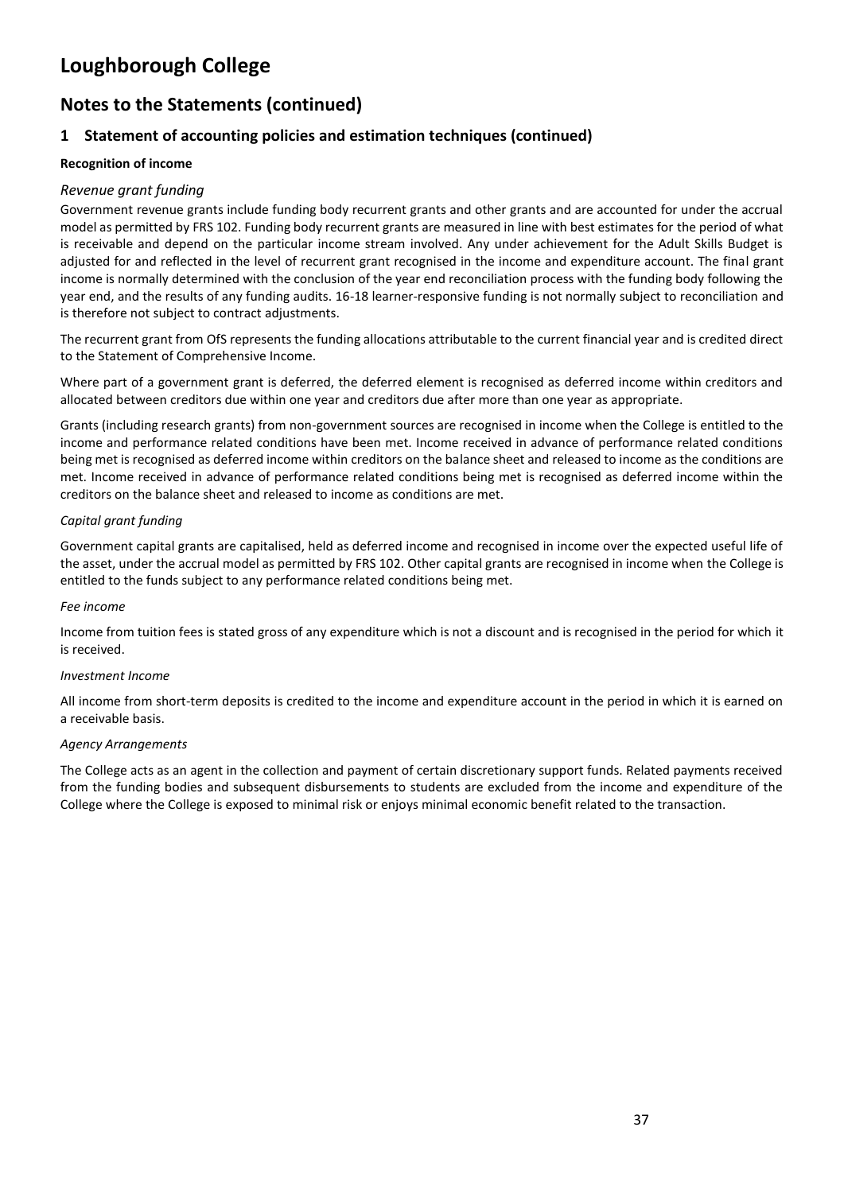# Loughborough College

## Notes to the Statements (continued)

### 1 Statement of accounting policies and estimation techniques (continued)

**Recognition of income**

*Revenue grant funding*

Government revenue grants include funding body recurrent grants and other grants and are accounted for under the accrual model as permitted by FRS 102. Funding body recurrent grants are measured in line with best estimates for the period of what is receivable and depend on the particular income stream involved. Any under achievement for the Adult Skills Budget is adjusted for and reflected in the level of recurrent grant recognised in the income and expenditure account. The final grant income is normally determined with the conclusion of the year end reconciliation process with the funding body following the year end, and the results of any funding audits. 16-18 learner-responsive funding is not normally subject to reconciliation and is therefore not subject to contract adjustments.

The recurrent grant from OfS represents the funding allocations attributable to the current financial year and is credited direct to the Statement of Comprehensive Income.

Where part of a government grant is deferred, the deferred element is recognised as deferred income within creditors and allocated between creditors due within one year and creditors due after more than one year as appropriate.

Grants (including research grants) from non-government sources are recognised in income when the College is entitled to the income and performance related conditions have been met. Income received in advance of performance related conditions being met is recognised as deferred income within creditors on the balance sheet and released to income as the conditions are met. Income received in advance of performance related conditions being met is recognised as deferred income within the creditors on the balance sheet and released to income as conditions are met.

*Capital grant funding*

Government capital grants are capitalised, held as deferred income and recognised in income over the expected useful life of the asset, under the accrual model as permitted by FRS 102. Other capital grants are recognised in income when the College is entitled to the funds subject to any performance related conditions being met.

*Fee income*

Income from tuition fees is stated gross of any expenditure which is not a discount and is recognised in the period for which it is received.

*Investment Income*

All income from short-term deposits is credited to the income and expenditure account in the period in which it is earned on a receivable basis.

*Agency Arrangements*

The College acts as an agent in the collection and payment of certain discretionary support funds. Related payments received from the funding bodies and subsequent disbursements to students are excluded from the income and expenditure of the College where the College is exposed to minimal risk or enjoys minimal economic benefit related to the transaction.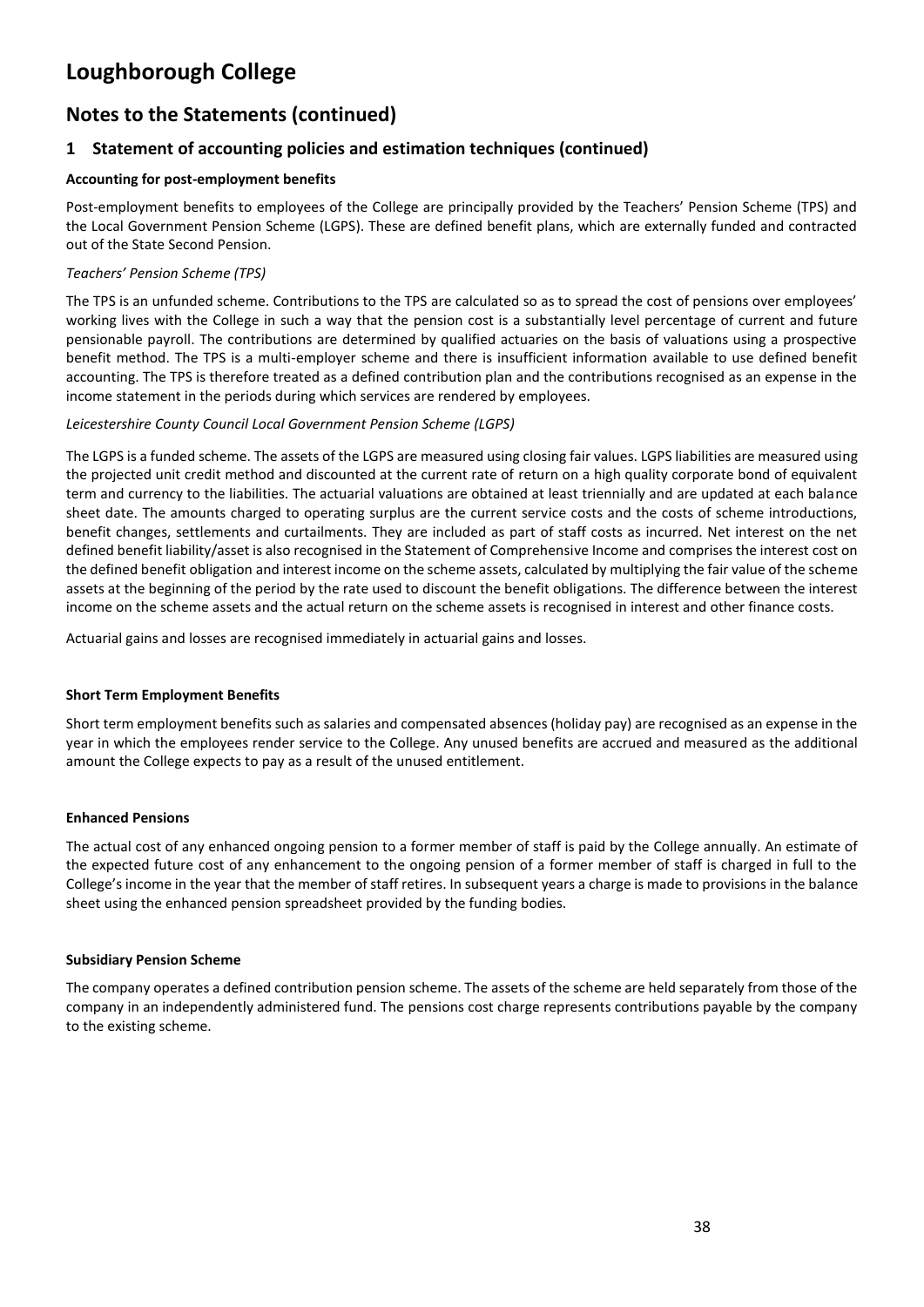# Loughborough College

## Notes to the Statements (continued)

### 1 Statement of accounting policies and estimation techniques (continued)

**Accounting for post-employment benefits**

Post-employment benefits to employees of the College are principally provided by the Teachers' Pension Scheme (TPS) and the Local Government Pension Scheme (LGPS). These are defined benefit plans, which are externally funded and contracted out of the State Second Pension.

*Teachers' Pension Scheme (TPS)*

The TPS is an unfunded scheme. Contributions to the TPS are calculated so as to spread the cost of pensions over employees' working lives with the College in such a way that the pension cost is a substantially level percentage of current and future pensionable payroll. The contributions are determined by qualified actuaries on the basis of valuations using a prospective benefit method. The TPS is a multi-employer scheme and there is insufficient information available to use defined benefit accounting. The TPS is therefore treated as a defined contribution plan and the contributions recognised as an expense in the income statement in the periods during which services are rendered by employees.

*Leicestershire County Council Local Government Pension Scheme (LGPS)*

The LGPS is a funded scheme. The assets of the LGPS are measured using closing fair values. LGPS liabilities are measured using the projected unit credit method and discounted at the current rate of return on a high quality corporate bond of equivalent term and currency to the liabilities. The actuarial valuations are obtained at least triennially and are updated at each balance sheet date. The amounts charged to operating surplus are the current service costs and the costs of scheme introductions, benefit changes, settlements and curtailments. They are included as part of staff costs as incurred. Net interest on the net defined benefit liability/asset is also recognised in the Statement of Comprehensive Income and comprises the interest cost on the defined benefit obligation and interest income on the scheme assets, calculated by multiplying the fair value of the scheme assets at the beginning of the period by the rate used to discount the benefit obligations. The difference between the interest income on the scheme assets and the actual return on the scheme assets is recognised in interest and other finance costs.

Actuarial gains and losses are recognised immediately in actuarial gains and losses.

**Short Term Employment Benefits**

Short term employment benefits such as salaries and compensated absences (holiday pay) are recognised as an expense in the year in which the employees render service to the College. Any unused benefits are accrued and measured as the additional amount the College expects to pay as a result of the unused entitlement.

**Enhanced Pensions**

The actual cost of any enhanced ongoing pension to a former member of staff is paid by the College annually. An estimate of the expected future cost of any enhancement to the ongoing pension of a former member of staff is charged in full to the College's income in the year that the member of staff retires. In subsequent years a charge is made to provisions in the balance sheet using the enhanced pension spreadsheet provided by the funding bodies.

**Subsidiary Pension Scheme**

The company operates a defined contribution pension scheme. The assets of the scheme are held separately from those of the company in an independently administered fund. The pensions cost charge represents contributions payable by the company to the existing scheme.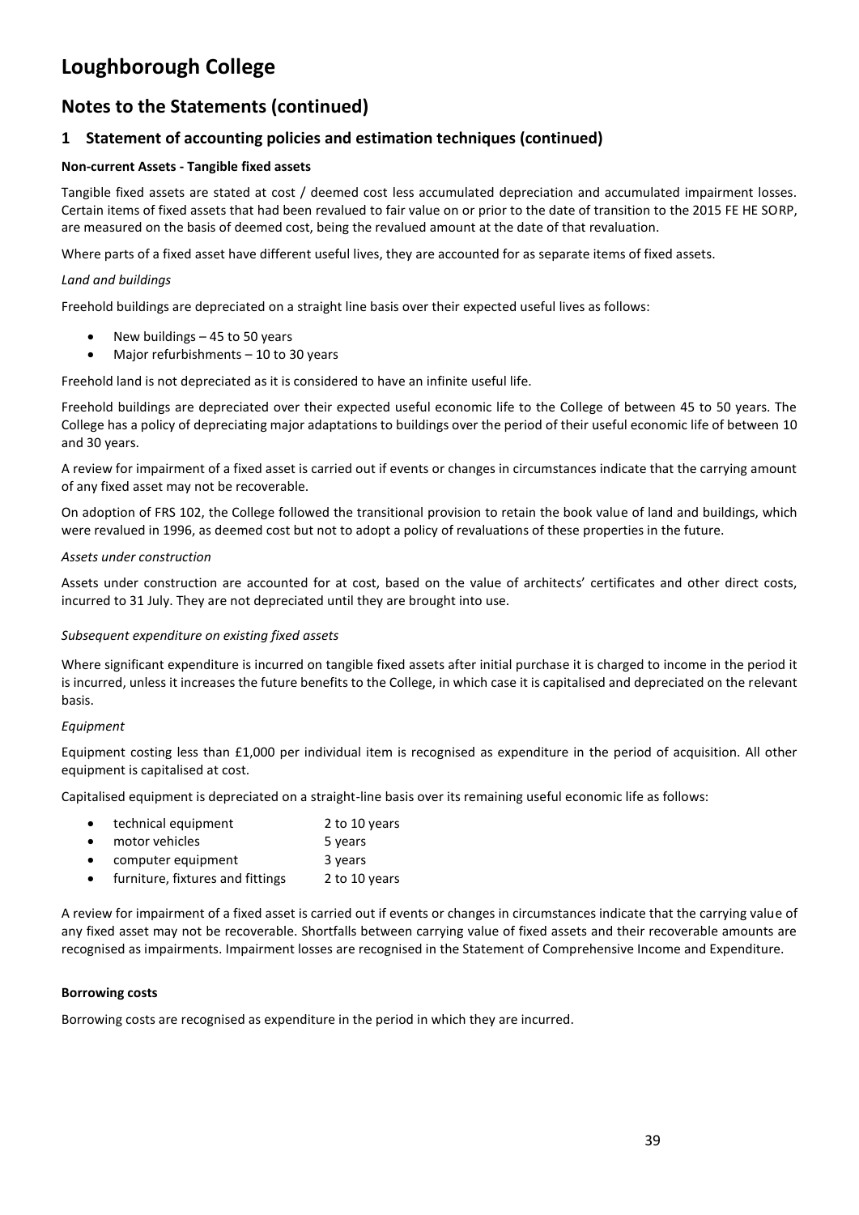# Loughborough College

## Notes to the Statements (continued)

### 1 Statement of accounting policies and estimation techniques (continued)

**Non-current Assets - Tangible fixed assets**

Tangible fixed assets are stated at cost / deemed cost less accumulated depreciation and accumulated impairment losses. Certain items of fixed assets that had been revalued to fair value on or prior to the date of transition to the 2015 FE HE SORP, are measured on the basis of deemed cost, being the revalued amount at the date of that revaluation.

Where parts of a fixed asset have different useful lives, they are accounted for as separate items of fixed assets.

*Land and buildings*

Freehold buildings are depreciated on a straight line basis over their expected useful lives as follows:

- New buildings – 45 to 50 years
- Major refurbishments – 10 to 30 years

Freehold land is not depreciated as it is considered to have an infinite useful life.

Freehold buildings are depreciated over their expected useful economic life to the College of between 45 to 50 years. The College has a policy of depreciating major adaptations to buildings over the period of their useful economic life of between 10 and 30 years.

A review for impairment of a fixed asset is carried out if events or changes in circumstances indicate that the carrying amount of any fixed asset may not be recoverable.

On adoption of FRS 102, the College followed the transitional provision to retain the book value of land and buildings, which were revalued in 1996, as deemed cost but not to adopt a policy of revaluations of these properties in the future.

*Assets under construction*

Assets under construction are accounted for at cost, based on the value of architects' certificates and other direct costs, incurred to 31 July. They are not depreciated until they are brought into use.

*Subsequent expenditure on existing fixed assets*

Where significant expenditure is incurred on tangible fixed assets after initial purchase it is charged to income in the period it is incurred, unless it increases the future benefits to the College, in which case it is capitalised and depreciated on the relevant basis.

*Equipment*

Equipment costing less than £1,000 per individual item is recognised as expenditure in the period of acquisition. All other equipment is capitalised at cost.

Capitalised equipment is depreciated on a straight-line basis over its remaining useful economic life as follows:

- technical equipment 2 to 10 years
- motor vehicles 5 years
- computer equipment 3 years
- furniture, fixtures and fittings 2 to 10 years

A review for impairment of a fixed asset is carried out if events or changes in circumstances indicate that the carrying value of any fixed asset may not be recoverable. Shortfalls between carrying value of fixed assets and their recoverable amounts are recognised as impairments. Impairment losses are recognised in the Statement of Comprehensive Income and Expenditure.

**Borrowing costs**

Borrowing costs are recognised as expenditure in the period in which they are incurred.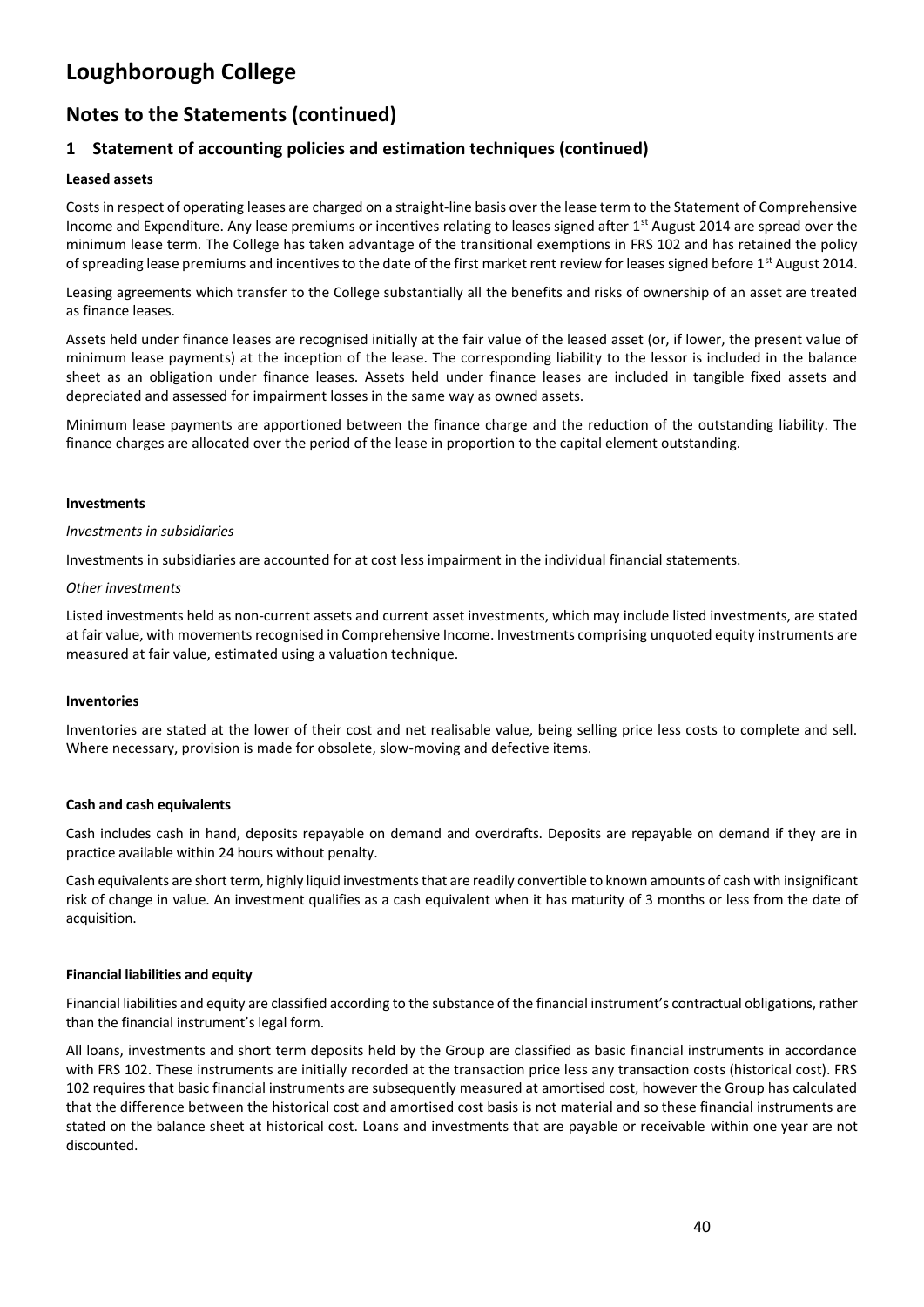# Loughborough College

## Notes to the Statements (continued)

### 1 Statement of accounting policies and estimation techniques (continued)

**Leased assets**

Costs in respect of operating leases are charged on a straight-line basis over the lease term to the Statement of Comprehensive Income and Expenditure. Any lease premiums or incentives relating to leases signed after 1st August 2014 are spread over the minimum lease term. The College has taken advantage of the transitional exemptions in FRS 102 and has retained the policy of spreading lease premiums and incentives to the date of the first market rent review for leases signed before 1st August 2014.

Leasing agreements which transfer to the College substantially all the benefits and risks of ownership of an asset are treated as finance leases.

Assets held under finance leases are recognised initially at the fair value of the leased asset (or, if lower, the present value of minimum lease payments) at the inception of the lease. The corresponding liability to the lessor is included in the balance sheet as an obligation under finance leases. Assets held under finance leases are included in tangible fixed assets and depreciated and assessed for impairment losses in the same way as owned assets.

Minimum lease payments are apportioned between the finance charge and the reduction of the outstanding liability. The finance charges are allocated over the period of the lease in proportion to the capital element outstanding.

**Investments**

*Investments in subsidiaries*

Investments in subsidiaries are accounted for at cost less impairment in the individual financial statements.

*Other investments*

Listed investments held as non-current assets and current asset investments, which may include listed investments, are stated at fair value, with movements recognised in Comprehensive Income. Investments comprising unquoted equity instruments are measured at fair value, estimated using a valuation technique.

**Inventories**

Inventories are stated at the lower of their cost and net realisable value, being selling price less costs to complete and sell. Where necessary, provision is made for obsolete, slow-moving and defective items.

**Cash and cash equivalents**

Cash includes cash in hand, deposits repayable on demand and overdrafts. Deposits are repayable on demand if they are in practice available within 24 hours without penalty.

Cash equivalents are short term, highly liquid investments that are readily convertible to known amounts of cash with insignificant risk of change in value. An investment qualifies as a cash equivalent when it has maturity of 3 months or less from the date of acquisition.

**Financial liabilities and equity**

Financial liabilities and equity are classified according to the substance of the financial instrument's contractual obligations, rather than the financial instrument's legal form.

All loans, investments and short term deposits held by the Group are classified as basic financial instruments in accordance with FRS 102. These instruments are initially recorded at the transaction price less any transaction costs (historical cost). FRS 102 requires that basic financial instruments are subsequently measured at amortised cost, however the Group has calculated that the difference between the historical cost and amortised cost basis is not material and so these financial instruments are stated on the balance sheet at historical cost. Loans and investments that are payable or receivable within one year are not discounted.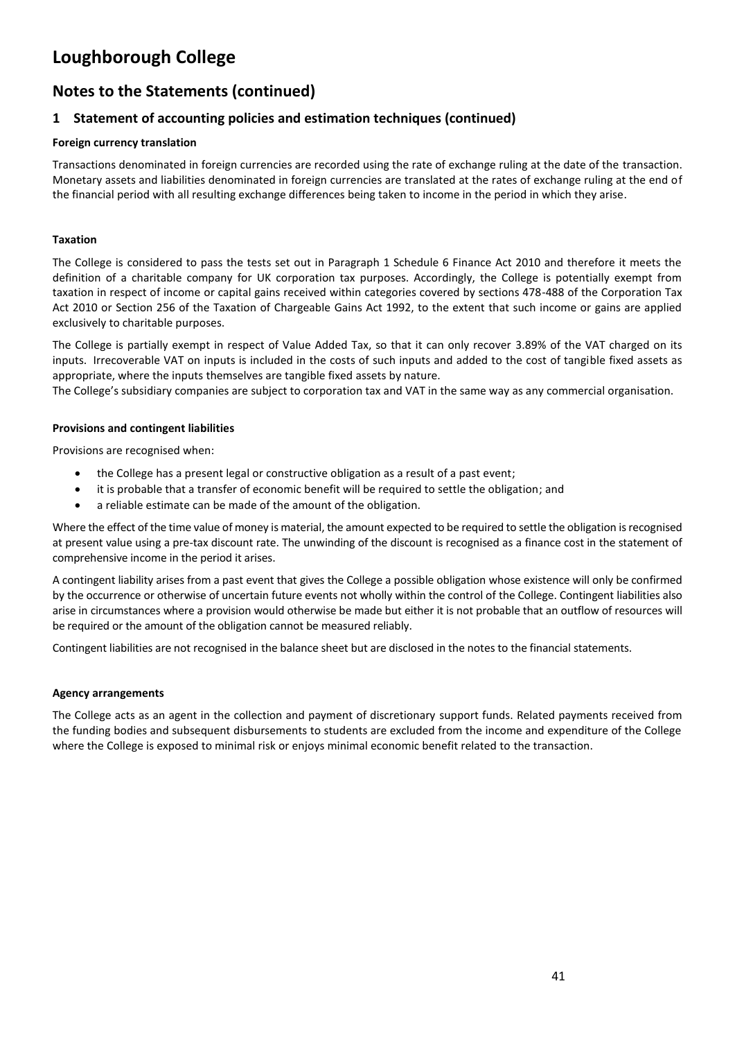# Loughborough College

## Notes to the Statements (continued)

### 1 Statement of accounting policies and estimation techniques (continued)

**Foreign currency translation**

Transactions denominated in foreign currencies are recorded using the rate of exchange ruling at the date of the transaction. Monetary assets and liabilities denominated in foreign currencies are translated at the rates of exchange ruling at the end of the financial period with all resulting exchange differences being taken to income in the period in which they arise.

**Taxation**

The College is considered to pass the tests set out in Paragraph 1 Schedule 6 Finance Act 2010 and therefore it meets the definition of a charitable company for UK corporation tax purposes. Accordingly, the College is potentially exempt from taxation in respect of income or capital gains received within categories covered by sections 478-488 of the Corporation Tax Act 2010 or Section 256 of the Taxation of Chargeable Gains Act 1992, to the extent that such income or gains are applied exclusively to charitable purposes.

The College is partially exempt in respect of Value Added Tax, so that it can only recover 3.89% of the VAT charged on its inputs. Irrecoverable VAT on inputs is included in the costs of such inputs and added to the cost of tangible fixed assets as appropriate, where the inputs themselves are tangible fixed assets by nature.

The College's subsidiary companies are subject to corporation tax and VAT in the same way as any commercial organisation.

**Provisions and contingent liabilities**

Provisions are recognised when:

- the College has a present legal or constructive obligation as a result of a past event;
- it is probable that a transfer of economic benefit will be required to settle the obligation; and
- a reliable estimate can be made of the amount of the obligation.

Where the effect of the time value of money is material, the amount expected to be required to settle the obligation is recognised at present value using a pre-tax discount rate. The unwinding of the discount is recognised as a finance cost in the statement of comprehensive income in the period it arises.

A contingent liability arises from a past event that gives the College a possible obligation whose existence will only be confirmed by the occurrence or otherwise of uncertain future events not wholly within the control of the College. Contingent liabilities also arise in circumstances where a provision would otherwise be made but either it is not probable that an outflow of resources will be required or the amount of the obligation cannot be measured reliably.

Contingent liabilities are not recognised in the balance sheet but are disclosed in the notes to the financial statements.

**Agency arrangements**

The College acts as an agent in the collection and payment of discretionary support funds. Related payments received from the funding bodies and subsequent disbursements to students are excluded from the income and expenditure of the College where the College is exposed to minimal risk or enjoys minimal economic benefit related to the transaction.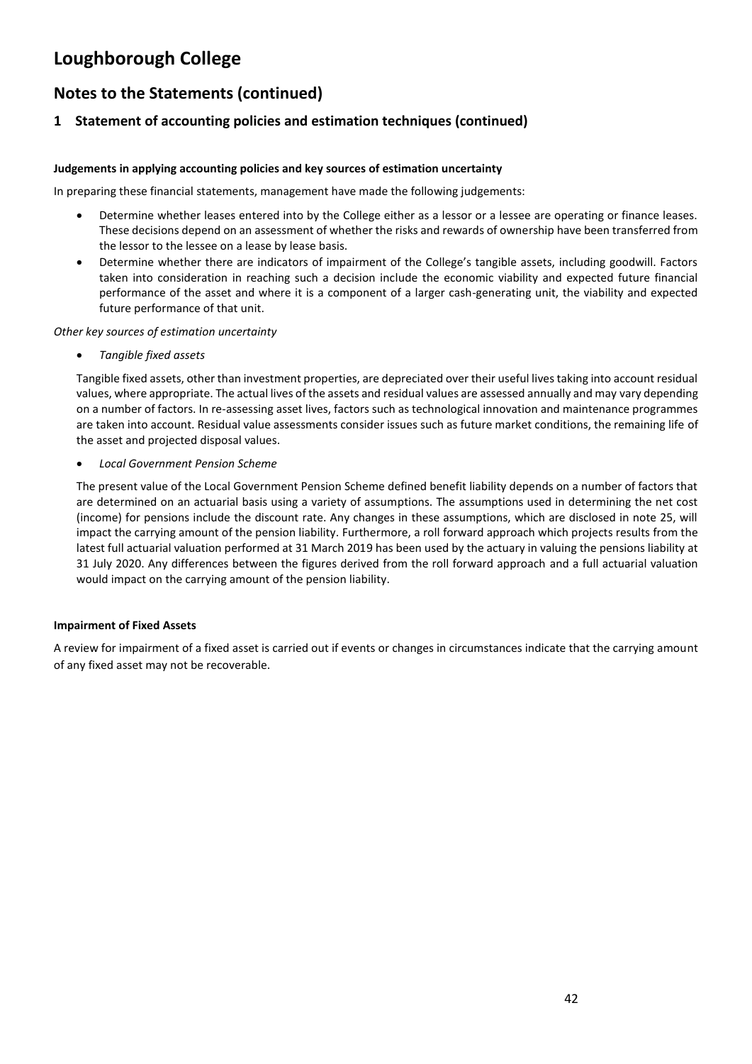# Loughborough College

## Notes to the Statements (continued)

### 1 Statement of accounting policies and estimation techniques (continued)

**Judgements in applying accounting policies and key sources of estimation uncertainty**

In preparing these financial statements, management have made the following judgements:

- Determine whether leases entered into by the College either as a lessor or a lessee are operating or finance leases. These decisions depend on an assessment of whether the risks and rewards of ownership have been transferred from the lessor to the lessee on a lease by lease basis.
- Determine whether there are indicators of impairment of the College's tangible assets, including goodwill. Factors taken into consideration in reaching such a decision include the economic viability and expected future financial performance of the asset and where it is a component of a larger cash-generating unit, the viability and expected future performance of that unit.

*Other key sources of estimation uncertainty*

- *Tangible fixed assets*

Tangible fixed assets, other than investment properties, are depreciated over their useful lives taking into account residual values, where appropriate. The actual lives of the assets and residual values are assessed annually and may vary depending on a number of factors. In re-assessing asset lives, factors such as technological innovation and maintenance programmes are taken into account. Residual value assessments consider issues such as future market conditions, the remaining life of the asset and projected disposal values.

- *Local Government Pension Scheme*

The present value of the Local Government Pension Scheme defined benefit liability depends on a number of factors that are determined on an actuarial basis using a variety of assumptions. The assumptions used in determining the net cost (income) for pensions include the discount rate. Any changes in these assumptions, which are disclosed in note 25, will impact the carrying amount of the pension liability. Furthermore, a roll forward approach which projects results from the latest full actuarial valuation performed at 31 March 2019 has been used by the actuary in valuing the pensions liability at 31 July 2020. Any differences between the figures derived from the roll forward approach and a full actuarial valuation would impact on the carrying amount of the pension liability.

**Impairment of Fixed Assets**

A review for impairment of a fixed asset is carried out if events or changes in circumstances indicate that the carrying amount of any fixed asset may not be recoverable.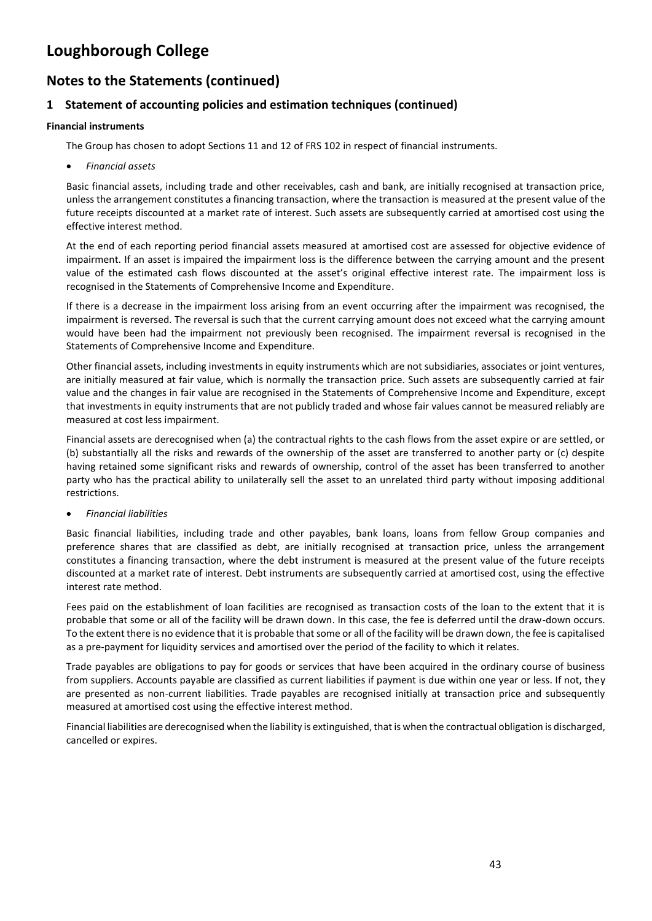# Loughborough College

## Notes to the Statements (continued)

### 1 Statement of accounting policies and estimation techniques (continued)

**Financial instruments**

The Group has chosen to adopt Sections 11 and 12 of FRS 102 in respect of financial instruments.

- *Financial assets*

Basic financial assets, including trade and other receivables, cash and bank, are initially recognised at transaction price, unless the arrangement constitutes a financing transaction, where the transaction is measured at the present value of the future receipts discounted at a market rate of interest. Such assets are subsequently carried at amortised cost using the effective interest method.

At the end of each reporting period financial assets measured at amortised cost are assessed for objective evidence of impairment. If an asset is impaired the impairment loss is the difference between the carrying amount and the present value of the estimated cash flows discounted at the asset's original effective interest rate. The impairment loss is recognised in the Statements of Comprehensive Income and Expenditure.

If there is a decrease in the impairment loss arising from an event occurring after the impairment was recognised, the impairment is reversed. The reversal is such that the current carrying amount does not exceed what the carrying amount would have been had the impairment not previously been recognised. The impairment reversal is recognised in the Statements of Comprehensive Income and Expenditure.

Other financial assets, including investments in equity instruments which are not subsidiaries, associates or joint ventures, are initially measured at fair value, which is normally the transaction price. Such assets are subsequently carried at fair value and the changes in fair value are recognised in the Statements of Comprehensive Income and Expenditure, except that investments in equity instruments that are not publicly traded and whose fair values cannot be measured reliably are measured at cost less impairment.

Financial assets are derecognised when (a) the contractual rights to the cash flows from the asset expire or are settled, or (b) substantially all the risks and rewards of the ownership of the asset are transferred to another party or (c) despite having retained some significant risks and rewards of ownership, control of the asset has been transferred to another party who has the practical ability to unilaterally sell the asset to an unrelated third party without imposing additional restrictions.

- *Financial liabilities*

Basic financial liabilities, including trade and other payables, bank loans, loans from fellow Group companies and preference shares that are classified as debt, are initially recognised at transaction price, unless the arrangement constitutes a financing transaction, where the debt instrument is measured at the present value of the future receipts discounted at a market rate of interest. Debt instruments are subsequently carried at amortised cost, using the effective interest rate method.

Fees paid on the establishment of loan facilities are recognised as transaction costs of the loan to the extent that it is probable that some or all of the facility will be drawn down. In this case, the fee is deferred until the draw-down occurs. To the extent there is no evidence that it is probable that some or all of the facility will be drawn down, the fee is capitalised as a pre-payment for liquidity services and amortised over the period of the facility to which it relates.

Trade payables are obligations to pay for goods or services that have been acquired in the ordinary course of business from suppliers. Accounts payable are classified as current liabilities if payment is due within one year or less. If not, they are presented as non-current liabilities. Trade payables are recognised initially at transaction price and subsequently measured at amortised cost using the effective interest method.

Financial liabilities are derecognised when the liability is extinguished, that is when the contractual obligation is discharged, cancelled or expires.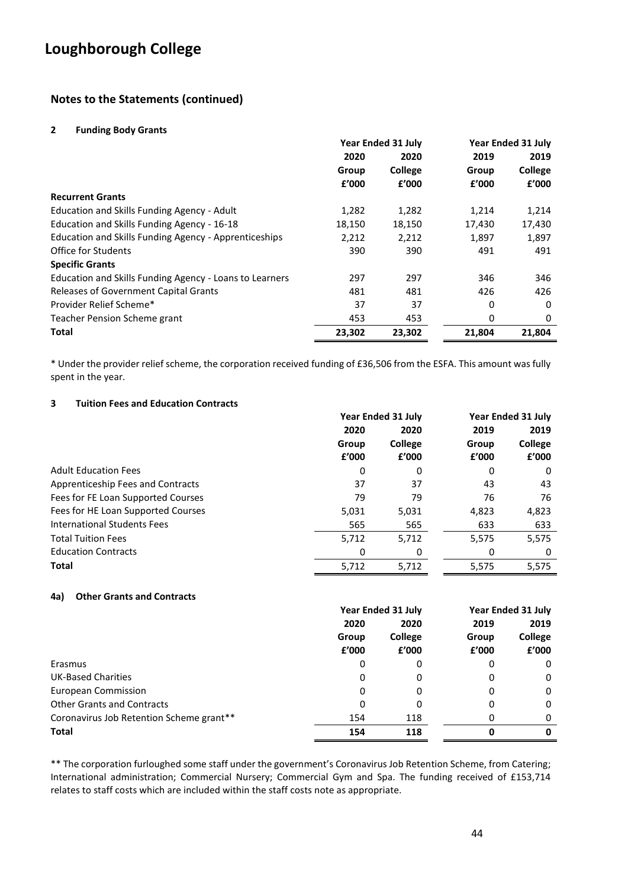# Loughborough College

## Notes to the Statements (continued)

### 2 Funding Body Grants

| | Year Ended 31 July | | Year Ended 31 July | |
|---|---|---|---|---|
| | 2020 | 2020 | 2019 | 2019 |
| | Group | College | Group | College |
| | £'000 | £'000 | £'000 | £'000 |
| **Recurrent Grants** | | | | |
| Education and Skills Funding Agency - Adult | 1,282 | 1,282 | 1,214 | 1,214 |
| Education and Skills Funding Agency - 16-18 | 18,150 | 18,150 | 17,430 | 17,430 |
| Education and Skills Funding Agency - Apprenticeships | 2,212 | 2,212 | 1,897 | 1,897 |
| Office for Students | 390 | 390 | 491 | 491 |
| **Specific Grants** | | | | |
| Education and Skills Funding Agency - Loans to Learners | 297 | 297 | 346 | 346 |
| Releases of Government Capital Grants | 481 | 481 | 426 | 426 |
| Provider Relief Scheme* | 37 | 37 | 0 | 0 |
| Teacher Pension Scheme grant | 453 | 453 | 0 | 0 |
| **Total** | **23,302** | **23,302** | **21,804** | **21,804** |

* Under the provider relief scheme, the corporation received funding of £36,506 from the ESFA. This amount was fully spent in the year.

### 3 Tuition Fees and Education Contracts

| | Year Ended 31 July | | Year Ended 31 July | |
|---|---|---|---|---|
| | 2020 | 2020 | 2019 | 2019 |
| | Group | College | Group | College |
| | £'000 | £'000 | £'000 | £'000 |
| Adult Education Fees | 0 | 0 | 0 | 0 |
| Apprenticeship Fees and Contracts | 37 | 37 | 43 | 43 |
| Fees for FE Loan Supported Courses | 79 | 79 | 76 | 76 |
| Fees for HE Loan Supported Courses | 5,031 | 5,031 | 4,823 | 4,823 |
| International Students Fees | 565 | 565 | 633 | 633 |
| Total Tuition Fees | 5,712 | 5,712 | 5,575 | 5,575 |
| Education Contracts | 0 | 0 | 0 | 0 |
| **Total** | 5,712 | 5,712 | 5,575 | 5,575 |

### 4a) Other Grants and Contracts

| | Year Ended 31 July | | Year Ended 31 July | |
|---|---|---|---|---|
| | 2020 | 2020 | 2019 | 2019 |
| | Group | College | Group | College |
| | £'000 | £'000 | £'000 | £'000 |
| Erasmus | 0 | 0 | 0 | 0 |
| UK-Based Charities | 0 | 0 | 0 | 0 |
| European Commission | 0 | 0 | 0 | 0 |
| Other Grants and Contracts | 0 | 0 | 0 | 0 |
| Coronavirus Job Retention Scheme grant** | 154 | 118 | 0 | 0 |
| **Total** | **154** | **118** | **0** | **0** |

** The corporation furloughed some staff under the government's Coronavirus Job Retention Scheme, from Catering; International administration; Commercial Nursery; Commercial Gym and Spa. The funding received of £153,714 relates to staff costs which are included within the staff costs note as appropriate.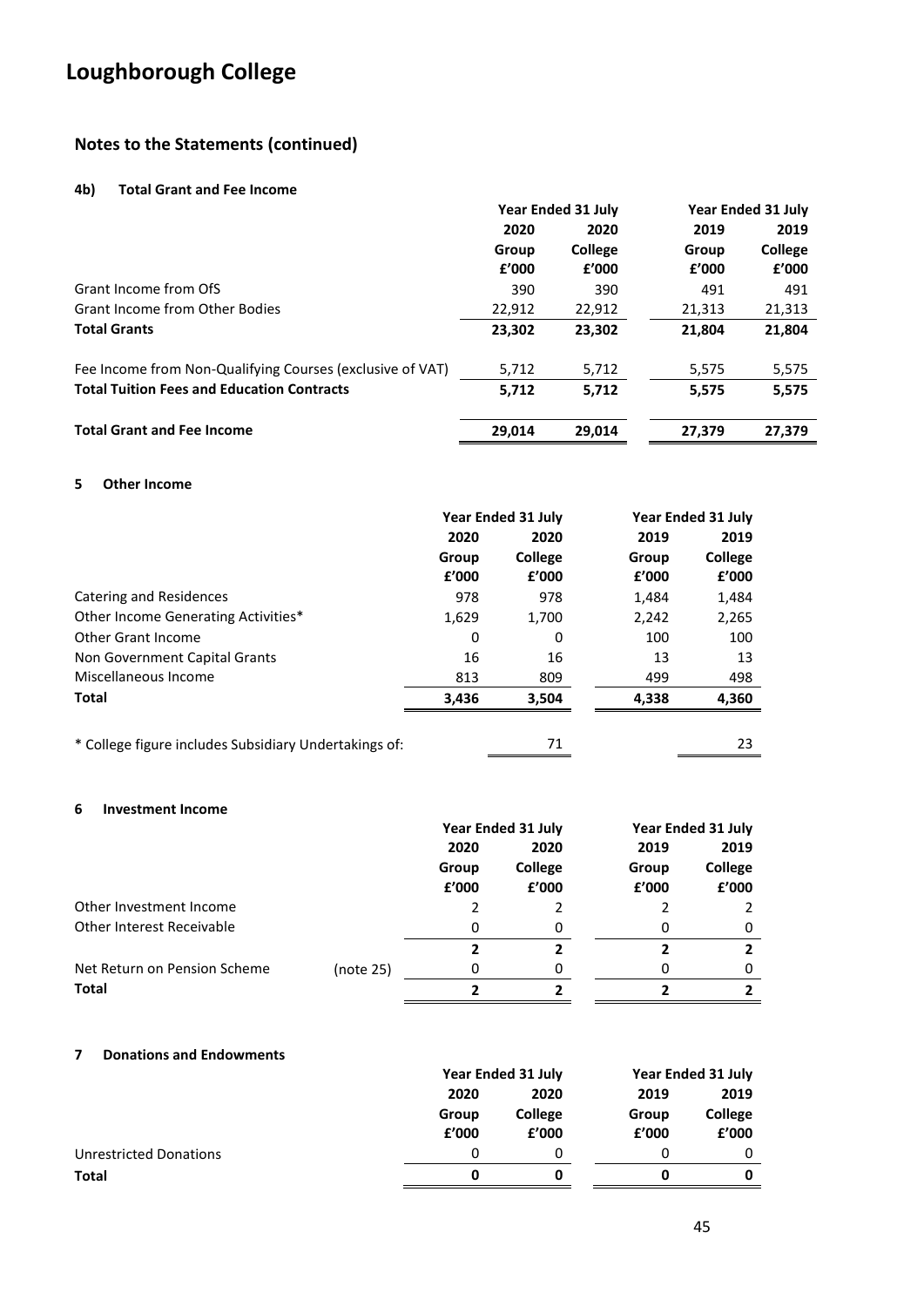# Loughborough College

## Notes to the Statements (continued)

### 4b) Total Grant and Fee Income

| | Year Ended 31 July | | Year Ended 31 July | |
|---|---|---|---|---|
| | 2020 | 2020 | 2019 | 2019 |
| | Group | College | Group | College |
| | £'000 | £'000 | £'000 | £'000 |
| Grant Income from OfS | 390 | 390 | 491 | 491 |
| Grant Income from Other Bodies | 22,912 | 22,912 | 21,313 | 21,313 |
| **Total Grants** | **23,302** | **23,302** | **21,804** | **21,804** |
| Fee Income from Non-Qualifying Courses (exclusive of VAT) | 5,712 | 5,712 | 5,575 | 5,575 |
| **Total Tuition Fees and Education Contracts** | **5,712** | **5,712** | **5,575** | **5,575** |
| **Total Grant and Fee Income** | **29,014** | **29,014** | **27,379** | **27,379** |

### 5 Other Income

| | Year Ended 31 July | | Year Ended 31 July | |
|---|---|---|---|---|
| | 2020 | 2020 | 2019 | 2019 |
| | Group | College | Group | College |
| | £'000 | £'000 | £'000 | £'000 |
| Catering and Residences | 978 | 978 | 1,484 | 1,484 |
| Other Income Generating Activities* | 1,629 | 1,700 | 2,242 | 2,265 |
| Other Grant Income | 0 | 0 | 100 | 100 |
| Non Government Capital Grants | 16 | 16 | 13 | 13 |
| Miscellaneous Income | 813 | 809 | 499 | 498 |
| **Total** | **3,436** | **3,504** | **4,338** | **4,360** |
| * College figure includes Subsidiary Undertakings of: | | 71 | | 23 |

### 6 Investment Income

| | | Year Ended 31 July | | Year Ended 31 July | |
|---|---|---|---|---|---|
| | | 2020 | 2020 | 2019 | 2019 |
| | | Group | College | Group | College |
| | | £'000 | £'000 | £'000 | £'000 |
| Other Investment Income | | 2 | 2 | 2 | 2 |
| Other Interest Receivable | | 0 | 0 | 0 | 0 |
| | | **2** | **2** | **2** | **2** |
| Net Return on Pension Scheme | (note 25) | 0 | 0 | 0 | 0 |
| **Total** | | **2** | **2** | **2** | **2** |

### 7 Donations and Endowments

| | Year Ended 31 July | | Year Ended 31 July | |
|---|---|---|---|---|
| | 2020 | 2020 | 2019 | 2019 |
| | Group | College | Group | College |
| | £'000 | £'000 | £'000 | £'000 |
| Unrestricted Donations | 0 | 0 | 0 | 0 |
| **Total** | **0** | **0** | **0** | **0** |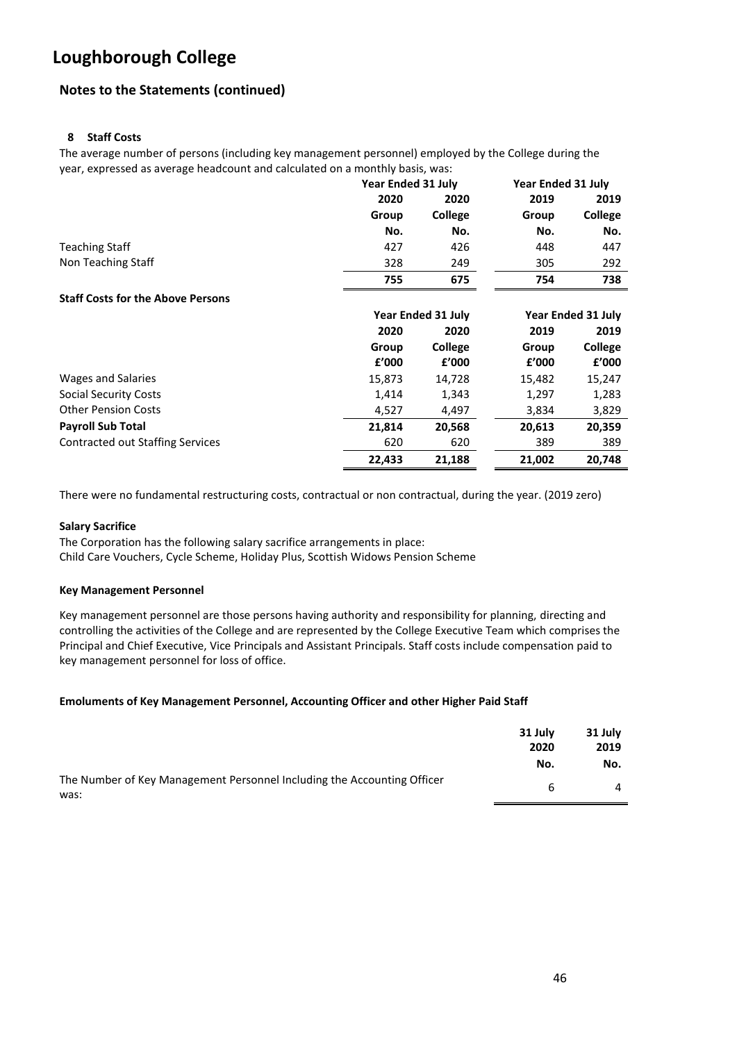# Loughborough College

## Notes to the Statements (continued)

### 8 Staff Costs

The average number of persons (including key management personnel) employed by the College during the year, expressed as average headcount and calculated on a monthly basis, was:

| | Year Ended 31 July | | Year Ended 31 July | |
|---|---|---|---|---|
| | 2020 | 2020 | 2019 | 2019 |
| | Group | College | Group | College |
| | No. | No. | No. | No. |
| Teaching Staff | 427 | 426 | 448 | 447 |
| Non Teaching Staff | 328 | 249 | 305 | 292 |
| | **755** | **675** | **754** | **738** |

**Staff Costs for the Above Persons**

| | Year Ended 31 July | | Year Ended 31 July | |
|---|---|---|---|---|
| | 2020 | 2020 | 2019 | 2019 |
| | Group | College | Group | College |
| | £'000 | £'000 | £'000 | £'000 |
| Wages and Salaries | 15,873 | 14,728 | 15,482 | 15,247 |
| Social Security Costs | 1,414 | 1,343 | 1,297 | 1,283 |
| Other Pension Costs | 4,527 | 4,497 | 3,834 | 3,829 |
| **Payroll Sub Total** | **21,814** | **20,568** | **20,613** | **20,359** |
| Contracted out Staffing Services | 620 | 620 | 389 | 389 |
| | **22,433** | **21,188** | **21,002** | **20,748** |

There were no fundamental restructuring costs, contractual or non contractual, during the year. (2019 zero)

**Salary Sacrifice**

The Corporation has the following salary sacrifice arrangements in place:
Child Care Vouchers, Cycle Scheme, Holiday Plus, Scottish Widows Pension Scheme

**Key Management Personnel**

Key management personnel are those persons having authority and responsibility for planning, directing and controlling the activities of the College and are represented by the College Executive Team which comprises the Principal and Chief Executive, Vice Principals and Assistant Principals. Staff costs include compensation paid to key management personnel for loss of office.

**Emoluments of Key Management Personnel, Accounting Officer and other Higher Paid Staff**

| | 31 July 2020 | 31 July 2019 |
|---|---|---|
| | No. | No. |
| The Number of Key Management Personnel Including the Accounting Officer was: | 6 | 4 |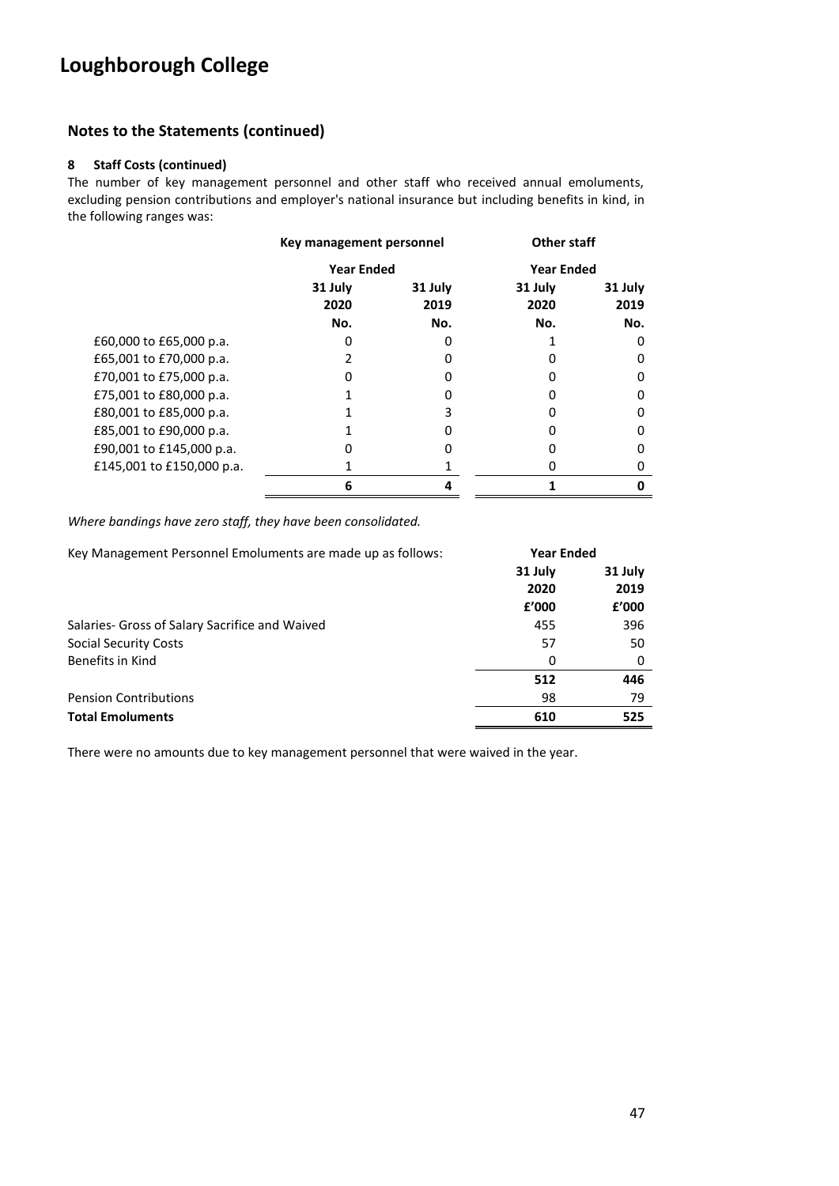# Loughborough College

## Notes to the Statements (continued)

### 8 Staff Costs (continued)

The number of key management personnel and other staff who received annual emoluments, excluding pension contributions and employer's national insurance but including benefits in kind, in the following ranges was:

| | Key management personnel | | Other staff | |
|---|---|---|---|---|
| | Year Ended | | Year Ended | |
| | 31 July 2020 | 31 July 2019 | 31 July 2020 | 31 July 2019 |
| | No. | No. | No. | No. |
| £60,000 to £65,000 p.a. | 0 | 0 | 1 | 0 |
| £65,001 to £70,000 p.a. | 2 | 0 | 0 | 0 |
| £70,001 to £75,000 p.a. | 0 | 0 | 0 | 0 |
| £75,001 to £80,000 p.a. | 1 | 0 | 0 | 0 |
| £80,001 to £85,000 p.a. | 1 | 3 | 0 | 0 |
| £85,001 to £90,000 p.a. | 1 | 0 | 0 | 0 |
| £90,001 to £145,000 p.a. | 0 | 0 | 0 | 0 |
| £145,001 to £150,000 p.a. | 1 | 1 | 0 | 0 |
| | **6** | **4** | **1** | **0** |

*Where bandings have zero staff, they have been consolidated.*

| Key Management Personnel Emoluments are made up as follows: | Year Ended | |
|---|---|---|
| | 31 July 2020 | 31 July 2019 |
| | £'000 | £'000 |
| Salaries- Gross of Salary Sacrifice and Waived | 455 | 396 |
| Social Security Costs | 57 | 50 |
| Benefits in Kind | 0 | 0 |
| | **512** | **446** |
| Pension Contributions | 98 | 79 |
| **Total Emoluments** | **610** | **525** |

There were no amounts due to key management personnel that were waived in the year.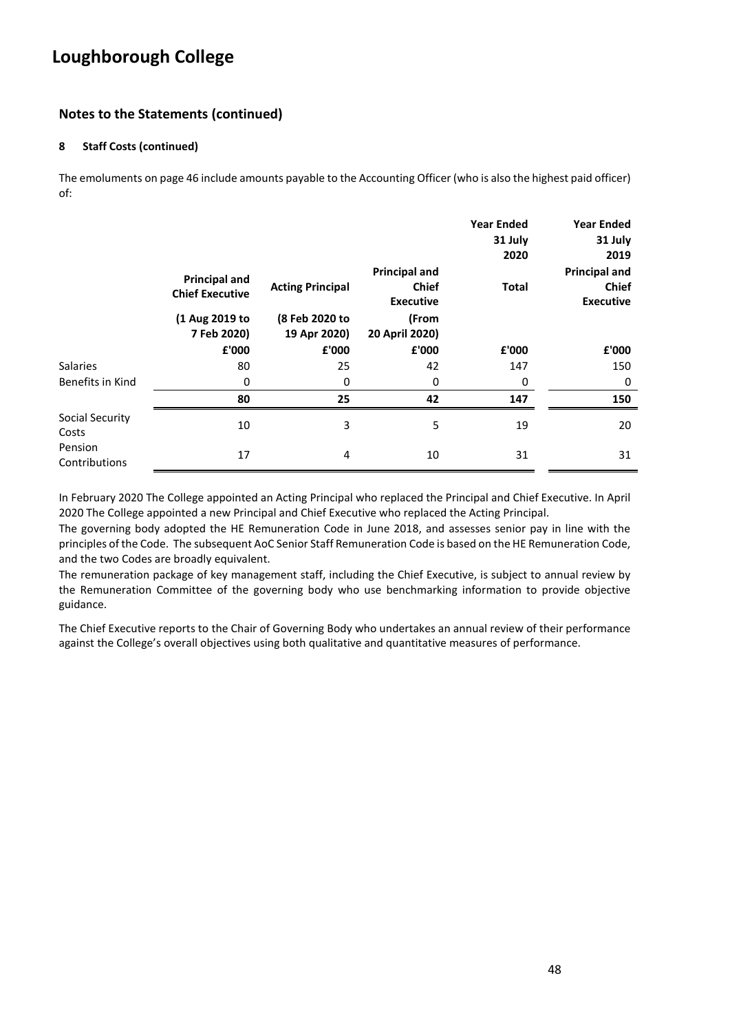## Loughborough College

### Notes to the Statements (continued)

#### 8 Staff Costs (continued)

The emoluments on page 46 include amounts payable to the Accounting Officer (who is also the highest paid officer) of:

| | Principal and Chief Executive | Acting Principal | Principal and Chief Executive | Year Ended 31 July 2020 Total | Year Ended 31 July 2019 Principal and Chief Executive |
|---|---|---|---|---|---|
| | (1 Aug 2019 to 7 Feb 2020) | (8 Feb 2020 to 19 Apr 2020) | (From 20 April 2020) | | |
| | £'000 | £'000 | £'000 | £'000 | £'000 |
| Salaries | 80 | 25 | 42 | 147 | 150 |
| Benefits in Kind | 0 | 0 | 0 | 0 | 0 |
| | **80** | **25** | **42** | **147** | **150** |
| Social Security Costs | 10 | 3 | 5 | 19 | 20 |
| Pension Contributions | 17 | 4 | 10 | 31 | 31 |

In February 2020 The College appointed an Acting Principal who replaced the Principal and Chief Executive. In April 2020 The College appointed a new Principal and Chief Executive who replaced the Acting Principal.

The governing body adopted the HE Remuneration Code in June 2018, and assesses senior pay in line with the principles of the Code. The subsequent AoC Senior Staff Remuneration Code is based on the HE Remuneration Code, and the two Codes are broadly equivalent.

The remuneration package of key management staff, including the Chief Executive, is subject to annual review by the Remuneration Committee of the governing body who use benchmarking information to provide objective guidance.

The Chief Executive reports to the Chair of Governing Body who undertakes an annual review of their performance against the College's overall objectives using both qualitative and quantitative measures of performance.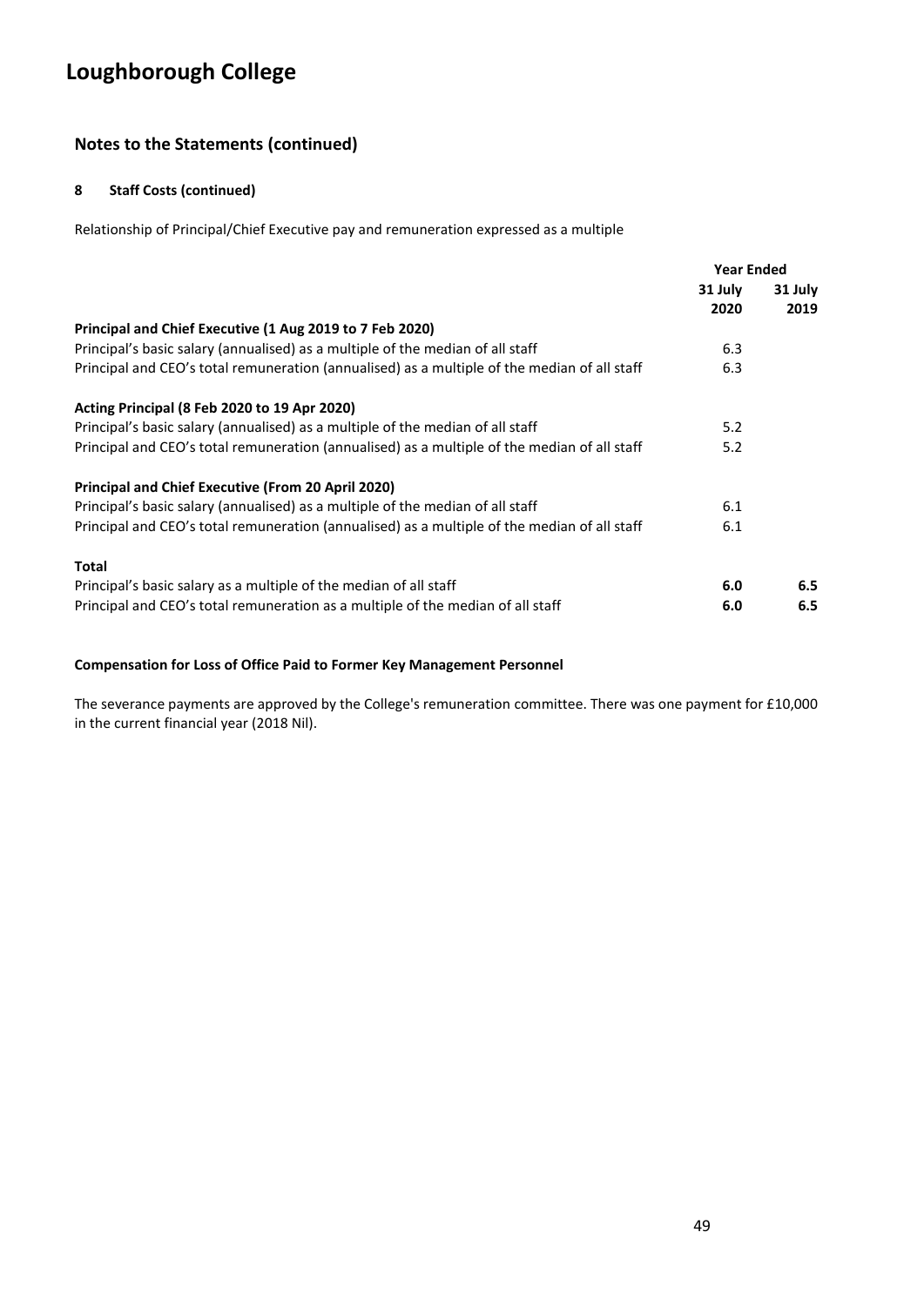# Loughborough College

## Notes to the Statements (continued)

### 8 Staff Costs (continued)

Relationship of Principal/Chief Executive pay and remuneration expressed as a multiple

| | Year Ended | |
|---|---|---|
| | 31 July 2020 | 31 July 2019 |
| **Principal and Chief Executive (1 Aug 2019 to 7 Feb 2020)** | | |
| Principal's basic salary (annualised) as a multiple of the median of all staff | 6.3 | |
| Principal and CEO's total remuneration (annualised) as a multiple of the median of all staff | 6.3 | |
| **Acting Principal (8 Feb 2020 to 19 Apr 2020)** | | |
| Principal's basic salary (annualised) as a multiple of the median of all staff | 5.2 | |
| Principal and CEO's total remuneration (annualised) as a multiple of the median of all staff | 5.2 | |
| **Principal and Chief Executive (From 20 April 2020)** | | |
| Principal's basic salary (annualised) as a multiple of the median of all staff | 6.1 | |
| Principal and CEO's total remuneration (annualised) as a multiple of the median of all staff | 6.1 | |
| **Total** | | |
| Principal's basic salary as a multiple of the median of all staff | **6.0** | **6.5** |
| Principal and CEO's total remuneration as a multiple of the median of all staff | **6.0** | **6.5** |

**Compensation for Loss of Office Paid to Former Key Management Personnel**

The severance payments are approved by the College's remuneration committee. There was one payment for £10,000 in the current financial year (2018 Nil).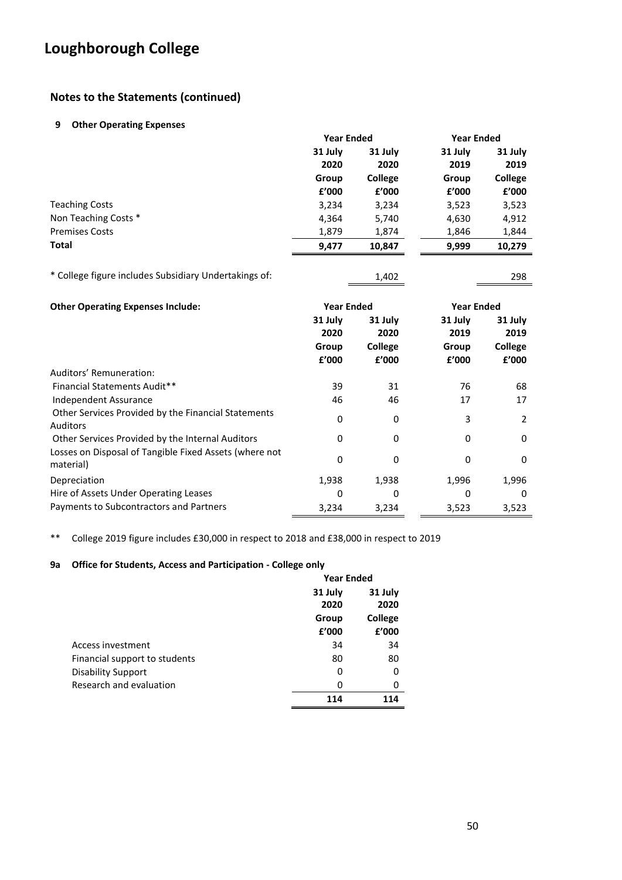# Loughborough College

## Notes to the Statements (continued)

### 9 Other Operating Expenses

| | Year Ended | | Year Ended | |
|---|---|---|---|---|
| | 31 July 2020 | 31 July 2020 | 31 July 2019 | 31 July 2019 |
| | Group | College | Group | College |
| | £'000 | £'000 | £'000 | £'000 |
| Teaching Costs | 3,234 | 3,234 | 3,523 | 3,523 |
| Non Teaching Costs * | 4,364 | 5,740 | 4,630 | 4,912 |
| Premises Costs | 1,879 | 1,874 | 1,846 | 1,844 |
| **Total** | **9,477** | **10,847** | **9,999** | **10,279** |
| | | | | |
| * College figure includes Subsidiary Undertakings of: | | 1,402 | | 298 |

| Other Operating Expenses Include: | Year Ended | | Year Ended | |
|---|---|---|---|---|
| | 31 July 2020 | 31 July 2020 | 31 July 2019 | 31 July 2019 |
| | Group | College | Group | College |
| | £'000 | £'000 | £'000 | £'000 |
| Auditors' Remuneration: | | | | |
| Financial Statements Audit** | 39 | 31 | 76 | 68 |
| Independent Assurance | 46 | 46 | 17 | 17 |
| Other Services Provided by the Financial Statements Auditors | 0 | 0 | 3 | 2 |
| Other Services Provided by the Internal Auditors | 0 | 0 | 0 | 0 |
| Losses on Disposal of Tangible Fixed Assets (where not material) | 0 | 0 | 0 | 0 |
| Depreciation | 1,938 | 1,938 | 1,996 | 1,996 |
| Hire of Assets Under Operating Leases | 0 | 0 | 0 | 0 |
| Payments to Subcontractors and Partners | 3,234 | 3,234 | 3,523 | 3,523 |

** College 2019 figure includes £30,000 in respect to 2018 and £38,000 in respect to 2019

### 9a Office for Students, Access and Participation - College only

| | Year Ended | |
|---|---|---|
| | 31 July 2020 | 31 July 2020 |
| | Group | College |
| | £'000 | £'000 |
| Access investment | 34 | 34 |
| Financial support to students | 80 | 80 |
| Disability Support | 0 | 0 |
| Research and evaluation | 0 | 0 |
| | **114** | **114** |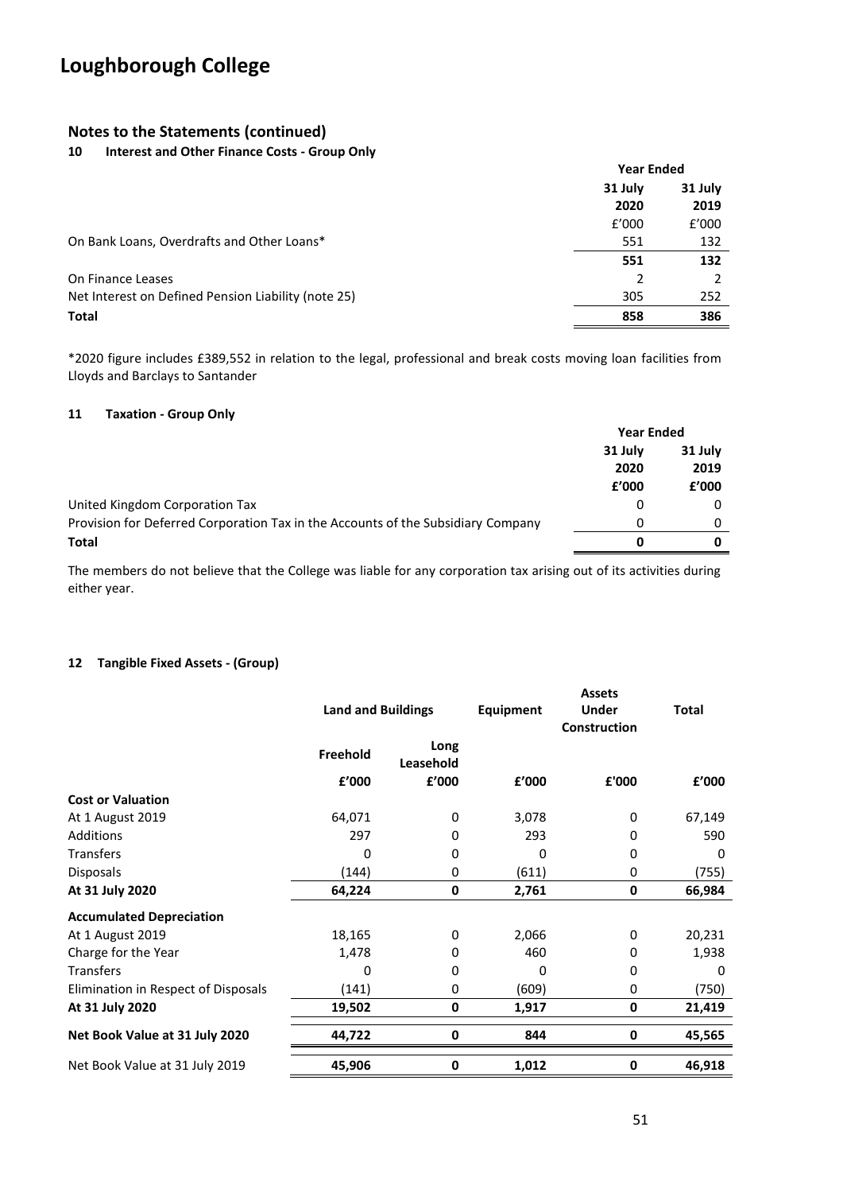# Loughborough College

## Notes to the Statements (continued)

### 10 Interest and Other Finance Costs - Group Only

| | Year Ended | |
|---|---|---|
| | 31 July 2020 | 31 July 2019 |
| | £'000 | £'000 |
| On Bank Loans, Overdrafts and Other Loans* | 551 | 132 |
| | **551** | **132** |
| On Finance Leases | 2 | 2 |
| Net Interest on Defined Pension Liability (note 25) | 305 | 252 |
| **Total** | **858** | **386** |

*2020 figure includes £389,552 in relation to the legal, professional and break costs moving loan facilities from Lloyds and Barclays to Santander

### 11 Taxation - Group Only

| | Year Ended | |
|---|---|---|
| | 31 July 2020 | 31 July 2019 |
| | £'000 | £'000 |
| United Kingdom Corporation Tax | 0 | 0 |
| Provision for Deferred Corporation Tax in the Accounts of the Subsidiary Company | 0 | 0 |
| **Total** | **0** | **0** |

The members do not believe that the College was liable for any corporation tax arising out of its activities during either year.

### 12 Tangible Fixed Assets - (Group)

| | Land and Buildings | | Equipment | Assets Under Construction | Total |
|---|---|---|---|---|---|
| | Freehold | Long Leasehold | | | |
| | £'000 | £'000 | £'000 | £'000 | £'000 |
| **Cost or Valuation** | | | | | |
| At 1 August 2019 | 64,071 | 0 | 3,078 | 0 | 67,149 |
| Additions | 297 | 0 | 293 | 0 | 590 |
| Transfers | 0 | 0 | 0 | 0 | 0 |
| Disposals | (144) | 0 | (611) | 0 | (755) |
| **At 31 July 2020** | **64,224** | **0** | **2,761** | **0** | **66,984** |
| **Accumulated Depreciation** | | | | | |
| At 1 August 2019 | 18,165 | 0 | 2,066 | 0 | 20,231 |
| Charge for the Year | 1,478 | 0 | 460 | 0 | 1,938 |
| Transfers | 0 | 0 | 0 | 0 | 0 |
| Elimination in Respect of Disposals | (141) | 0 | (609) | 0 | (750) |
| **At 31 July 2020** | **19,502** | **0** | **1,917** | **0** | **21,419** |
| **Net Book Value at 31 July 2020** | **44,722** | **0** | **844** | **0** | **45,565** |
| Net Book Value at 31 July 2019 | **45,906** | **0** | **1,012** | **0** | **46,918** |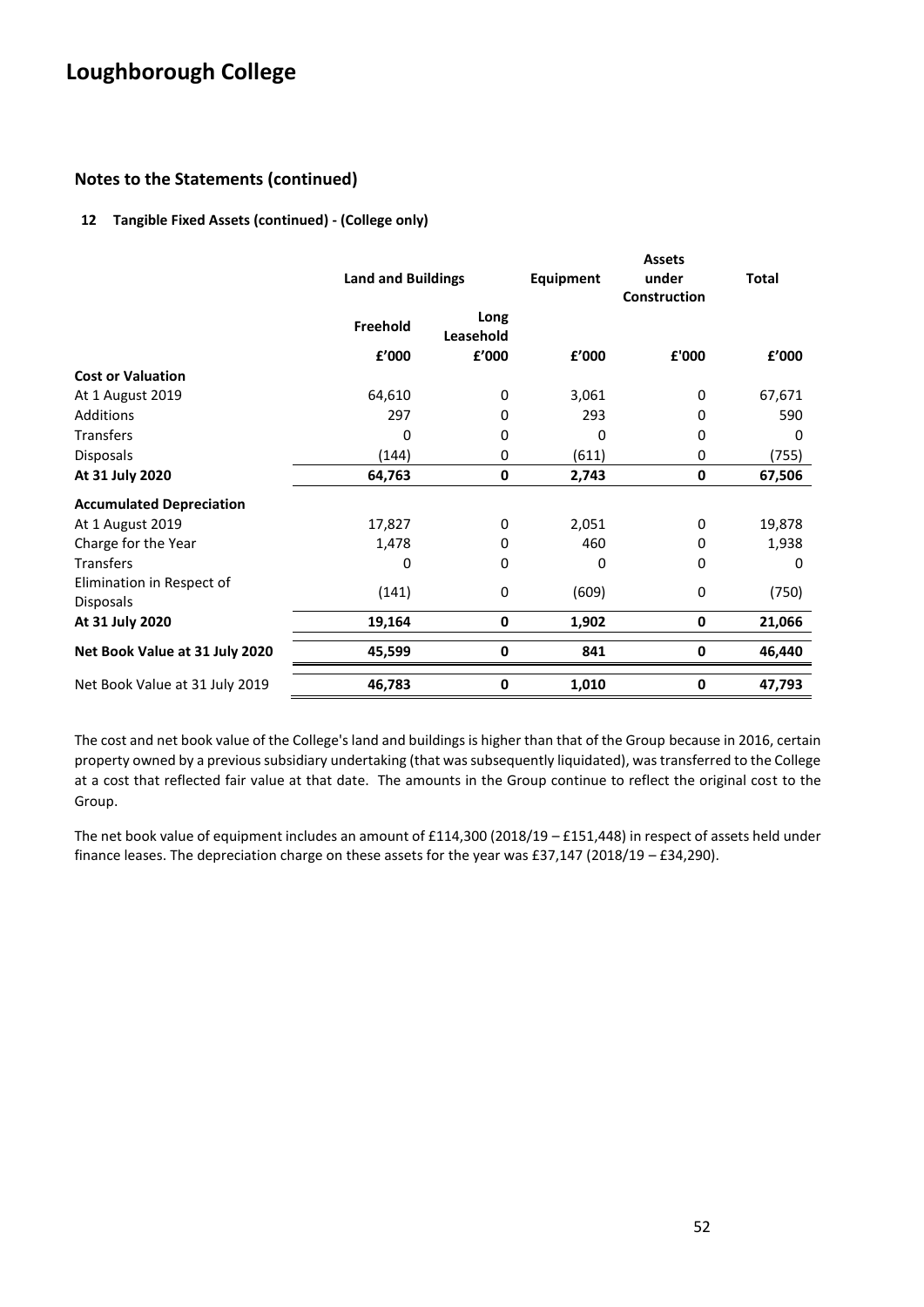# Loughborough College

## Notes to the Statements (continued)

### 12 Tangible Fixed Assets (continued) - (College only)

| | Land and Buildings | | Equipment | Assets under Construction | Total |
|---|---|---|---|---|---|
| | Freehold | Long Leasehold | | | |
| | £'000 | £'000 | £'000 | £'000 | £'000 |
| **Cost or Valuation** | | | | | |
| At 1 August 2019 | 64,610 | 0 | 3,061 | 0 | 67,671 |
| Additions | 297 | 0 | 293 | 0 | 590 |
| Transfers | 0 | 0 | 0 | 0 | 0 |
| Disposals | (144) | 0 | (611) | 0 | (755) |
| **At 31 July 2020** | **64,763** | **0** | **2,743** | **0** | **67,506** |
| **Accumulated Depreciation** | | | | | |
| At 1 August 2019 | 17,827 | 0 | 2,051 | 0 | 19,878 |
| Charge for the Year | 1,478 | 0 | 460 | 0 | 1,938 |
| Transfers | 0 | 0 | 0 | 0 | 0 |
| Elimination in Respect of Disposals | (141) | 0 | (609) | 0 | (750) |
| **At 31 July 2020** | **19,164** | **0** | **1,902** | **0** | **21,066** |
| **Net Book Value at 31 July 2020** | **45,599** | **0** | **841** | **0** | **46,440** |
| Net Book Value at 31 July 2019 | **46,783** | **0** | **1,010** | **0** | **47,793** |

The cost and net book value of the College's land and buildings is higher than that of the Group because in 2016, certain property owned by a previous subsidiary undertaking (that was subsequently liquidated), was transferred to the College at a cost that reflected fair value at that date. The amounts in the Group continue to reflect the original cost to the Group.

The net book value of equipment includes an amount of £114,300 (2018/19 – £151,448) in respect of assets held under finance leases. The depreciation charge on these assets for the year was £37,147 (2018/19 – £34,290).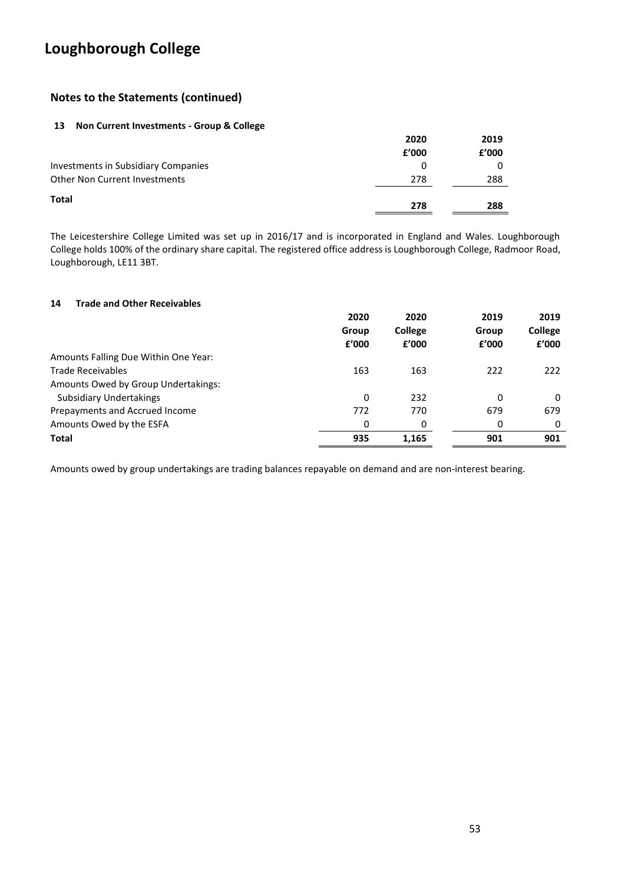# Loughborough College

## Notes to the Statements (continued)

### 13 Non Current Investments - Group & College

| | 2020 | 2019 |
|---|---|---|
| | £'000 | £'000 |
| Investments in Subsidiary Companies | 0 | 0 |
| Other Non Current Investments | 278 | 288 |
| **Total** | **278** | **288** |

The Leicestershire College Limited was set up in 2016/17 and is incorporated in England and Wales. Loughborough College holds 100% of the ordinary share capital. The registered office address is Loughborough College, Radmoor Road, Loughborough, LE11 3BT.

### 14 Trade and Other Receivables

| | 2020 | 2020 | 2019 | 2019 |
|---|---|---|---|---|
| | Group | College | Group | College |
| | £'000 | £'000 | £'000 | £'000 |
| Amounts Falling Due Within One Year: | | | | |
| Trade Receivables | 163 | 163 | 222 | 222 |
| Amounts Owed by Group Undertakings: | | | | |
| Subsidiary Undertakings | 0 | 232 | 0 | 0 |
| Prepayments and Accrued Income | 772 | 770 | 679 | 679 |
| Amounts Owed by the ESFA | 0 | 0 | 0 | 0 |
| **Total** | **935** | **1,165** | **901** | **901** |

Amounts owed by group undertakings are trading balances repayable on demand and are non-interest bearing.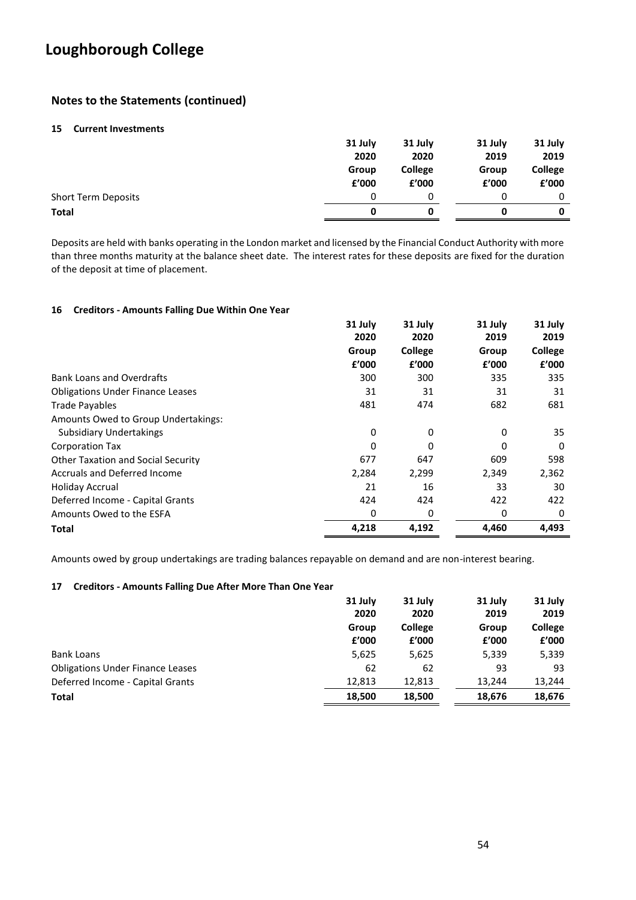# Loughborough College

## Notes to the Statements (continued)

### 15 Current Investments

| | 31 July 2020 Group £'000 | 31 July 2020 College £'000 | 31 July 2019 Group £'000 | 31 July 2019 College £'000 |
|---|---|---|---|---|
| Short Term Deposits | 0 | 0 | 0 | 0 |
| **Total** | **0** | **0** | **0** | **0** |

Deposits are held with banks operating in the London market and licensed by the Financial Conduct Authority with more than three months maturity at the balance sheet date. The interest rates for these deposits are fixed for the duration of the deposit at time of placement.

### 16 Creditors - Amounts Falling Due Within One Year

| | 31 July 2020 Group £'000 | 31 July 2020 College £'000 | 31 July 2019 Group £'000 | 31 July 2019 College £'000 |
|---|---|---|---|---|
| Bank Loans and Overdrafts | 300 | 300 | 335 | 335 |
| Obligations Under Finance Leases | 31 | 31 | 31 | 31 |
| Trade Payables | 481 | 474 | 682 | 681 |
| Amounts Owed to Group Undertakings: | | | | |
| Subsidiary Undertakings | 0 | 0 | 0 | 35 |
| Corporation Tax | 0 | 0 | 0 | 0 |
| Other Taxation and Social Security | 677 | 647 | 609 | 598 |
| Accruals and Deferred Income | 2,284 | 2,299 | 2,349 | 2,362 |
| Holiday Accrual | 21 | 16 | 33 | 30 |
| Deferred Income - Capital Grants | 424 | 424 | 422 | 422 |
| Amounts Owed to the ESFA | 0 | 0 | 0 | 0 |
| **Total** | **4,218** | **4,192** | **4,460** | **4,493** |

Amounts owed by group undertakings are trading balances repayable on demand and are non-interest bearing.

### 17 Creditors - Amounts Falling Due After More Than One Year

| | 31 July 2020 Group £'000 | 31 July 2020 College £'000 | 31 July 2019 Group £'000 | 31 July 2019 College £'000 |
|---|---|---|---|---|
| Bank Loans | 5,625 | 5,625 | 5,339 | 5,339 |
| Obligations Under Finance Leases | 62 | 62 | 93 | 93 |
| Deferred Income - Capital Grants | 12,813 | 12,813 | 13,244 | 13,244 |
| **Total** | **18,500** | **18,500** | **18,676** | **18,676** |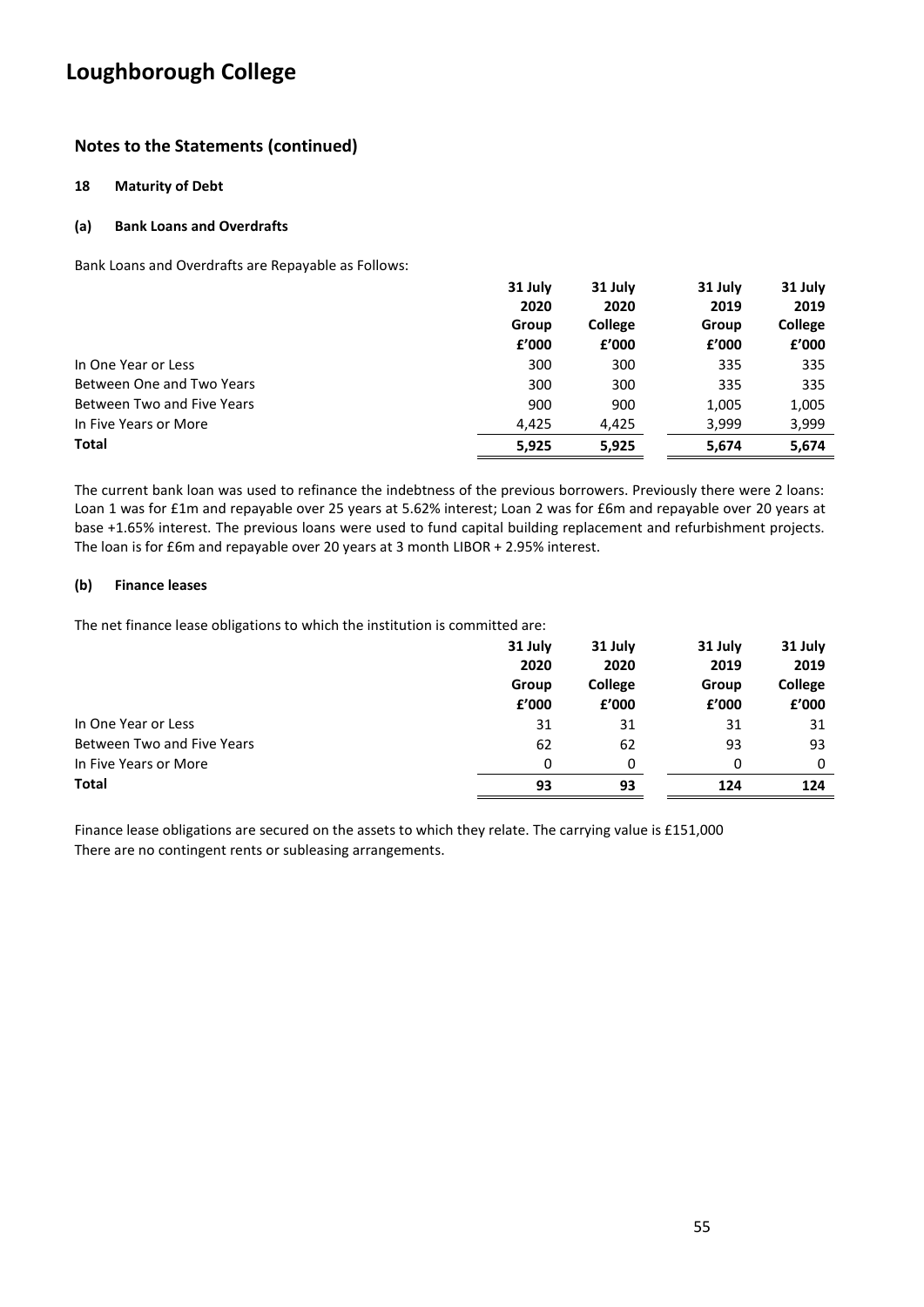# Loughborough College

## Notes to the Statements (continued)

### 18 Maturity of Debt

#### (a) Bank Loans and Overdrafts

Bank Loans and Overdrafts are Repayable as Follows:

| | 31 July 2020 Group £'000 | 31 July 2020 College £'000 | 31 July 2019 Group £'000 | 31 July 2019 College £'000 |
|---|---|---|---|---|
| In One Year or Less | 300 | 300 | 335 | 335 |
| Between One and Two Years | 300 | 300 | 335 | 335 |
| Between Two and Five Years | 900 | 900 | 1,005 | 1,005 |
| In Five Years or More | 4,425 | 4,425 | 3,999 | 3,999 |
| **Total** | **5,925** | **5,925** | **5,674** | **5,674** |

The current bank loan was used to refinance the indebtness of the previous borrowers. Previously there were 2 loans: Loan 1 was for £1m and repayable over 25 years at 5.62% interest; Loan 2 was for £6m and repayable over 20 years at base +1.65% interest. The previous loans were used to fund capital building replacement and refurbishment projects. The loan is for £6m and repayable over 20 years at 3 month LIBOR + 2.95% interest.

#### (b) Finance leases

The net finance lease obligations to which the institution is committed are:

| | 31 July 2020 Group £'000 | 31 July 2020 College £'000 | 31 July 2019 Group £'000 | 31 July 2019 College £'000 |
|---|---|---|---|---|
| In One Year or Less | 31 | 31 | 31 | 31 |
| Between Two and Five Years | 62 | 62 | 93 | 93 |
| In Five Years or More | 0 | 0 | 0 | 0 |
| **Total** | **93** | **93** | **124** | **124** |

Finance lease obligations are secured on the assets to which they relate. The carrying value is £151,000
There are no contingent rents or subleasing arrangements.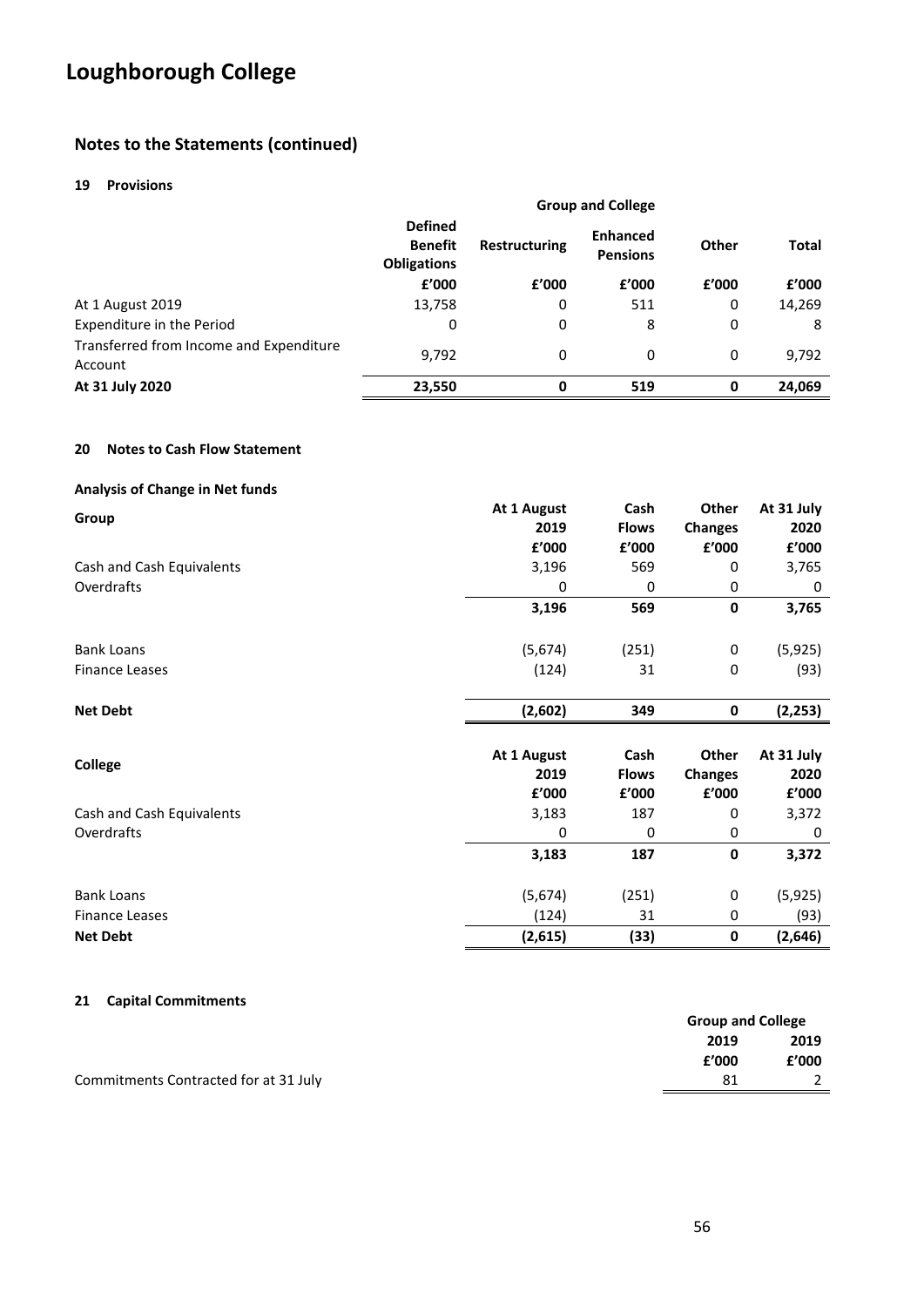## Notes to the Statements (continued)

### 19 Provisions

| | Group and College | | | | |
|---|---|---|---|---|---|
| | Defined Benefit Obligations | Restructuring | Enhanced Pensions | Other | Total |
| | £'000 | £'000 | £'000 | £'000 | £'000 |
| At 1 August 2019 | 13,758 | 0 | 511 | 0 | 14,269 |
| Expenditure in the Period | 0 | 0 | 8 | 0 | 8 |
| Transferred from Income and Expenditure Account | 9,792 | 0 | 0 | 0 | 9,792 |
| **At 31 July 2020** | **23,550** | **0** | **519** | **0** | **24,069** |

### 20 Notes to Cash Flow Statement

**Analysis of Change in Net funds**

| Group | At 1 August 2019 | Cash Flows | Other Changes | At 31 July 2020 |
|---|---|---|---|---|
| | £'000 | £'000 | £'000 | £'000 |
| Cash and Cash Equivalents | 3,196 | 569 | 0 | 3,765 |
| Overdrafts | 0 | 0 | 0 | 0 |
| | **3,196** | **569** | **0** | **3,765** |
| Bank Loans | (5,674) | (251) | 0 | (5,925) |
| Finance Leases | (124) | 31 | 0 | (93) |
| **Net Debt** | **(2,602)** | **349** | **0** | **(2,253)** |

| College | At 1 August 2019 | Cash Flows | Other Changes | At 31 July 2020 |
|---|---|---|---|---|
| | £'000 | £'000 | £'000 | £'000 |
| Cash and Cash Equivalents | 3,183 | 187 | 0 | 3,372 |
| Overdrafts | 0 | 0 | 0 | 0 |
| | **3,183** | **187** | **0** | **3,372** |
| Bank Loans | (5,674) | (251) | 0 | (5,925) |
| Finance Leases | (124) | 31 | 0 | (93) |
| **Net Debt** | **(2,615)** | **(33)** | **0** | **(2,646)** |

### 21 Capital Commitments

| | Group and College | |
|---|---|---|
| | 2019 | 2019 |
| | £'000 | £'000 |
| Commitments Contracted for at 31 July | 81 | 2 |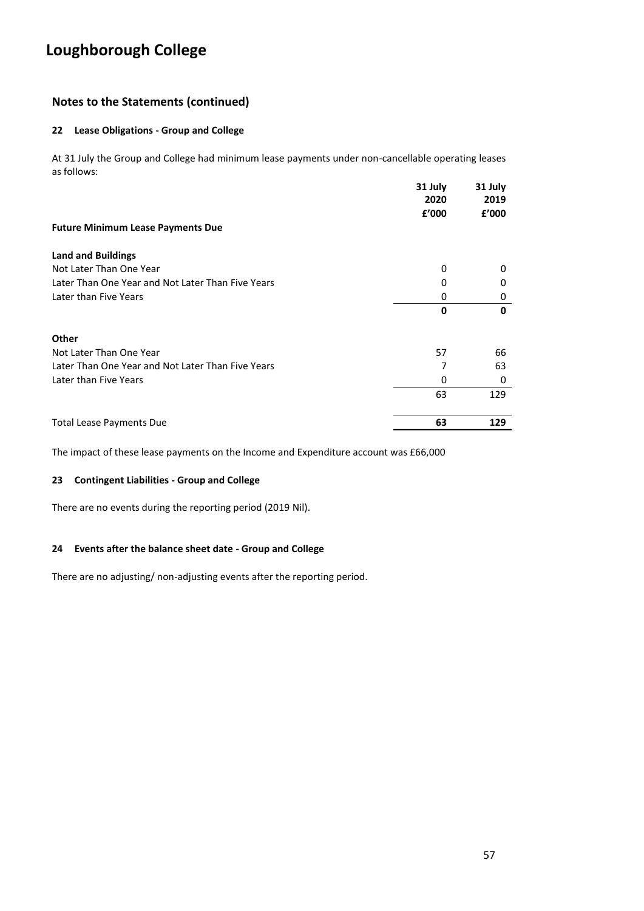# Loughborough College

## Notes to the Statements (continued)

### 22 Lease Obligations - Group and College

At 31 July the Group and College had minimum lease payments under non-cancellable operating leases as follows:

| | 31 July 2020 £'000 | 31 July 2019 £'000 |
|---|---|---|
| **Future Minimum Lease Payments Due** | | |
| **Land and Buildings** | | |
| Not Later Than One Year | 0 | 0 |
| Later Than One Year and Not Later Than Five Years | 0 | 0 |
| Later than Five Years | 0 | 0 |
| | **0** | **0** |
| **Other** | | |
| Not Later Than One Year | 57 | 66 |
| Later Than One Year and Not Later Than Five Years | 7 | 63 |
| Later than Five Years | 0 | 0 |
| | 63 | 129 |
| Total Lease Payments Due | **63** | **129** |

The impact of these lease payments on the Income and Expenditure account was £66,000

### 23 Contingent Liabilities - Group and College

There are no events during the reporting period (2019 Nil).

### 24 Events after the balance sheet date - Group and College

There are no adjusting/ non-adjusting events after the reporting period.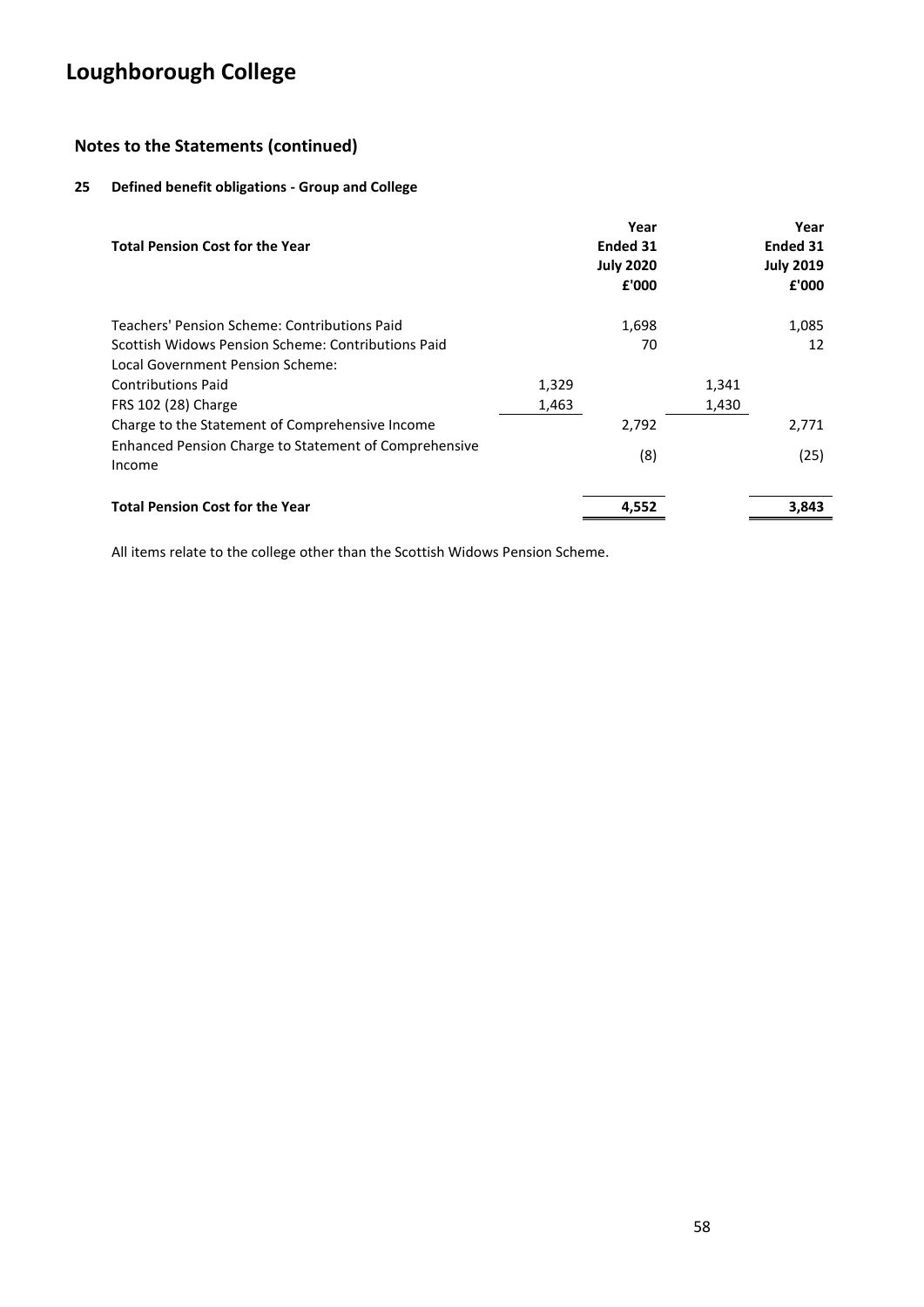# Loughborough College

## Notes to the Statements (continued)

### 25 Defined benefit obligations - Group and College

| Total Pension Cost for the Year | | Year Ended 31 July 2020 £'000 | | Year Ended 31 July 2019 £'000 |
|---|---|---|---|---|
| Teachers' Pension Scheme: Contributions Paid | | 1,698 | | 1,085 |
| Scottish Widows Pension Scheme: Contributions Paid | | 70 | | 12 |
| Local Government Pension Scheme: | | | | |
| Contributions Paid | 1,329 | | 1,341 | |
| FRS 102 (28) Charge | 1,463 | | 1,430 | |
| Charge to the Statement of Comprehensive Income | | 2,792 | | 2,771 |
| Enhanced Pension Charge to Statement of Comprehensive Income | | (8) | | (25) |
| **Total Pension Cost for the Year** | | **4,552** | | **3,843** |

All items relate to the college other than the Scottish Widows Pension Scheme.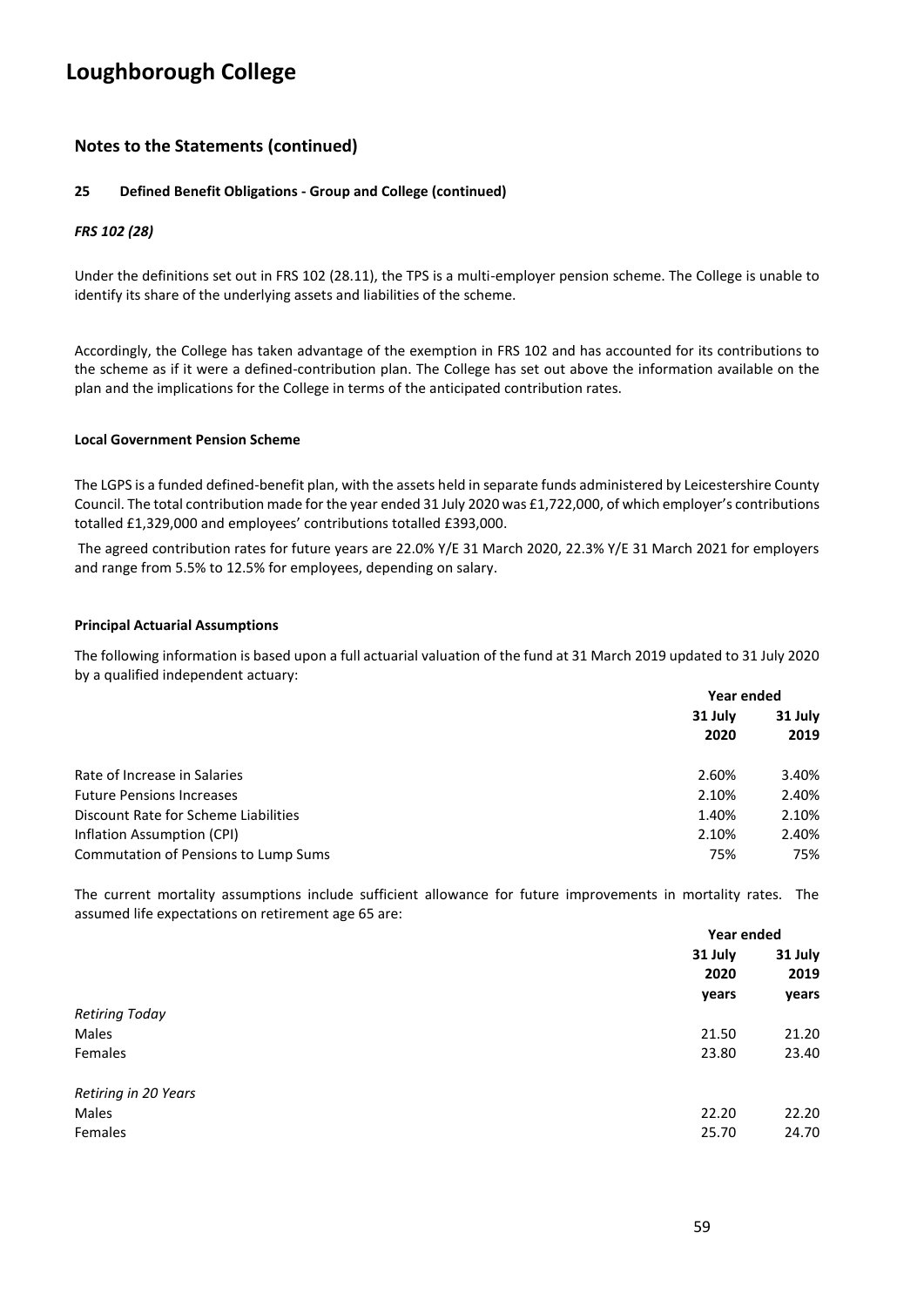# Loughborough College

## Notes to the Statements (continued)

### 25 Defined Benefit Obligations - Group and College (continued)

***FRS 102 (28)***

Under the definitions set out in FRS 102 (28.11), the TPS is a multi-employer pension scheme. The College is unable to identify its share of the underlying assets and liabilities of the scheme.

Accordingly, the College has taken advantage of the exemption in FRS 102 and has accounted for its contributions to the scheme as if it were a defined-contribution plan. The College has set out above the information available on the plan and the implications for the College in terms of the anticipated contribution rates.

**Local Government Pension Scheme**

The LGPS is a funded defined-benefit plan, with the assets held in separate funds administered by Leicestershire County Council. The total contribution made for the year ended 31 July 2020 was £1,722,000, of which employer's contributions totalled £1,329,000 and employees' contributions totalled £393,000.

The agreed contribution rates for future years are 22.0% Y/E 31 March 2020, 22.3% Y/E 31 March 2021 for employers and range from 5.5% to 12.5% for employees, depending on salary.

**Principal Actuarial Assumptions**

The following information is based upon a full actuarial valuation of the fund at 31 March 2019 updated to 31 July 2020 by a qualified independent actuary:

| | Year ended | |
|---|---|---|
| | **31 July 2020** | **31 July 2019** |
| Rate of Increase in Salaries | 2.60% | 3.40% |
| Future Pensions Increases | 2.10% | 2.40% |
| Discount Rate for Scheme Liabilities | 1.40% | 2.10% |
| Inflation Assumption (CPI) | 2.10% | 2.40% |
| Commutation of Pensions to Lump Sums | 75% | 75% |

The current mortality assumptions include sufficient allowance for future improvements in mortality rates. The assumed life expectations on retirement age 65 are:

| | Year ended | |
|---|---|---|
| | **31 July 2020 years** | **31 July 2019 years** |
| *Retiring Today* | | |
| Males | 21.50 | 21.20 |
| Females | 23.80 | 23.40 |
| *Retiring in 20 Years* | | |
| Males | 22.20 | 22.20 |
| Females | 25.70 | 24.70 |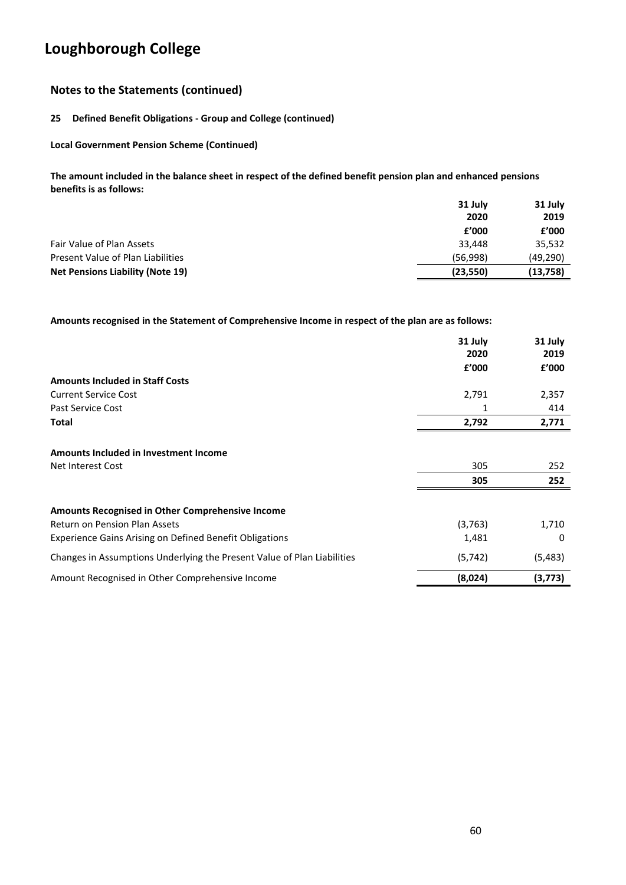# Loughborough College

## Notes to the Statements (continued)

### 25 Defined Benefit Obligations - Group and College (continued)

**Local Government Pension Scheme (Continued)**

**The amount included in the balance sheet in respect of the defined benefit pension plan and enhanced pensions benefits is as follows:**

| | 31 July 2020 £'000 | 31 July 2019 £'000 |
|---|---|---|
| Fair Value of Plan Assets | 33,448 | 35,532 |
| Present Value of Plan Liabilities | (56,998) | (49,290) |
| **Net Pensions Liability (Note 19)** | **(23,550)** | **(13,758)** |

**Amounts recognised in the Statement of Comprehensive Income in respect of the plan are as follows:**

| | 31 July 2020 £'000 | 31 July 2019 £'000 |
|---|---|---|
| **Amounts Included in Staff Costs** | | |
| Current Service Cost | 2,791 | 2,357 |
| Past Service Cost | 1 | 414 |
| **Total** | **2,792** | **2,771** |
| | | |
| **Amounts Included in Investment Income** | | |
| Net Interest Cost | 305 | 252 |
| | **305** | **252** |
| | | |
| **Amounts Recognised in Other Comprehensive Income** | | |
| Return on Pension Plan Assets | (3,763) | 1,710 |
| Experience Gains Arising on Defined Benefit Obligations | 1,481 | 0 |
| Changes in Assumptions Underlying the Present Value of Plan Liabilities | (5,742) | (5,483) |
| Amount Recognised in Other Comprehensive Income | **(8,024)** | **(3,773)** |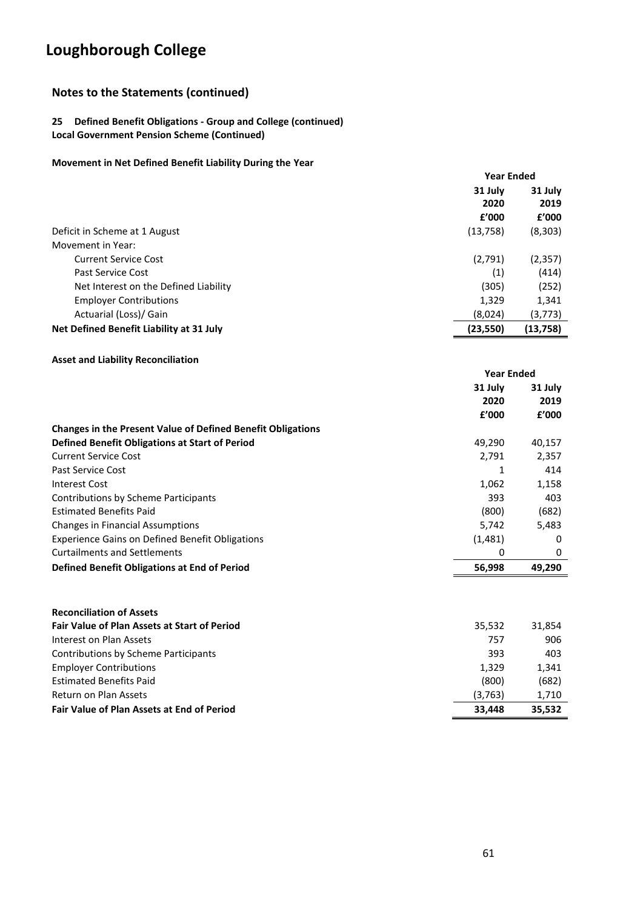# Loughborough College

## Notes to the Statements (continued)

### 25 Defined Benefit Obligations - Group and College (continued)

**Local Government Pension Scheme (Continued)**

**Movement in Net Defined Benefit Liability During the Year**

| | Year Ended | |
|---|---|---|
| | 31 July 2020 | 31 July 2019 |
| | £'000 | £'000 |
| Deficit in Scheme at 1 August | (13,758) | (8,303) |
| Movement in Year: | | |
| Current Service Cost | (2,791) | (2,357) |
| Past Service Cost | (1) | (414) |
| Net Interest on the Defined Liability | (305) | (252) |
| Employer Contributions | 1,329 | 1,341 |
| Actuarial (Loss)/ Gain | (8,024) | (3,773) |
| **Net Defined Benefit Liability at 31 July** | **(23,550)** | **(13,758)** |

**Asset and Liability Reconciliation**

| | Year Ended | |
|---|---|---|
| | 31 July 2020 | 31 July 2019 |
| | £'000 | £'000 |
| **Changes in the Present Value of Defined Benefit Obligations** | | |
| **Defined Benefit Obligations at Start of Period** | 49,290 | 40,157 |
| Current Service Cost | 2,791 | 2,357 |
| Past Service Cost | 1 | 414 |
| Interest Cost | 1,062 | 1,158 |
| Contributions by Scheme Participants | 393 | 403 |
| Estimated Benefits Paid | (800) | (682) |
| Changes in Financial Assumptions | 5,742 | 5,483 |
| Experience Gains on Defined Benefit Obligations | (1,481) | 0 |
| Curtailments and Settlements | 0 | 0 |
| **Defined Benefit Obligations at End of Period** | **56,998** | **49,290** |

| | | |
|---|---|---|
| **Reconciliation of Assets** | | |
| **Fair Value of Plan Assets at Start of Period** | 35,532 | 31,854 |
| Interest on Plan Assets | 757 | 906 |
| Contributions by Scheme Participants | 393 | 403 |
| Employer Contributions | 1,329 | 1,341 |
| Estimated Benefits Paid | (800) | (682) |
| Return on Plan Assets | (3,763) | 1,710 |
| **Fair Value of Plan Assets at End of Period** | **33,448** | **35,532** |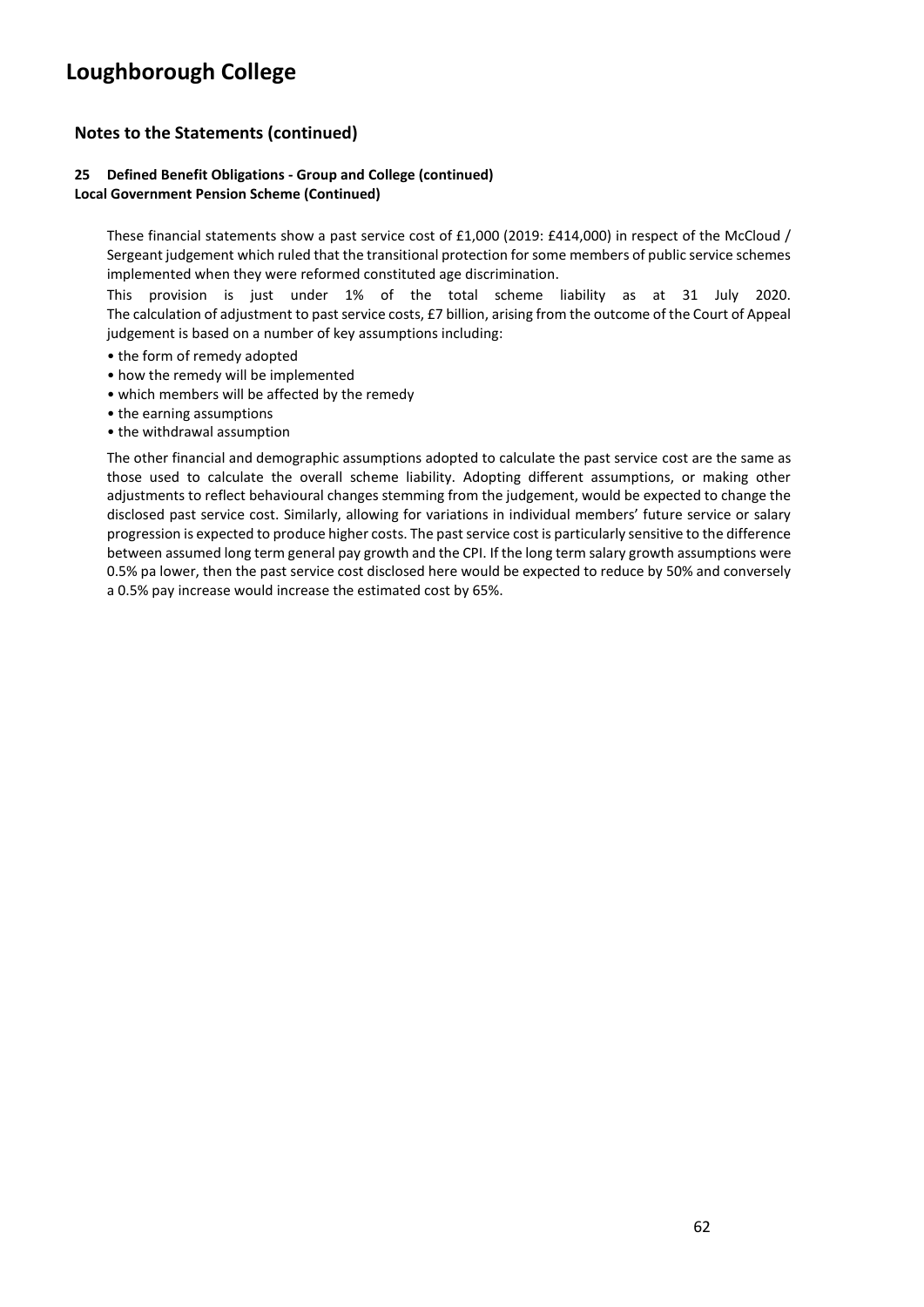# Loughborough College

## Notes to the Statements (continued)

**25 Defined Benefit Obligations - Group and College (continued)**
**Local Government Pension Scheme (Continued)**

These financial statements show a past service cost of £1,000 (2019: £414,000) in respect of the McCloud / Sergeant judgement which ruled that the transitional protection for some members of public service schemes implemented when they were reformed constituted age discrimination.
This provision is just under 1% of the total scheme liability as at 31 July 2020. The calculation of adjustment to past service costs, £7 billion, arising from the outcome of the Court of Appeal judgement is based on a number of key assumptions including:

- the form of remedy adopted
- how the remedy will be implemented
- which members will be affected by the remedy
- the earning assumptions
- the withdrawal assumption

The other financial and demographic assumptions adopted to calculate the past service cost are the same as those used to calculate the overall scheme liability. Adopting different assumptions, or making other adjustments to reflect behavioural changes stemming from the judgement, would be expected to change the disclosed past service cost. Similarly, allowing for variations in individual members' future service or salary progression is expected to produce higher costs. The past service cost is particularly sensitive to the difference between assumed long term general pay growth and the CPI. If the long term salary growth assumptions were 0.5% pa lower, then the past service cost disclosed here would be expected to reduce by 50% and conversely a 0.5% pay increase would increase the estimated cost by 65%.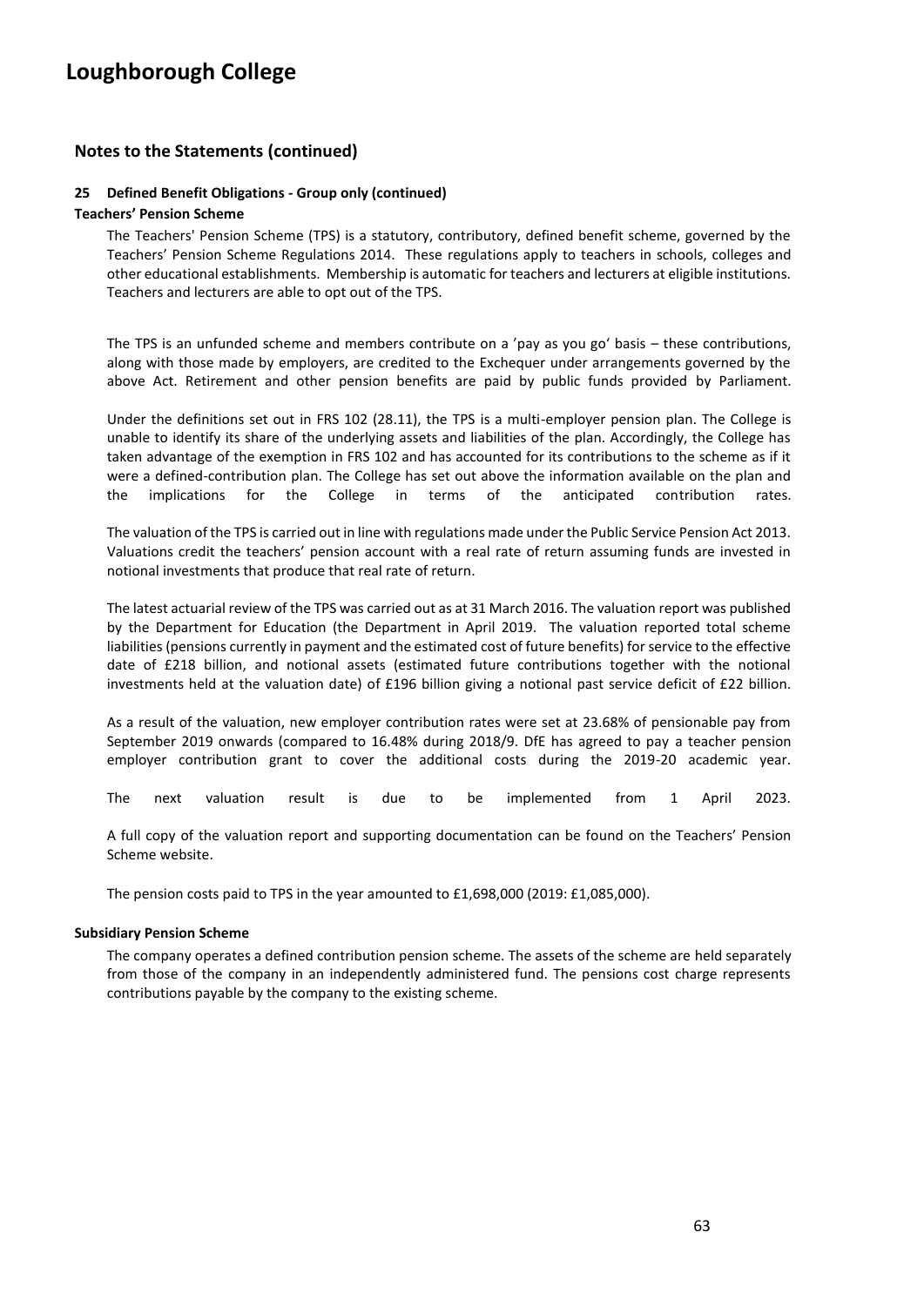## Notes to the Statements (continued)

### 25 Defined Benefit Obligations - Group only (continued)

**Teachers' Pension Scheme**

The Teachers' Pension Scheme (TPS) is a statutory, contributory, defined benefit scheme, governed by the Teachers' Pension Scheme Regulations 2014. These regulations apply to teachers in schools, colleges and other educational establishments. Membership is automatic for teachers and lecturers at eligible institutions. Teachers and lecturers are able to opt out of the TPS.

The TPS is an unfunded scheme and members contribute on a 'pay as you go' basis – these contributions, along with those made by employers, are credited to the Exchequer under arrangements governed by the above Act. Retirement and other pension benefits are paid by public funds provided by Parliament.

Under the definitions set out in FRS 102 (28.11), the TPS is a multi-employer pension plan. The College is unable to identify its share of the underlying assets and liabilities of the plan. Accordingly, the College has taken advantage of the exemption in FRS 102 and has accounted for its contributions to the scheme as if it were a defined-contribution plan. The College has set out above the information available on the plan and the implications for the College in terms of the anticipated contribution rates.

The valuation of the TPS is carried out in line with regulations made under the Public Service Pension Act 2013. Valuations credit the teachers' pension account with a real rate of return assuming funds are invested in notional investments that produce that real rate of return.

The latest actuarial review of the TPS was carried out as at 31 March 2016. The valuation report was published by the Department for Education (the Department in April 2019. The valuation reported total scheme liabilities (pensions currently in payment and the estimated cost of future benefits) for service to the effective date of £218 billion, and notional assets (estimated future contributions together with the notional investments held at the valuation date) of £196 billion giving a notional past service deficit of £22 billion.

As a result of the valuation, new employer contribution rates were set at 23.68% of pensionable pay from September 2019 onwards (compared to 16.48% during 2018/9. DfE has agreed to pay a teacher pension employer contribution grant to cover the additional costs during the 2019-20 academic year.

The next valuation result is due to be implemented from 1 April 2023.

A full copy of the valuation report and supporting documentation can be found on the Teachers' Pension Scheme website.

The pension costs paid to TPS in the year amounted to £1,698,000 (2019: £1,085,000).

**Subsidiary Pension Scheme**

The company operates a defined contribution pension scheme. The assets of the scheme are held separately from those of the company in an independently administered fund. The pensions cost charge represents contributions payable by the company to the existing scheme.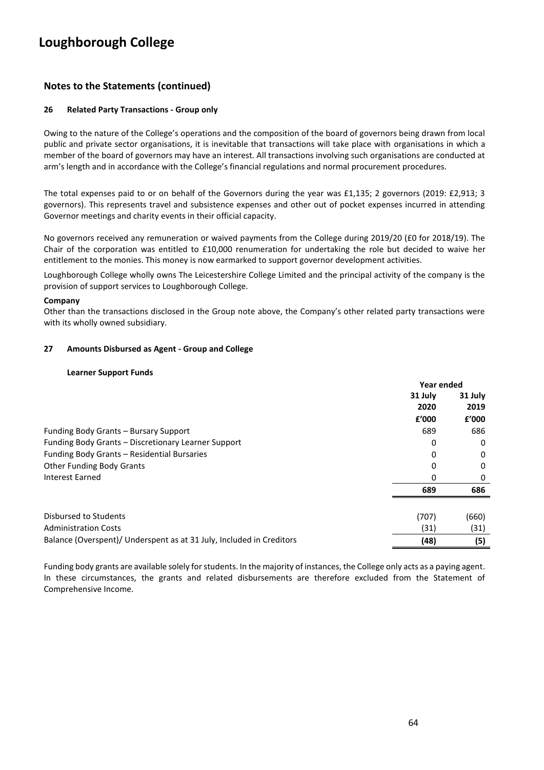# Loughborough College

## Notes to the Statements (continued)

### 26 Related Party Transactions - Group only

Owing to the nature of the College's operations and the composition of the board of governors being drawn from local public and private sector organisations, it is inevitable that transactions will take place with organisations in which a member of the board of governors may have an interest. All transactions involving such organisations are conducted at arm's length and in accordance with the College's financial regulations and normal procurement procedures.

The total expenses paid to or on behalf of the Governors during the year was £1,135; 2 governors (2019: £2,913; 3 governors). This represents travel and subsistence expenses and other out of pocket expenses incurred in attending Governor meetings and charity events in their official capacity.

No governors received any remuneration or waived payments from the College during 2019/20 (£0 for 2018/19). The Chair of the corporation was entitled to £10,000 renumeration for undertaking the role but decided to waive her entitlement to the monies. This money is now earmarked to support governor development activities.

Loughborough College wholly owns The Leicestershire College Limited and the principal activity of the company is the provision of support services to Loughborough College.

**Company**

Other than the transactions disclosed in the Group note above, the Company's other related party transactions were with its wholly owned subsidiary.

### 27 Amounts Disbursed as Agent - Group and College

**Learner Support Funds**

| | Year ended | |
|---|---|---|
| | 31 July 2020 | 31 July 2019 |
| | £'000 | £'000 |
| Funding Body Grants – Bursary Support | 689 | 686 |
| Funding Body Grants – Discretionary Learner Support | 0 | 0 |
| Funding Body Grants – Residential Bursaries | 0 | 0 |
| Other Funding Body Grants | 0 | 0 |
| Interest Earned | 0 | 0 |
| | **689** | **686** |
| Disbursed to Students | (707) | (660) |
| Administration Costs | (31) | (31) |
| Balance (Overspent)/ Underspent as at 31 July, Included in Creditors | **(48)** | **(5)** |

Funding body grants are available solely for students. In the majority of instances, the College only acts as a paying agent. In these circumstances, the grants and related disbursements are therefore excluded from the Statement of Comprehensive Income.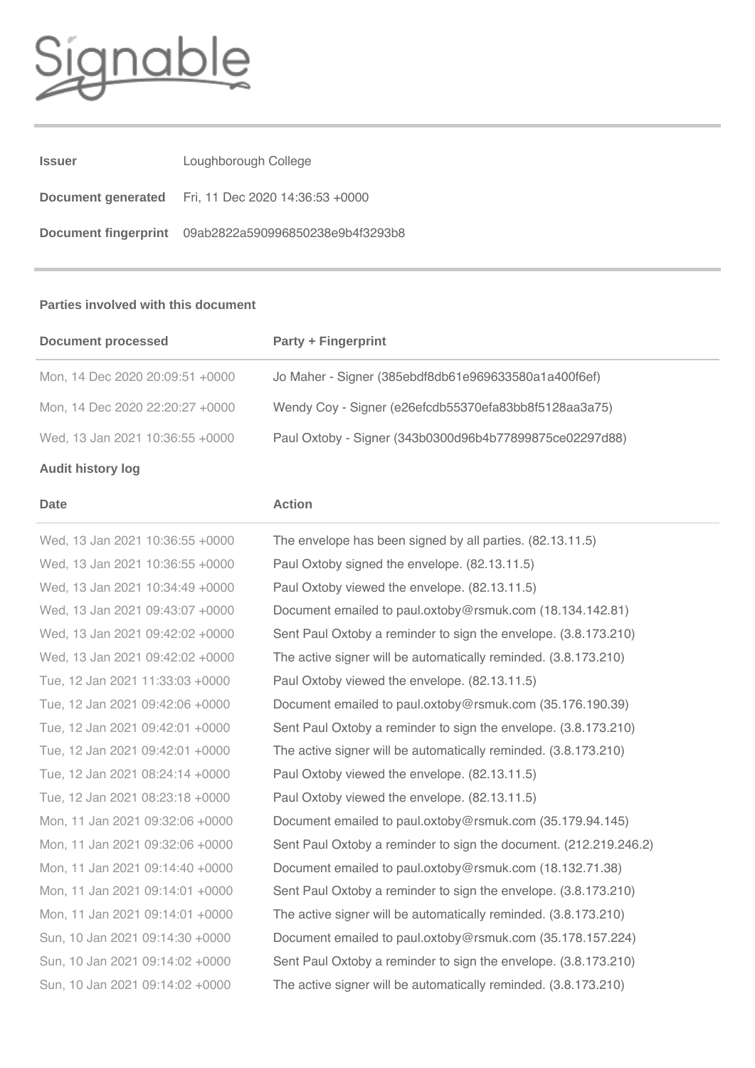Signable

| | |
|---|---|
| **Issuer** | Loughborough College |
| **Document generated** | Fri, 11 Dec 2020 14:36:53 +0000 |
| **Document fingerprint** | 09ab2822a590996850238e9b4f3293b8 |

**Parties involved with this document**

| Document processed | Party + Fingerprint |
|---|---|
| Mon, 14 Dec 2020 20:09:51 +0000 | Jo Maher - Signer (385ebdf8db61e969633580a1a400f6ef) |
| Mon, 14 Dec 2020 22:20:27 +0000 | Wendy Coy - Signer (e26efcdb55370efa83bb8f5128aa3a75) |
| Wed, 13 Jan 2021 10:36:55 +0000 | Paul Oxtoby - Signer (343b0300d96b4b77899875ce02297d88) |

**Audit history log**

| Date | Action |
|---|---|
| Wed, 13 Jan 2021 10:36:55 +0000 | The envelope has been signed by all parties. (82.13.11.5) |
| Wed, 13 Jan 2021 10:36:55 +0000 | Paul Oxtoby signed the envelope. (82.13.11.5) |
| Wed, 13 Jan 2021 10:34:49 +0000 | Paul Oxtoby viewed the envelope. (82.13.11.5) |
| Wed, 13 Jan 2021 09:43:07 +0000 | Document emailed to paul.oxtoby@rsmuk.com (18.134.142.81) |
| Wed, 13 Jan 2021 09:42:02 +0000 | Sent Paul Oxtoby a reminder to sign the envelope. (3.8.173.210) |
| Wed, 13 Jan 2021 09:42:02 +0000 | The active signer will be automatically reminded. (3.8.173.210) |
| Tue, 12 Jan 2021 11:33:03 +0000 | Paul Oxtoby viewed the envelope. (82.13.11.5) |
| Tue, 12 Jan 2021 09:42:06 +0000 | Document emailed to paul.oxtoby@rsmuk.com (35.176.190.39) |
| Tue, 12 Jan 2021 09:42:01 +0000 | Sent Paul Oxtoby a reminder to sign the envelope. (3.8.173.210) |
| Tue, 12 Jan 2021 09:42:01 +0000 | The active signer will be automatically reminded. (3.8.173.210) |
| Tue, 12 Jan 2021 08:24:14 +0000 | Paul Oxtoby viewed the envelope. (82.13.11.5) |
| Tue, 12 Jan 2021 08:23:18 +0000 | Paul Oxtoby viewed the envelope. (82.13.11.5) |
| Mon, 11 Jan 2021 09:32:06 +0000 | Document emailed to paul.oxtoby@rsmuk.com (35.179.94.145) |
| Mon, 11 Jan 2021 09:32:06 +0000 | Sent Paul Oxtoby a reminder to sign the document. (212.219.246.2) |
| Mon, 11 Jan 2021 09:14:40 +0000 | Document emailed to paul.oxtoby@rsmuk.com (18.132.71.38) |
| Mon, 11 Jan 2021 09:14:01 +0000 | Sent Paul Oxtoby a reminder to sign the envelope. (3.8.173.210) |
| Mon, 11 Jan 2021 09:14:01 +0000 | The active signer will be automatically reminded. (3.8.173.210) |
| Sun, 10 Jan 2021 09:14:30 +0000 | Document emailed to paul.oxtoby@rsmuk.com (35.178.157.224) |
| Sun, 10 Jan 2021 09:14:02 +0000 | Sent Paul Oxtoby a reminder to sign the envelope. (3.8.173.210) |
| Sun, 10 Jan 2021 09:14:02 +0000 | The active signer will be automatically reminded. (3.8.173.210) |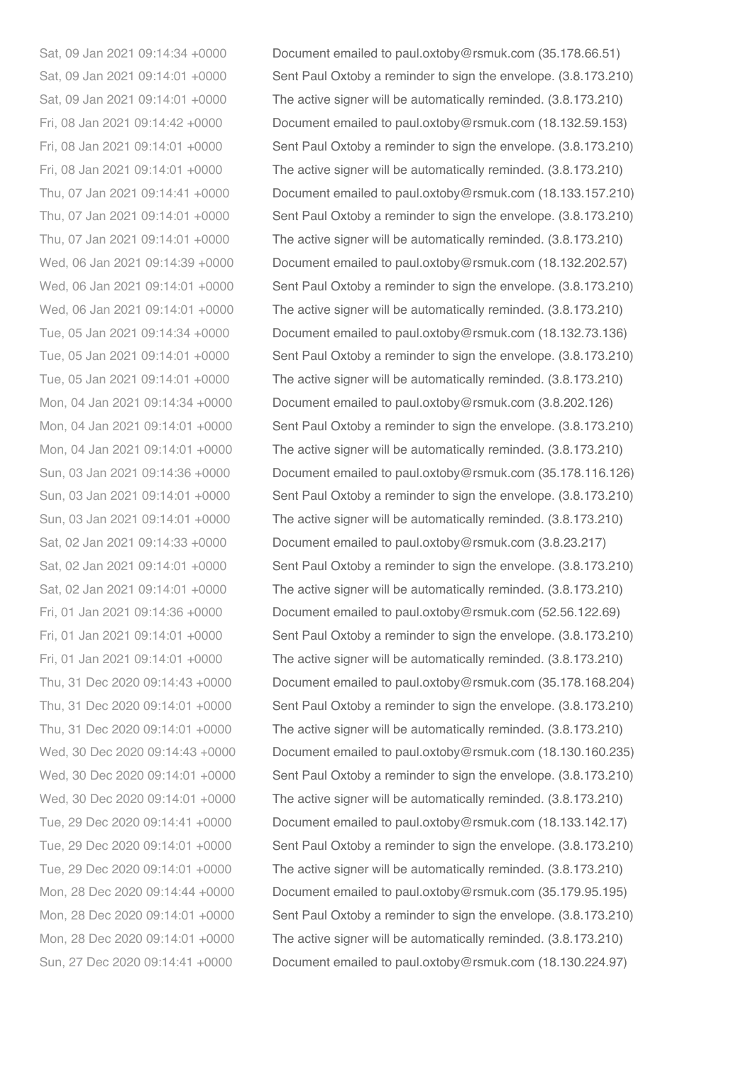| | |
|---|---|
| Sat, 09 Jan 2021 09:14:34 +0000 | Document emailed to paul.oxtoby@rsmuk.com (35.178.66.51) |
| Sat, 09 Jan 2021 09:14:01 +0000 | Sent Paul Oxtoby a reminder to sign the envelope. (3.8.173.210) |
| Sat, 09 Jan 2021 09:14:01 +0000 | The active signer will be automatically reminded. (3.8.173.210) |
| Fri, 08 Jan 2021 09:14:42 +0000 | Document emailed to paul.oxtoby@rsmuk.com (18.132.59.153) |
| Fri, 08 Jan 2021 09:14:01 +0000 | Sent Paul Oxtoby a reminder to sign the envelope. (3.8.173.210) |
| Fri, 08 Jan 2021 09:14:01 +0000 | The active signer will be automatically reminded. (3.8.173.210) |
| Thu, 07 Jan 2021 09:14:41 +0000 | Document emailed to paul.oxtoby@rsmuk.com (18.133.157.210) |
| Thu, 07 Jan 2021 09:14:01 +0000 | Sent Paul Oxtoby a reminder to sign the envelope. (3.8.173.210) |
| Thu, 07 Jan 2021 09:14:01 +0000 | The active signer will be automatically reminded. (3.8.173.210) |
| Wed, 06 Jan 2021 09:14:39 +0000 | Document emailed to paul.oxtoby@rsmuk.com (18.132.202.57) |
| Wed, 06 Jan 2021 09:14:01 +0000 | Sent Paul Oxtoby a reminder to sign the envelope. (3.8.173.210) |
| Wed, 06 Jan 2021 09:14:01 +0000 | The active signer will be automatically reminded. (3.8.173.210) |
| Tue, 05 Jan 2021 09:14:34 +0000 | Document emailed to paul.oxtoby@rsmuk.com (18.132.73.136) |
| Tue, 05 Jan 2021 09:14:01 +0000 | Sent Paul Oxtoby a reminder to sign the envelope. (3.8.173.210) |
| Tue, 05 Jan 2021 09:14:01 +0000 | The active signer will be automatically reminded. (3.8.173.210) |
| Mon, 04 Jan 2021 09:14:34 +0000 | Document emailed to paul.oxtoby@rsmuk.com (3.8.202.126) |
| Mon, 04 Jan 2021 09:14:01 +0000 | Sent Paul Oxtoby a reminder to sign the envelope. (3.8.173.210) |
| Mon, 04 Jan 2021 09:14:01 +0000 | The active signer will be automatically reminded. (3.8.173.210) |
| Sun, 03 Jan 2021 09:14:36 +0000 | Document emailed to paul.oxtoby@rsmuk.com (35.178.116.126) |
| Sun, 03 Jan 2021 09:14:01 +0000 | Sent Paul Oxtoby a reminder to sign the envelope. (3.8.173.210) |
| Sun, 03 Jan 2021 09:14:01 +0000 | The active signer will be automatically reminded. (3.8.173.210) |
| Sat, 02 Jan 2021 09:14:33 +0000 | Document emailed to paul.oxtoby@rsmuk.com (3.8.23.217) |
| Sat, 02 Jan 2021 09:14:01 +0000 | Sent Paul Oxtoby a reminder to sign the envelope. (3.8.173.210) |
| Sat, 02 Jan 2021 09:14:01 +0000 | The active signer will be automatically reminded. (3.8.173.210) |
| Fri, 01 Jan 2021 09:14:36 +0000 | Document emailed to paul.oxtoby@rsmuk.com (52.56.122.69) |
| Fri, 01 Jan 2021 09:14:01 +0000 | Sent Paul Oxtoby a reminder to sign the envelope. (3.8.173.210) |
| Fri, 01 Jan 2021 09:14:01 +0000 | The active signer will be automatically reminded. (3.8.173.210) |
| Thu, 31 Dec 2020 09:14:43 +0000 | Document emailed to paul.oxtoby@rsmuk.com (35.178.168.204) |
| Thu, 31 Dec 2020 09:14:01 +0000 | Sent Paul Oxtoby a reminder to sign the envelope. (3.8.173.210) |
| Thu, 31 Dec 2020 09:14:01 +0000 | The active signer will be automatically reminded. (3.8.173.210) |
| Wed, 30 Dec 2020 09:14:43 +0000 | Document emailed to paul.oxtoby@rsmuk.com (18.130.160.235) |
| Wed, 30 Dec 2020 09:14:01 +0000 | Sent Paul Oxtoby a reminder to sign the envelope. (3.8.173.210) |
| Wed, 30 Dec 2020 09:14:01 +0000 | The active signer will be automatically reminded. (3.8.173.210) |
| Tue, 29 Dec 2020 09:14:41 +0000 | Document emailed to paul.oxtoby@rsmuk.com (18.133.142.17) |
| Tue, 29 Dec 2020 09:14:01 +0000 | Sent Paul Oxtoby a reminder to sign the envelope. (3.8.173.210) |
| Tue, 29 Dec 2020 09:14:01 +0000 | The active signer will be automatically reminded. (3.8.173.210) |
| Mon, 28 Dec 2020 09:14:44 +0000 | Document emailed to paul.oxtoby@rsmuk.com (35.179.95.195) |
| Mon, 28 Dec 2020 09:14:01 +0000 | Sent Paul Oxtoby a reminder to sign the envelope. (3.8.173.210) |
| Mon, 28 Dec 2020 09:14:01 +0000 | The active signer will be automatically reminded. (3.8.173.210) |
| Sun, 27 Dec 2020 09:14:41 +0000 | Document emailed to paul.oxtoby@rsmuk.com (18.130.224.97) |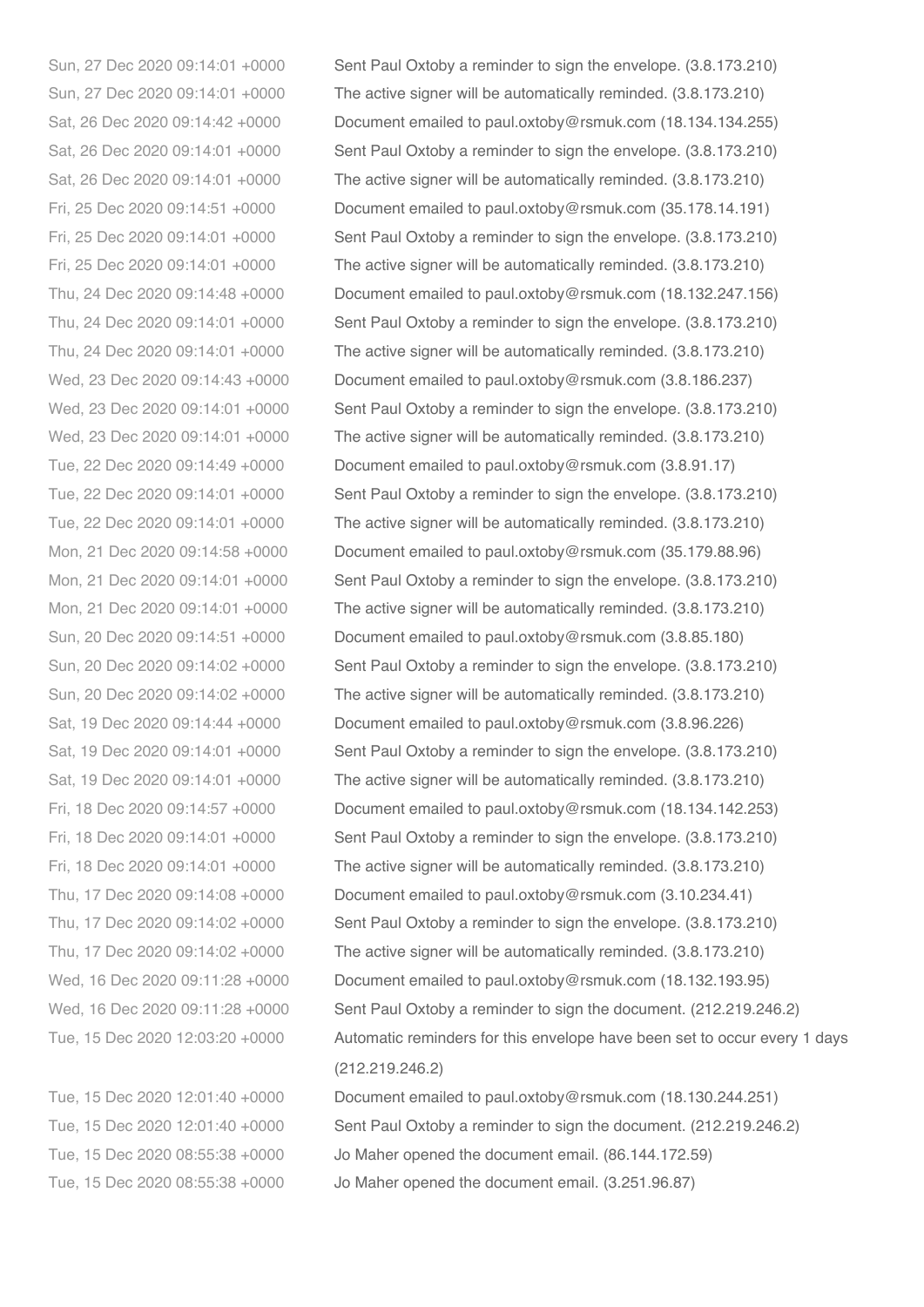| | |
|---|---|
| Sun, 27 Dec 2020 09:14:01 +0000 | Sent Paul Oxtoby a reminder to sign the envelope. (3.8.173.210) |
| Sun, 27 Dec 2020 09:14:01 +0000 | The active signer will be automatically reminded. (3.8.173.210) |
| Sat, 26 Dec 2020 09:14:42 +0000 | Document emailed to paul.oxtoby@rsmuk.com (18.134.134.255) |
| Sat, 26 Dec 2020 09:14:01 +0000 | Sent Paul Oxtoby a reminder to sign the envelope. (3.8.173.210) |
| Sat, 26 Dec 2020 09:14:01 +0000 | The active signer will be automatically reminded. (3.8.173.210) |
| Fri, 25 Dec 2020 09:14:51 +0000 | Document emailed to paul.oxtoby@rsmuk.com (35.178.14.191) |
| Fri, 25 Dec 2020 09:14:01 +0000 | Sent Paul Oxtoby a reminder to sign the envelope. (3.8.173.210) |
| Fri, 25 Dec 2020 09:14:01 +0000 | The active signer will be automatically reminded. (3.8.173.210) |
| Thu, 24 Dec 2020 09:14:48 +0000 | Document emailed to paul.oxtoby@rsmuk.com (18.132.247.156) |
| Thu, 24 Dec 2020 09:14:01 +0000 | Sent Paul Oxtoby a reminder to sign the envelope. (3.8.173.210) |
| Thu, 24 Dec 2020 09:14:01 +0000 | The active signer will be automatically reminded. (3.8.173.210) |
| Wed, 23 Dec 2020 09:14:43 +0000 | Document emailed to paul.oxtoby@rsmuk.com (3.8.186.237) |
| Wed, 23 Dec 2020 09:14:01 +0000 | Sent Paul Oxtoby a reminder to sign the envelope. (3.8.173.210) |
| Wed, 23 Dec 2020 09:14:01 +0000 | The active signer will be automatically reminded. (3.8.173.210) |
| Tue, 22 Dec 2020 09:14:49 +0000 | Document emailed to paul.oxtoby@rsmuk.com (3.8.91.17) |
| Tue, 22 Dec 2020 09:14:01 +0000 | Sent Paul Oxtoby a reminder to sign the envelope. (3.8.173.210) |
| Tue, 22 Dec 2020 09:14:01 +0000 | The active signer will be automatically reminded. (3.8.173.210) |
| Mon, 21 Dec 2020 09:14:58 +0000 | Document emailed to paul.oxtoby@rsmuk.com (35.179.88.96) |
| Mon, 21 Dec 2020 09:14:01 +0000 | Sent Paul Oxtoby a reminder to sign the envelope. (3.8.173.210) |
| Mon, 21 Dec 2020 09:14:01 +0000 | The active signer will be automatically reminded. (3.8.173.210) |
| Sun, 20 Dec 2020 09:14:51 +0000 | Document emailed to paul.oxtoby@rsmuk.com (3.8.85.180) |
| Sun, 20 Dec 2020 09:14:02 +0000 | Sent Paul Oxtoby a reminder to sign the envelope. (3.8.173.210) |
| Sun, 20 Dec 2020 09:14:02 +0000 | The active signer will be automatically reminded. (3.8.173.210) |
| Sat, 19 Dec 2020 09:14:44 +0000 | Document emailed to paul.oxtoby@rsmuk.com (3.8.96.226) |
| Sat, 19 Dec 2020 09:14:01 +0000 | Sent Paul Oxtoby a reminder to sign the envelope. (3.8.173.210) |
| Sat, 19 Dec 2020 09:14:01 +0000 | The active signer will be automatically reminded. (3.8.173.210) |
| Fri, 18 Dec 2020 09:14:57 +0000 | Document emailed to paul.oxtoby@rsmuk.com (18.134.142.253) |
| Fri, 18 Dec 2020 09:14:01 +0000 | Sent Paul Oxtoby a reminder to sign the envelope. (3.8.173.210) |
| Fri, 18 Dec 2020 09:14:01 +0000 | The active signer will be automatically reminded. (3.8.173.210) |
| Thu, 17 Dec 2020 09:14:08 +0000 | Document emailed to paul.oxtoby@rsmuk.com (3.10.234.41) |
| Thu, 17 Dec 2020 09:14:02 +0000 | Sent Paul Oxtoby a reminder to sign the envelope. (3.8.173.210) |
| Thu, 17 Dec 2020 09:14:02 +0000 | The active signer will be automatically reminded. (3.8.173.210) |
| Wed, 16 Dec 2020 09:11:28 +0000 | Document emailed to paul.oxtoby@rsmuk.com (18.132.193.95) |
| Wed, 16 Dec 2020 09:11:28 +0000 | Sent Paul Oxtoby a reminder to sign the document. (212.219.246.2) |
| Tue, 15 Dec 2020 12:03:20 +0000 | Automatic reminders for this envelope have been set to occur every 1 days (212.219.246.2) |
| Tue, 15 Dec 2020 12:01:40 +0000 | Document emailed to paul.oxtoby@rsmuk.com (18.130.244.251) |
| Tue, 15 Dec 2020 12:01:40 +0000 | Sent Paul Oxtoby a reminder to sign the document. (212.219.246.2) |
| Tue, 15 Dec 2020 08:55:38 +0000 | Jo Maher opened the document email. (86.144.172.59) |
| Tue, 15 Dec 2020 08:55:38 +0000 | Jo Maher opened the document email. (3.251.96.87) |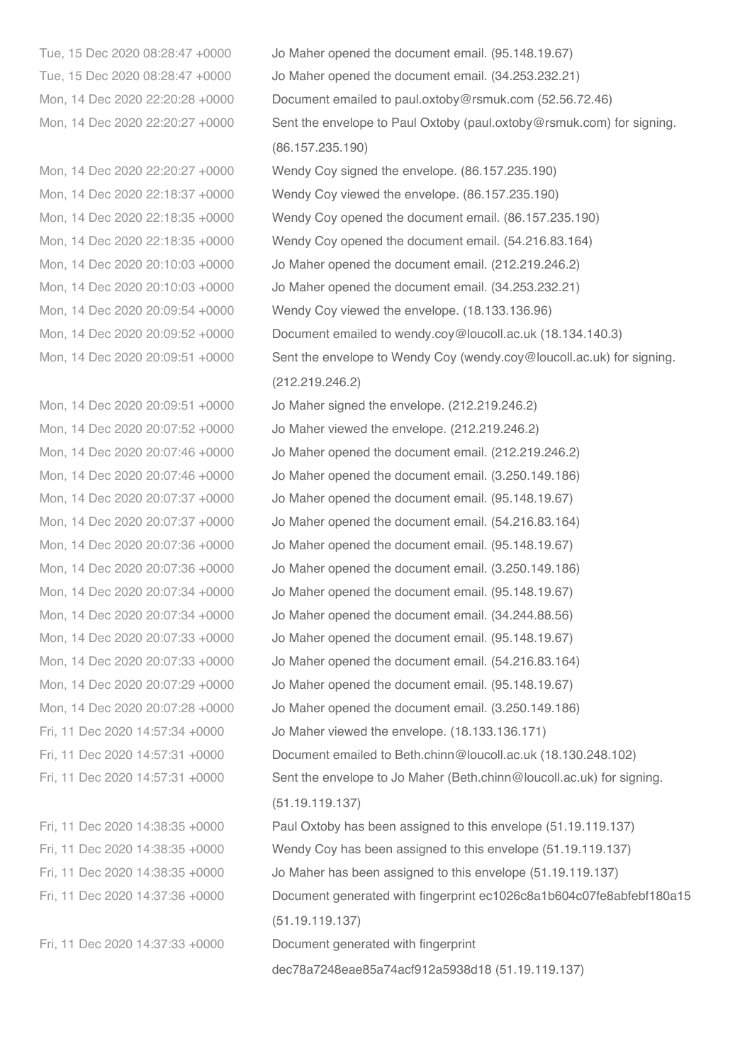| | |
|---|---|
| Tue, 15 Dec 2020 08:28:47 +0000 | Jo Maher opened the document email. (95.148.19.67) |
| Tue, 15 Dec 2020 08:28:47 +0000 | Jo Maher opened the document email. (34.253.232.21) |
| Mon, 14 Dec 2020 22:20:28 +0000 | Document emailed to paul.oxtoby@rsmuk.com (52.56.72.46) |
| Mon, 14 Dec 2020 22:20:27 +0000 | Sent the envelope to Paul Oxtoby (paul.oxtoby@rsmuk.com) for signing. (86.157.235.190) |
| Mon, 14 Dec 2020 22:20:27 +0000 | Wendy Coy signed the envelope. (86.157.235.190) |
| Mon, 14 Dec 2020 22:18:37 +0000 | Wendy Coy viewed the envelope. (86.157.235.190) |
| Mon, 14 Dec 2020 22:18:35 +0000 | Wendy Coy opened the document email. (86.157.235.190) |
| Mon, 14 Dec 2020 22:18:35 +0000 | Wendy Coy opened the document email. (54.216.83.164) |
| Mon, 14 Dec 2020 20:10:03 +0000 | Jo Maher opened the document email. (212.219.246.2) |
| Mon, 14 Dec 2020 20:10:03 +0000 | Jo Maher opened the document email. (34.253.232.21) |
| Mon, 14 Dec 2020 20:09:54 +0000 | Wendy Coy viewed the envelope. (18.133.136.96) |
| Mon, 14 Dec 2020 20:09:52 +0000 | Document emailed to wendy.coy@loucoll.ac.uk (18.134.140.3) |
| Mon, 14 Dec 2020 20:09:51 +0000 | Sent the envelope to Wendy Coy (wendy.coy@loucoll.ac.uk) for signing. (212.219.246.2) |
| Mon, 14 Dec 2020 20:09:51 +0000 | Jo Maher signed the envelope. (212.219.246.2) |
| Mon, 14 Dec 2020 20:07:52 +0000 | Jo Maher viewed the envelope. (212.219.246.2) |
| Mon, 14 Dec 2020 20:07:46 +0000 | Jo Maher opened the document email. (212.219.246.2) |
| Mon, 14 Dec 2020 20:07:46 +0000 | Jo Maher opened the document email. (3.250.149.186) |
| Mon, 14 Dec 2020 20:07:37 +0000 | Jo Maher opened the document email. (95.148.19.67) |
| Mon, 14 Dec 2020 20:07:37 +0000 | Jo Maher opened the document email. (54.216.83.164) |
| Mon, 14 Dec 2020 20:07:36 +0000 | Jo Maher opened the document email. (95.148.19.67) |
| Mon, 14 Dec 2020 20:07:36 +0000 | Jo Maher opened the document email. (3.250.149.186) |
| Mon, 14 Dec 2020 20:07:34 +0000 | Jo Maher opened the document email. (95.148.19.67) |
| Mon, 14 Dec 2020 20:07:34 +0000 | Jo Maher opened the document email. (34.244.88.56) |
| Mon, 14 Dec 2020 20:07:33 +0000 | Jo Maher opened the document email. (95.148.19.67) |
| Mon, 14 Dec 2020 20:07:33 +0000 | Jo Maher opened the document email. (54.216.83.164) |
| Mon, 14 Dec 2020 20:07:29 +0000 | Jo Maher opened the document email. (95.148.19.67) |
| Mon, 14 Dec 2020 20:07:28 +0000 | Jo Maher opened the document email. (3.250.149.186) |
| Fri, 11 Dec 2020 14:57:34 +0000 | Jo Maher viewed the envelope. (18.133.136.171) |
| Fri, 11 Dec 2020 14:57:31 +0000 | Document emailed to Beth.chinn@loucoll.ac.uk (18.130.248.102) |
| Fri, 11 Dec 2020 14:57:31 +0000 | Sent the envelope to Jo Maher (Beth.chinn@loucoll.ac.uk) for signing. (51.19.119.137) |
| Fri, 11 Dec 2020 14:38:35 +0000 | Paul Oxtoby has been assigned to this envelope (51.19.119.137) |
| Fri, 11 Dec 2020 14:38:35 +0000 | Wendy Coy has been assigned to this envelope (51.19.119.137) |
| Fri, 11 Dec 2020 14:38:35 +0000 | Jo Maher has been assigned to this envelope (51.19.119.137) |
| Fri, 11 Dec 2020 14:37:36 +0000 | Document generated with fingerprint ec1026c8a1b604c07fe8abfebf180a15 (51.19.119.137) |
| Fri, 11 Dec 2020 14:37:33 +0000 | Document generated with fingerprint dec78a7248eae85a74acf912a5938d18 (51.19.119.137) |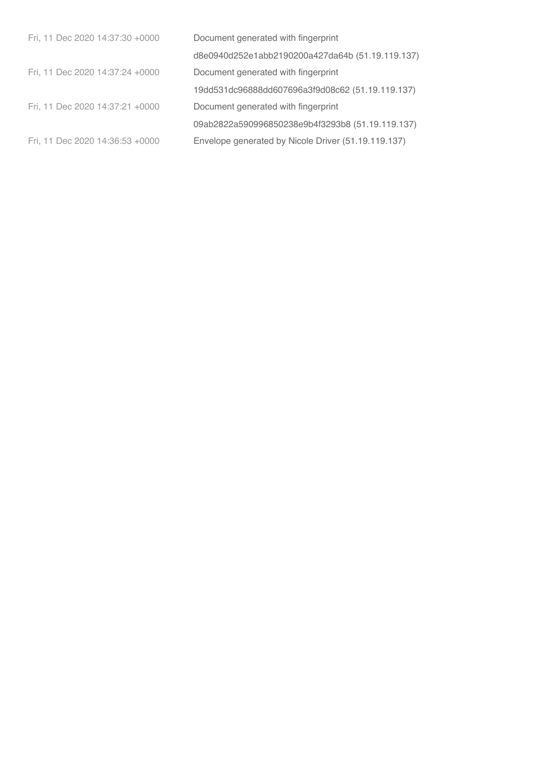| | |
|---|---|
| Fri, 11 Dec 2020 14:37:30 +0000 | Document generated with fingerprint d8e0940d252e1abb2190200a427da64b (51.19.119.137) |
| Fri, 11 Dec 2020 14:37:24 +0000 | Document generated with fingerprint 19dd531dc96888dd607696a3f9d08c62 (51.19.119.137) |
| Fri, 11 Dec 2020 14:37:21 +0000 | Document generated with fingerprint 09ab2822a590996850238e9b4f3293b8 (51.19.119.137) |
| Fri, 11 Dec 2020 14:36:53 +0000 | Envelope generated by Nicole Driver (51.19.119.137) |